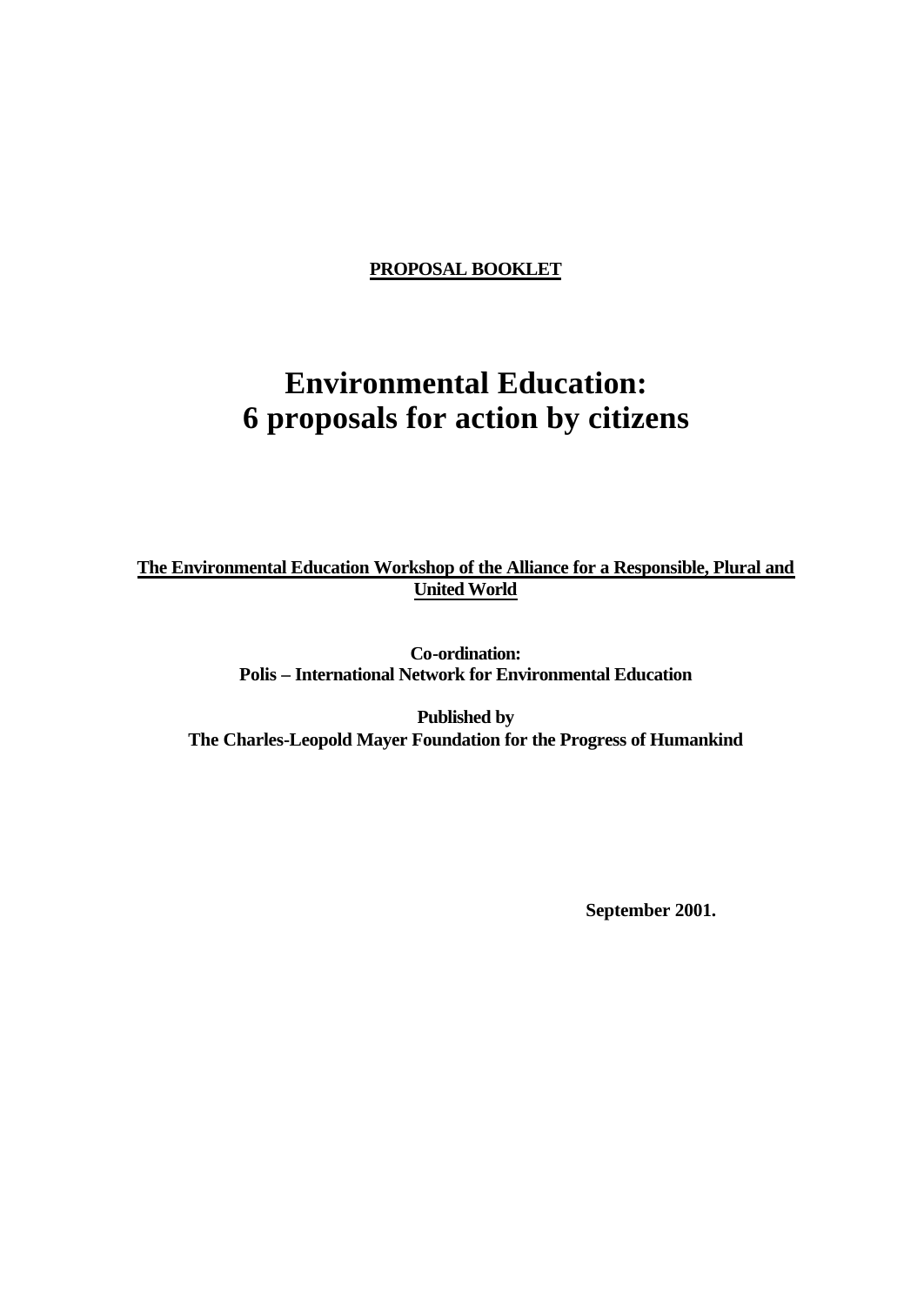**PROPOSAL BOOKLET**

# Environmental Education: 6 proposals for action by citizens

**The Environmental Education Workshop of the Alliance for a Responsible, Plural and United World**

**Co-ordination:**
**Polis – International Network for Environmental Education**

**Published by**
**The Charles-Leopold Mayer Foundation for the Progress of Humankind**

**September 2001.**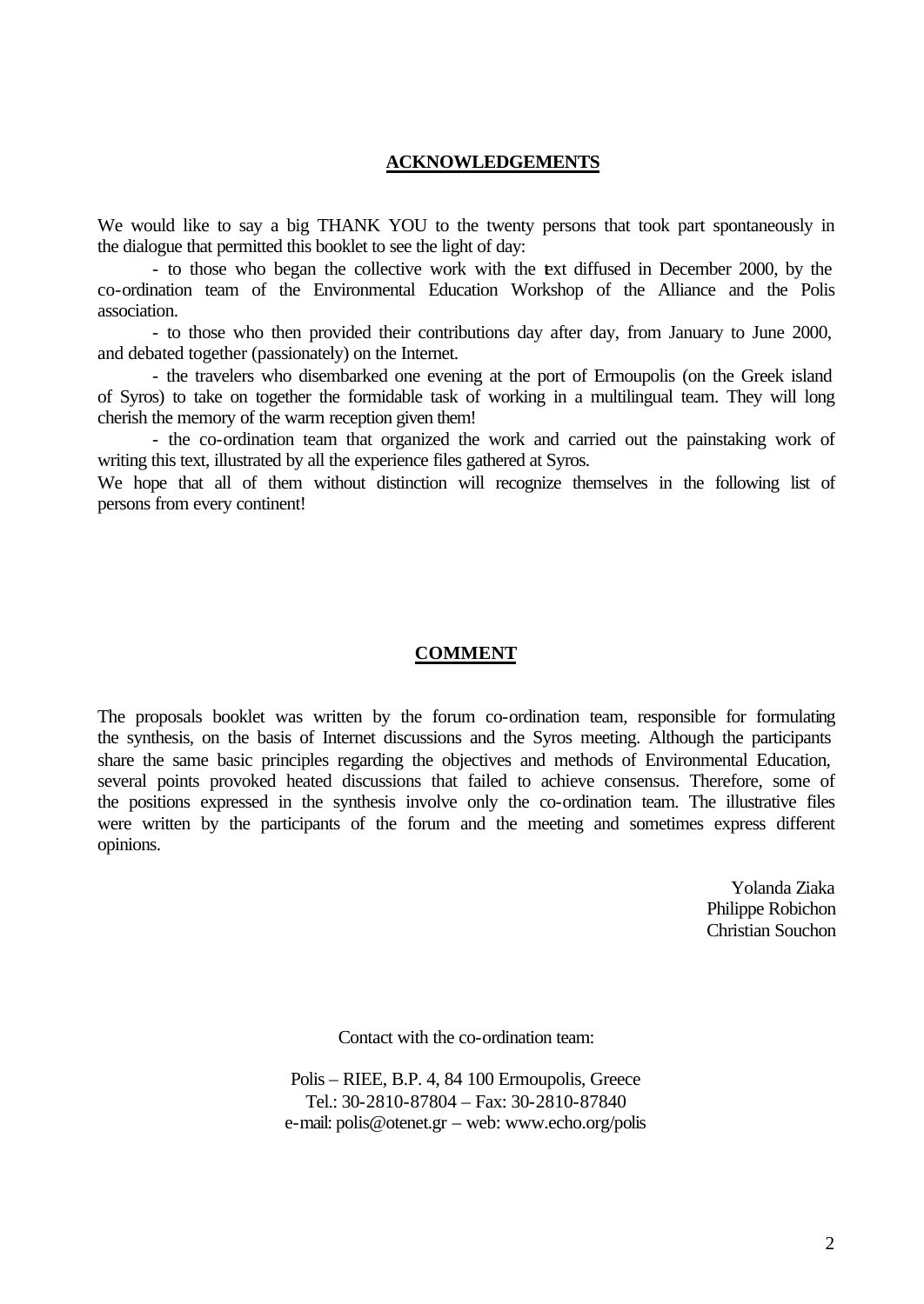## ACKNOWLEDGEMENTS

We would like to say a big THANK YOU to the twenty persons that took part spontaneously in the dialogue that permitted this booklet to see the light of day:

- to those who began the collective work with the text diffused in December 2000, by the co-ordination team of the Environmental Education Workshop of the Alliance and the Polis association.
- to those who then provided their contributions day after day, from January to June 2000, and debated together (passionately) on the Internet.
- the travelers who disembarked one evening at the port of Ermoupolis (on the Greek island of Syros) to take on together the formidable task of working in a multilingual team. They will long cherish the memory of the warm reception given them!
- the co-ordination team that organized the work and carried out the painstaking work of writing this text, illustrated by all the experience files gathered at Syros.

We hope that all of them without distinction will recognize themselves in the following list of persons from every continent!

## COMMENT

The proposals booklet was written by the forum co-ordination team, responsible for formulating the synthesis, on the basis of Internet discussions and the Syros meeting. Although the participants share the same basic principles regarding the objectives and methods of Environmental Education, several points provoked heated discussions that failed to achieve consensus. Therefore, some of the positions expressed in the synthesis involve only the co-ordination team. The illustrative files were written by the participants of the forum and the meeting and sometimes express different opinions.

Yolanda Ziaka
Philippe Robichon
Christian Souchon

Contact with the co-ordination team:

Polis – RIEE, B.P. 4, 84 100 Ermoupolis, Greece
Tel.: 30-2810-87804 – Fax: 30-2810-87840
e-mail: polis@otenet.gr – web: www.echo.org/polis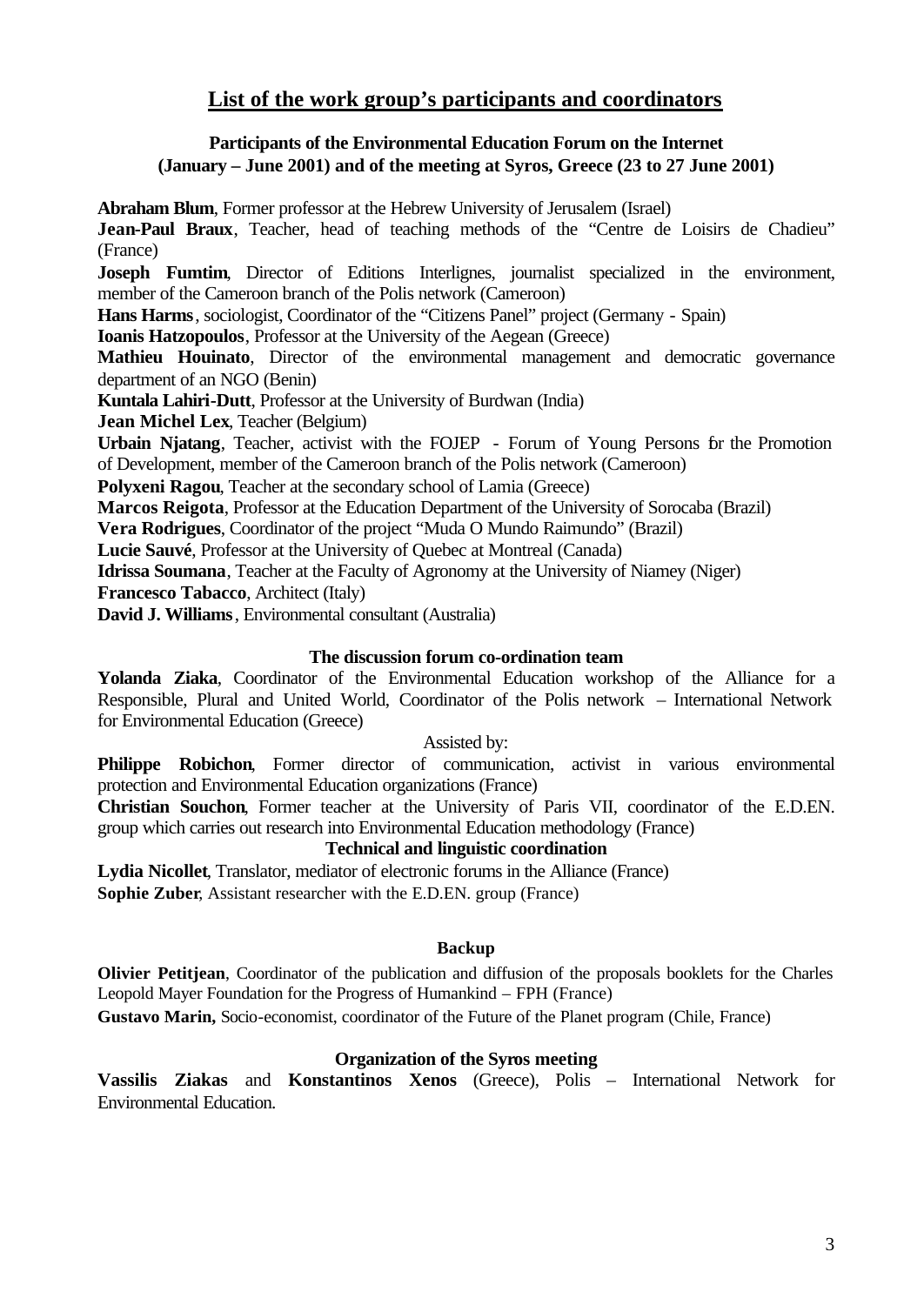## List of the work group's participants and coordinators

### Participants of the Environmental Education Forum on the Internet (January – June 2001) and of the meeting at Syros, Greece (23 to 27 June 2001)

**Abraham Blum**, Former professor at the Hebrew University of Jerusalem (Israel)

**Jean-Paul Braux**, Teacher, head of teaching methods of the "Centre de Loisirs de Chadieu" (France)

**Joseph Fumtim**, Director of Editions Interlignes, journalist specialized in the environment, member of the Cameroon branch of the Polis network (Cameroon)

**Hans Harms**, sociologist, Coordinator of the "Citizens Panel" project (Germany - Spain)

**Ioanis Hatzopoulos**, Professor at the University of the Aegean (Greece)

**Mathieu Houinato**, Director of the environmental management and democratic governance department of an NGO (Benin)

**Kuntala Lahiri-Dutt**, Professor at the University of Burdwan (India)

**Jean Michel Lex**, Teacher (Belgium)

**Urbain Njatang**, Teacher, activist with the FOJEP - Forum of Young Persons for the Promotion of Development, member of the Cameroon branch of the Polis network (Cameroon)

**Polyxeni Ragou**, Teacher at the secondary school of Lamia (Greece)

**Marcos Reigota**, Professor at the Education Department of the University of Sorocaba (Brazil)

**Vera Rodrigues**, Coordinator of the project "Muda O Mundo Raimundo" (Brazil)

**Lucie Sauvé**, Professor at the University of Quebec at Montreal (Canada)

**Idrissa Soumana**, Teacher at the Faculty of Agronomy at the University of Niamey (Niger)

**Francesco Tabacco**, Architect (Italy)

**David J. Williams**, Environmental consultant (Australia)

### The discussion forum co-ordination team

**Yolanda Ziaka**, Coordinator of the Environmental Education workshop of the Alliance for a Responsible, Plural and United World, Coordinator of the Polis network – International Network for Environmental Education (Greece)

Assisted by:

**Philippe Robichon**, Former director of communication, activist in various environmental protection and Environmental Education organizations (France)

**Christian Souchon**, Former teacher at the University of Paris VII, coordinator of the E.D.EN. group which carries out research into Environmental Education methodology (France)

### Technical and linguistic coordination

**Lydia Nicollet**, Translator, mediator of electronic forums in the Alliance (France)

**Sophie Zuber**, Assistant researcher with the E.D.EN. group (France)

### Backup

**Olivier Petitjean**, Coordinator of the publication and diffusion of the proposals booklets for the Charles Leopold Mayer Foundation for the Progress of Humankind – FPH (France)

**Gustavo Marin,** Socio-economist, coordinator of the Future of the Planet program (Chile, France)

### Organization of the Syros meeting

**Vassilis Ziakas** and **Konstantinos Xenos** (Greece), Polis – International Network for Environmental Education.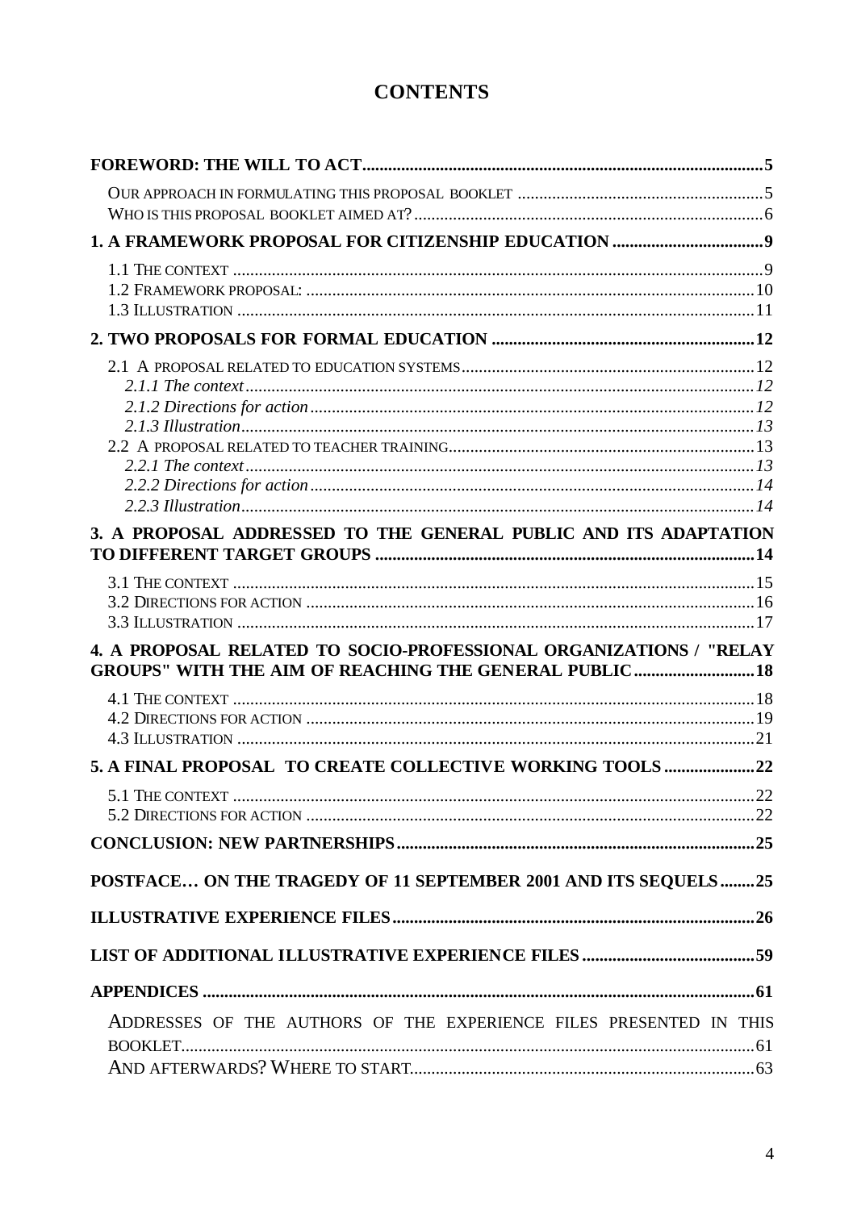# CONTENTS

**FOREWORD: THE WILL TO ACT** ..... 5

- OUR APPROACH IN FORMULATING THIS PROPOSAL BOOKLET ..... 5
- WHO IS THIS PROPOSAL BOOKLET AIMED AT? ..... 6

**1. A FRAMEWORK PROPOSAL FOR CITIZENSHIP EDUCATION** ..... 9

- 1.1 THE CONTEXT ..... 9
- 1.2 FRAMEWORK PROPOSAL: ..... 10
- 1.3 ILLUSTRATION ..... 11

**2. TWO PROPOSALS FOR FORMAL EDUCATION** ..... 12

- 2.1 A PROPOSAL RELATED TO EDUCATION SYSTEMS ..... 12
  - *2.1.1 The context* ..... *12*
  - *2.1.2 Directions for action* ..... *12*
  - *2.1.3 Illustration* ..... *13*
- 2.2 A PROPOSAL RELATED TO TEACHER TRAINING ..... 13
  - *2.2.1 The context* ..... *13*
  - *2.2.2 Directions for action* ..... *14*
  - *2.2.3 Illustration* ..... *14*

**3. A PROPOSAL ADDRESSED TO THE GENERAL PUBLIC AND ITS ADAPTATION TO DIFFERENT TARGET GROUPS** ..... 14

- 3.1 THE CONTEXT ..... 15
- 3.2 DIRECTIONS FOR ACTION ..... 16
- 3.3 ILLUSTRATION ..... 17

**4. A PROPOSAL RELATED TO SOCIO-PROFESSIONAL ORGANIZATIONS / "RELAY GROUPS" WITH THE AIM OF REACHING THE GENERAL PUBLIC** ..... 18

- 4.1 THE CONTEXT ..... 18
- 4.2 DIRECTIONS FOR ACTION ..... 19
- 4.3 ILLUSTRATION ..... 21

**5. A FINAL PROPOSAL TO CREATE COLLECTIVE WORKING TOOLS** ..... 22

- 5.1 THE CONTEXT ..... 22
- 5.2 DIRECTIONS FOR ACTION ..... 22

**CONCLUSION: NEW PARTNERSHIPS** ..... 25

**POSTFACE… ON THE TRAGEDY OF 11 SEPTEMBER 2001 AND ITS SEQUELS** ..... 25

**ILLUSTRATIVE EXPERIENCE FILES** ..... 26

**LIST OF ADDITIONAL ILLUSTRATIVE EXPERIENCE FILES** ..... 59

**APPENDICES** ..... 61

- ADDRESSES OF THE AUTHORS OF THE EXPERIENCE FILES PRESENTED IN THIS BOOKLET ..... 61
- AND AFTERWARDS? WHERE TO START ..... 63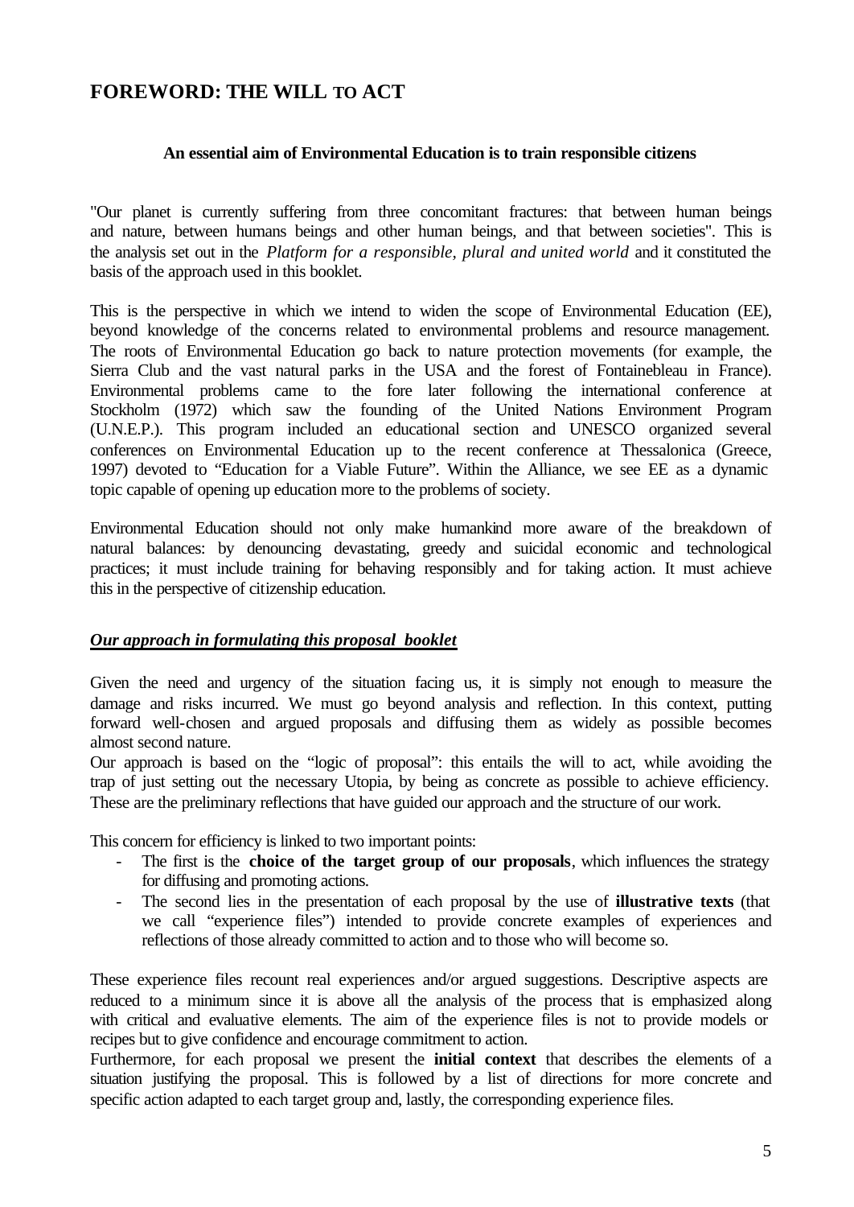## FOREWORD: THE WILL TO ACT

**An essential aim of Environmental Education is to train responsible citizens**

"Our planet is currently suffering from three concomitant fractures: that between human beings and nature, between humans beings and other human beings, and that between societies". This is the analysis set out in the *Platform for a responsible, plural and united world* and it constituted the basis of the approach used in this booklet.

This is the perspective in which we intend to widen the scope of Environmental Education (EE), beyond knowledge of the concerns related to environmental problems and resource management. The roots of Environmental Education go back to nature protection movements (for example, the Sierra Club and the vast natural parks in the USA and the forest of Fontainebleau in France). Environmental problems came to the fore later following the international conference at Stockholm (1972) which saw the founding of the United Nations Environment Program (U.N.E.P.). This program included an educational section and UNESCO organized several conferences on Environmental Education up to the recent conference at Thessalonica (Greece, 1997) devoted to "Education for a Viable Future". Within the Alliance, we see EE as a dynamic topic capable of opening up education more to the problems of society.

Environmental Education should not only make humankind more aware of the breakdown of natural balances: by denouncing devastating, greedy and suicidal economic and technological practices; it must include training for behaving responsibly and for taking action. It must achieve this in the perspective of citizenship education.

### ***Our approach in formulating this proposal booklet***

Given the need and urgency of the situation facing us, it is simply not enough to measure the damage and risks incurred. We must go beyond analysis and reflection. In this context, putting forward well-chosen and argued proposals and diffusing them as widely as possible becomes almost second nature.

Our approach is based on the "logic of proposal": this entails the will to act, while avoiding the trap of just setting out the necessary Utopia, by being as concrete as possible to achieve efficiency. These are the preliminary reflections that have guided our approach and the structure of our work.

This concern for efficiency is linked to two important points:

- The first is the **choice of the target group of our proposals**, which influences the strategy for diffusing and promoting actions.
- The second lies in the presentation of each proposal by the use of **illustrative texts** (that we call "experience files") intended to provide concrete examples of experiences and reflections of those already committed to action and to those who will become so.

These experience files recount real experiences and/or argued suggestions. Descriptive aspects are reduced to a minimum since it is above all the analysis of the process that is emphasized along with critical and evaluative elements. The aim of the experience files is not to provide models or recipes but to give confidence and encourage commitment to action.

Furthermore, for each proposal we present the **initial context** that describes the elements of a situation justifying the proposal. This is followed by a list of directions for more concrete and specific action adapted to each target group and, lastly, the corresponding experience files.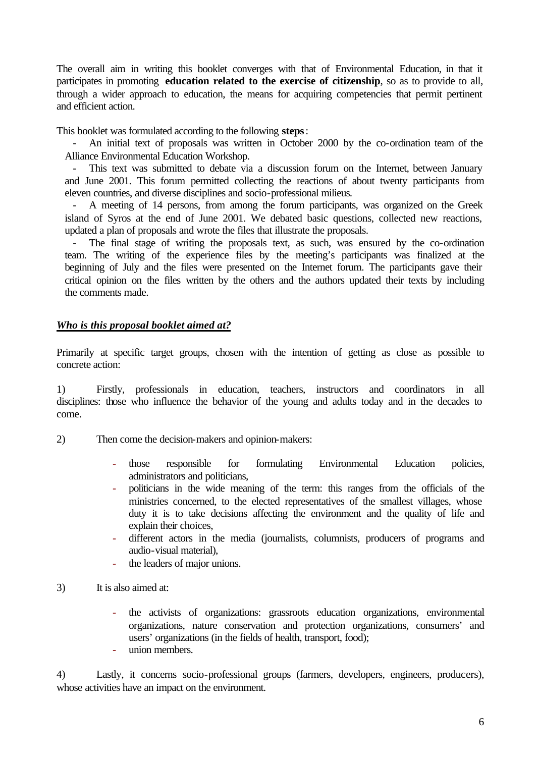The overall aim in writing this booklet converges with that of Environmental Education, in that it participates in promoting **education related to the exercise of citizenship**, so as to provide to all, through a wider approach to education, the means for acquiring competencies that permit pertinent and efficient action.

This booklet was formulated according to the following **steps**:

- An initial text of proposals was written in October 2000 by the co-ordination team of the Alliance Environmental Education Workshop.
- This text was submitted to debate via a discussion forum on the Internet, between January and June 2001. This forum permitted collecting the reactions of about twenty participants from eleven countries, and diverse disciplines and socio-professional milieus.
- A meeting of 14 persons, from among the forum participants, was organized on the Greek island of Syros at the end of June 2001. We debated basic questions, collected new reactions, updated a plan of proposals and wrote the files that illustrate the proposals.
- The final stage of writing the proposals text, as such, was ensured by the co-ordination team. The writing of the experience files by the meeting's participants was finalized at the beginning of July and the files were presented on the Internet forum. The participants gave their critical opinion on the files written by the others and the authors updated their texts by including the comments made.

### ***Who is this proposal booklet aimed at?***

Primarily at specific target groups, chosen with the intention of getting as close as possible to concrete action:

1) Firstly, professionals in education, teachers, instructors and coordinators in all disciplines: those who influence the behavior of the young and adults today and in the decades to come.

2) Then come the decision-makers and opinion-makers:

   - those responsible for formulating Environmental Education policies, administrators and politicians,
   - politicians in the wide meaning of the term: this ranges from the officials of the ministries concerned, to the elected representatives of the smallest villages, whose duty it is to take decisions affecting the environment and the quality of life and explain their choices,
   - different actors in the media (journalists, columnists, producers of programs and audio-visual material),
   - the leaders of major unions.

3) It is also aimed at:

   - the activists of organizations: grassroots education organizations, environmental organizations, nature conservation and protection organizations, consumers' and users' organizations (in the fields of health, transport, food);
   - union members.

4) Lastly, it concerns socio-professional groups (farmers, developers, engineers, producers), whose activities have an impact on the environment.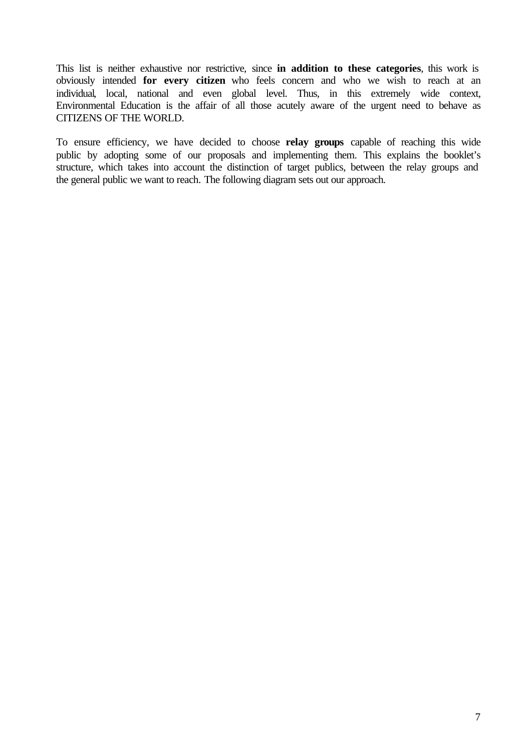This list is neither exhaustive nor restrictive, since **in addition to these categories**, this work is obviously intended **for every citizen** who feels concern and who we wish to reach at an individual, local, national and even global level. Thus, in this extremely wide context, Environmental Education is the affair of all those acutely aware of the urgent need to behave as CITIZENS OF THE WORLD.

To ensure efficiency, we have decided to choose **relay groups** capable of reaching this wide public by adopting some of our proposals and implementing them. This explains the booklet's structure, which takes into account the distinction of target publics, between the relay groups and the general public we want to reach. The following diagram sets out our approach.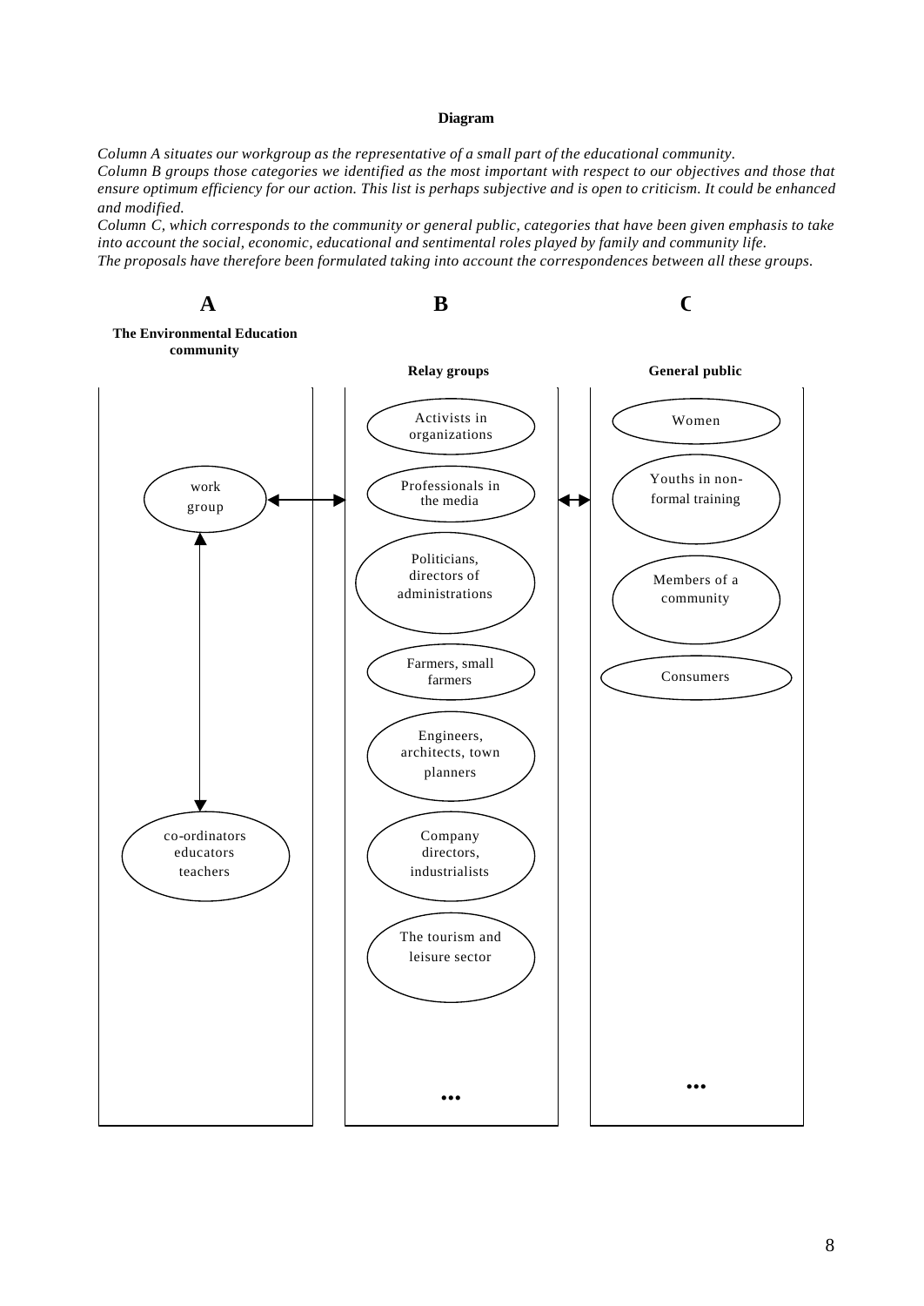**Diagram**

*Column A situates our workgroup as the representative of a small part of the educational community.*
*Column B groups those categories we identified as the most important with respect to our objectives and those that ensure optimum efficiency for our action. This list is perhaps subjective and is open to criticism. It could be enhanced and modified.*
*Column C, which corresponds to the community or general public, categories that have been given emphasis to take into account the social, economic, educational and sentimental roles played by family and community life.*
*The proposals have therefore been formulated taking into account the correspondences between all these groups.*

**A**

**The Environmental Education community**

- work group
- co-ordinators educators teachers

**B**

**Relay groups**

- Activists in organizations
- Professionals in the media
- Politicians, directors of administrations
- Farmers, small farmers
- Engineers, architects, town planners
- Company directors, industrialists
- The tourism and leisure sector
- ...

**C**

**General public**

- Women
- Youths in non-formal training
- Members of a community
- Consumers
- ...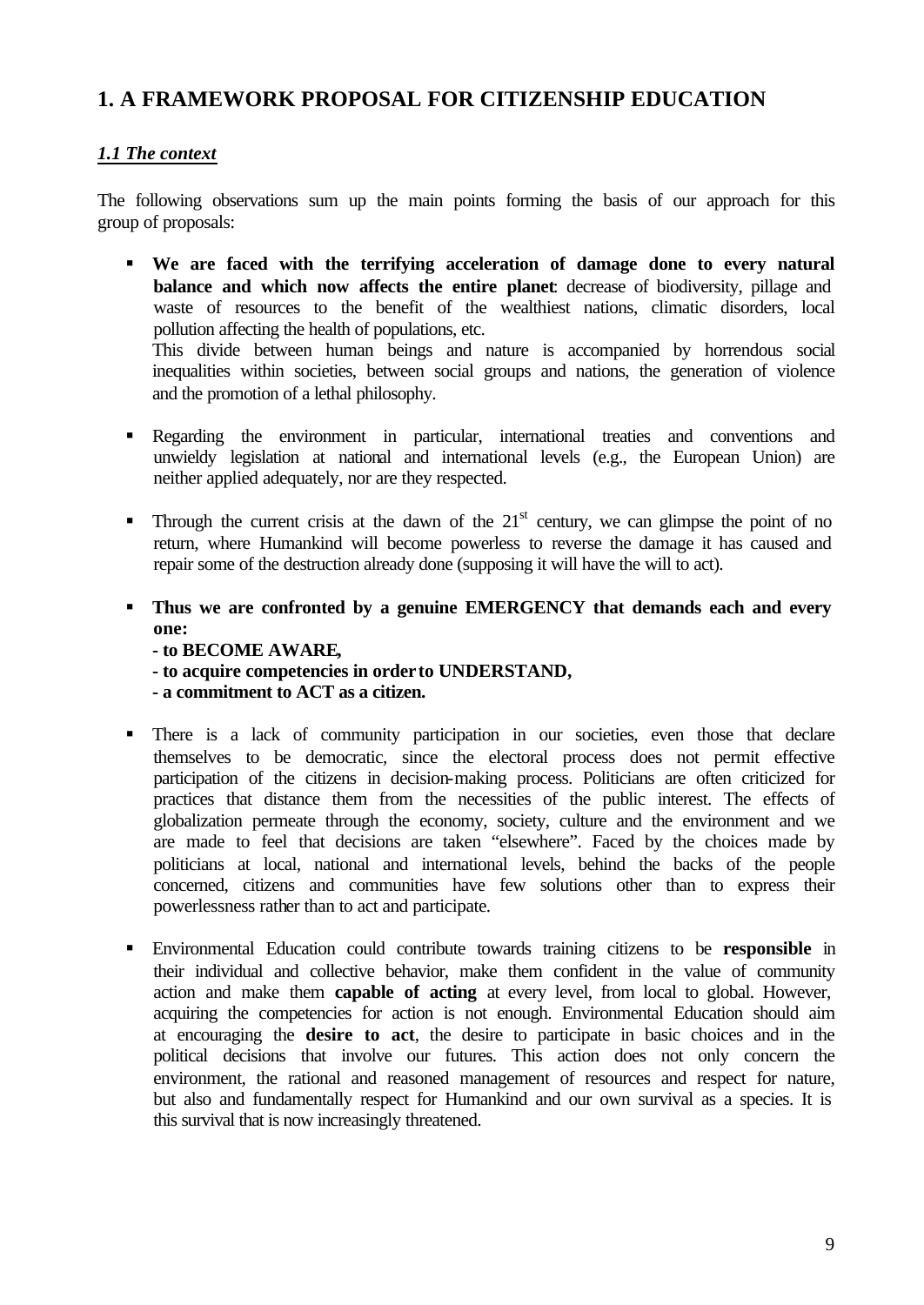# 1. A FRAMEWORK PROPOSAL FOR CITIZENSHIP EDUCATION

## *1.1 The context*

The following observations sum up the main points forming the basis of our approach for this group of proposals:

- **We are faced with the terrifying acceleration of damage done to every natural balance and which now affects the entire planet**: decrease of biodiversity, pillage and waste of resources to the benefit of the wealthiest nations, climatic disorders, local pollution affecting the health of populations, etc.
  This divide between human beings and nature is accompanied by horrendous social inequalities within societies, between social groups and nations, the generation of violence and the promotion of a lethal philosophy.

- Regarding the environment in particular, international treaties and conventions and unwieldy legislation at national and international levels (e.g., the European Union) are neither applied adequately, nor are they respected.

- Through the current crisis at the dawn of the 21st century, we can glimpse the point of no return, where Humankind will become powerless to reverse the damage it has caused and repair some of the destruction already done (supposing it will have the will to act).

- **Thus we are confronted by a genuine EMERGENCY that demands each and every one:**
  **- to BECOME AWARE,**
  **- to acquire competencies in order to UNDERSTAND,**
  **- a commitment to ACT as a citizen.**

- There is a lack of community participation in our societies, even those that declare themselves to be democratic, since the electoral process does not permit effective participation of the citizens in decision-making process. Politicians are often criticized for practices that distance them from the necessities of the public interest. The effects of globalization permeate through the economy, society, culture and the environment and we are made to feel that decisions are taken "elsewhere". Faced by the choices made by politicians at local, national and international levels, behind the backs of the people concerned, citizens and communities have few solutions other than to express their powerlessness rather than to act and participate.

- Environmental Education could contribute towards training citizens to be **responsible** in their individual and collective behavior, make them confident in the value of community action and make them **capable of acting** at every level, from local to global. However, acquiring the competencies for action is not enough. Environmental Education should aim at encouraging the **desire to act**, the desire to participate in basic choices and in the political decisions that involve our futures. This action does not only concern the environment, the rational and reasoned management of resources and respect for nature, but also and fundamentally respect for Humankind and our own survival as a species. It is this survival that is now increasingly threatened.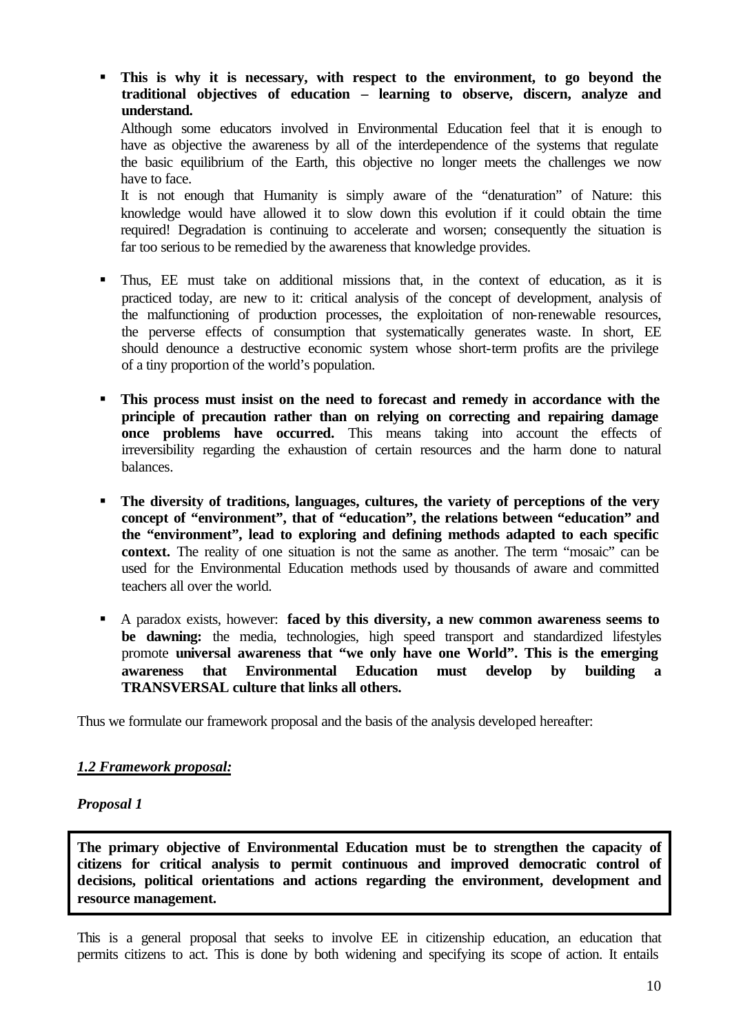- **This is why it is necessary, with respect to the environment, to go beyond the traditional objectives of education – learning to observe, discern, analyze and understand.**

  Although some educators involved in Environmental Education feel that it is enough to have as objective the awareness by all of the interdependence of the systems that regulate the basic equilibrium of the Earth, this objective no longer meets the challenges we now have to face.

  It is not enough that Humanity is simply aware of the "denaturation" of Nature: this knowledge would have allowed it to slow down this evolution if it could obtain the time required! Degradation is continuing to accelerate and worsen; consequently the situation is far too serious to be remedied by the awareness that knowledge provides.

- Thus, EE must take on additional missions that, in the context of education, as it is practiced today, are new to it: critical analysis of the concept of development, analysis of the malfunctioning of production processes, the exploitation of non-renewable resources, the perverse effects of consumption that systematically generates waste. In short, EE should denounce a destructive economic system whose short-term profits are the privilege of a tiny proportion of the world's population.

- **This process must insist on the need to forecast and remedy in accordance with the principle of precaution rather than on relying on correcting and repairing damage once problems have occurred.** This means taking into account the effects of irreversibility regarding the exhaustion of certain resources and the harm done to natural balances.

- **The diversity of traditions, languages, cultures, the variety of perceptions of the very concept of "environment", that of "education", the relations between "education" and the "environment", lead to exploring and defining methods adapted to each specific context.** The reality of one situation is not the same as another. The term "mosaic" can be used for the Environmental Education methods used by thousands of aware and committed teachers all over the world.

- A paradox exists, however: **faced by this diversity, a new common awareness seems to be dawning:** the media, technologies, high speed transport and standardized lifestyles promote **universal awareness that "we only have one World". This is the emerging awareness that Environmental Education must develop by building a TRANSVERSAL culture that links all others.**

Thus we formulate our framework proposal and the basis of the analysis developed hereafter:

### ***1.2 Framework proposal:***

***Proposal 1***

**The primary objective of Environmental Education must be to strengthen the capacity of citizens for critical analysis to permit continuous and improved democratic control of decisions, political orientations and actions regarding the environment, development and resource management.**

This is a general proposal that seeks to involve EE in citizenship education, an education that permits citizens to act. This is done by both widening and specifying its scope of action. It entails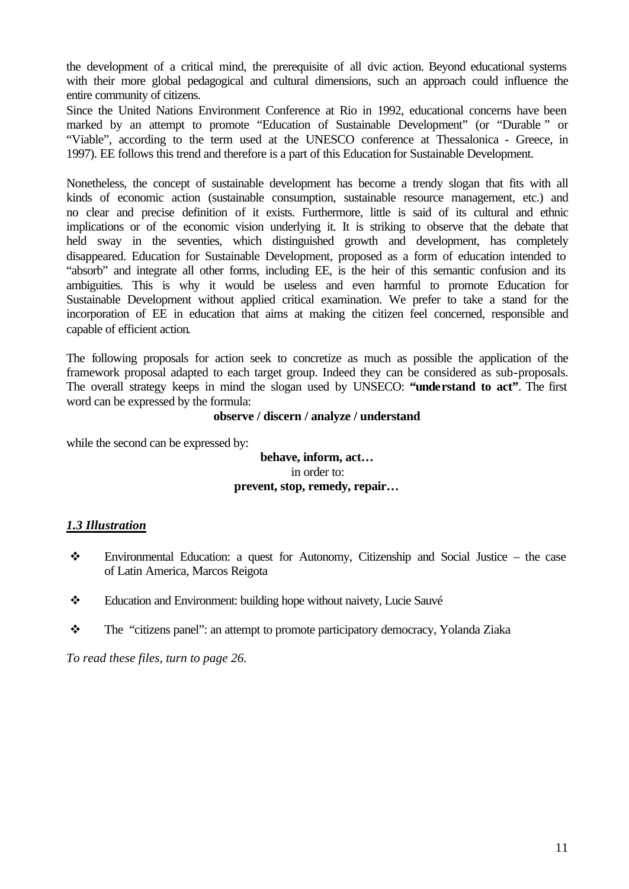the development of a critical mind, the prerequisite of all civic action. Beyond educational systems with their more global pedagogical and cultural dimensions, such an approach could influence the entire community of citizens.

Since the United Nations Environment Conference at Rio in 1992, educational concerns have been marked by an attempt to promote "Education of Sustainable Development" (or "Durable " or "Viable", according to the term used at the UNESCO conference at Thessalonica - Greece, in 1997). EE follows this trend and therefore is a part of this Education for Sustainable Development.

Nonetheless, the concept of sustainable development has become a trendy slogan that fits with all kinds of economic action (sustainable consumption, sustainable resource management, etc.) and no clear and precise definition of it exists. Furthermore, little is said of its cultural and ethnic implications or of the economic vision underlying it. It is striking to observe that the debate that held sway in the seventies, which distinguished growth and development, has completely disappeared. Education for Sustainable Development, proposed as a form of education intended to "absorb" and integrate all other forms, including EE, is the heir of this semantic confusion and its ambiguities. This is why it would be useless and even harmful to promote Education for Sustainable Development without applied critical examination. We prefer to take a stand for the incorporation of EE in education that aims at making the citizen feel concerned, responsible and capable of efficient action.

The following proposals for action seek to concretize as much as possible the application of the framework proposal adapted to each target group. Indeed they can be considered as sub-proposals. The overall strategy keeps in mind the slogan used by UNSECO: **"understand to act"**. The first word can be expressed by the formula:

**observe / discern / analyze / understand**

while the second can be expressed by:

**behave, inform, act…**
in order to:
**prevent, stop, remedy, repair…**

### ***1.3 Illustration***

- Environmental Education: a quest for Autonomy, Citizenship and Social Justice – the case of Latin America, Marcos Reigota
- Education and Environment: building hope without naivety, Lucie Sauvé
- The "citizens panel": an attempt to promote participatory democracy, Yolanda Ziaka

*To read these files, turn to page 26.*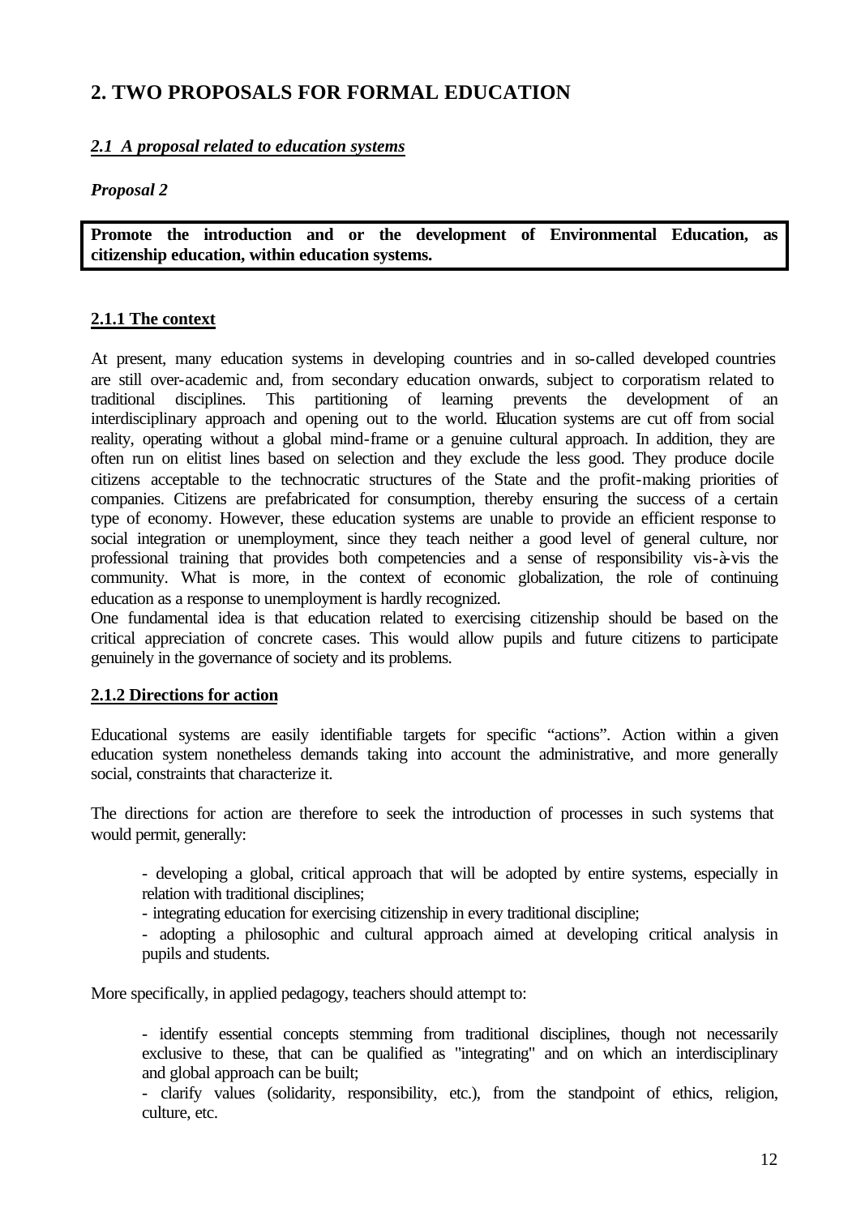## 2. TWO PROPOSALS FOR FORMAL EDUCATION

### *2.1 A proposal related to education systems*

***Proposal 2***

**Promote the introduction and or the development of Environmental Education, as citizenship education, within education systems.**

#### 2.1.1 The context

At present, many education systems in developing countries and in so-called developed countries are still over-academic and, from secondary education onwards, subject to corporatism related to traditional disciplines. This partitioning of learning prevents the development of an interdisciplinary approach and opening out to the world. Education systems are cut off from social reality, operating without a global mind-frame or a genuine cultural approach. In addition, they are often run on elitist lines based on selection and they exclude the less good. They produce docile citizens acceptable to the technocratic structures of the State and the profit-making priorities of companies. Citizens are prefabricated for consumption, thereby ensuring the success of a certain type of economy. However, these education systems are unable to provide an efficient response to social integration or unemployment, since they teach neither a good level of general culture, nor professional training that provides both competencies and a sense of responsibility vis-à-vis the community. What is more, in the context of economic globalization, the role of continuing education as a response to unemployment is hardly recognized.

One fundamental idea is that education related to exercising citizenship should be based on the critical appreciation of concrete cases. This would allow pupils and future citizens to participate genuinely in the governance of society and its problems.

#### 2.1.2 Directions for action

Educational systems are easily identifiable targets for specific "actions". Action within a given education system nonetheless demands taking into account the administrative, and more generally social, constraints that characterize it.

The directions for action are therefore to seek the introduction of processes in such systems that would permit, generally:

- developing a global, critical approach that will be adopted by entire systems, especially in relation with traditional disciplines;
- integrating education for exercising citizenship in every traditional discipline;
- adopting a philosophic and cultural approach aimed at developing critical analysis in pupils and students.

More specifically, in applied pedagogy, teachers should attempt to:

- identify essential concepts stemming from traditional disciplines, though not necessarily exclusive to these, that can be qualified as "integrating" and on which an interdisciplinary and global approach can be built;
- clarify values (solidarity, responsibility, etc.), from the standpoint of ethics, religion, culture, etc.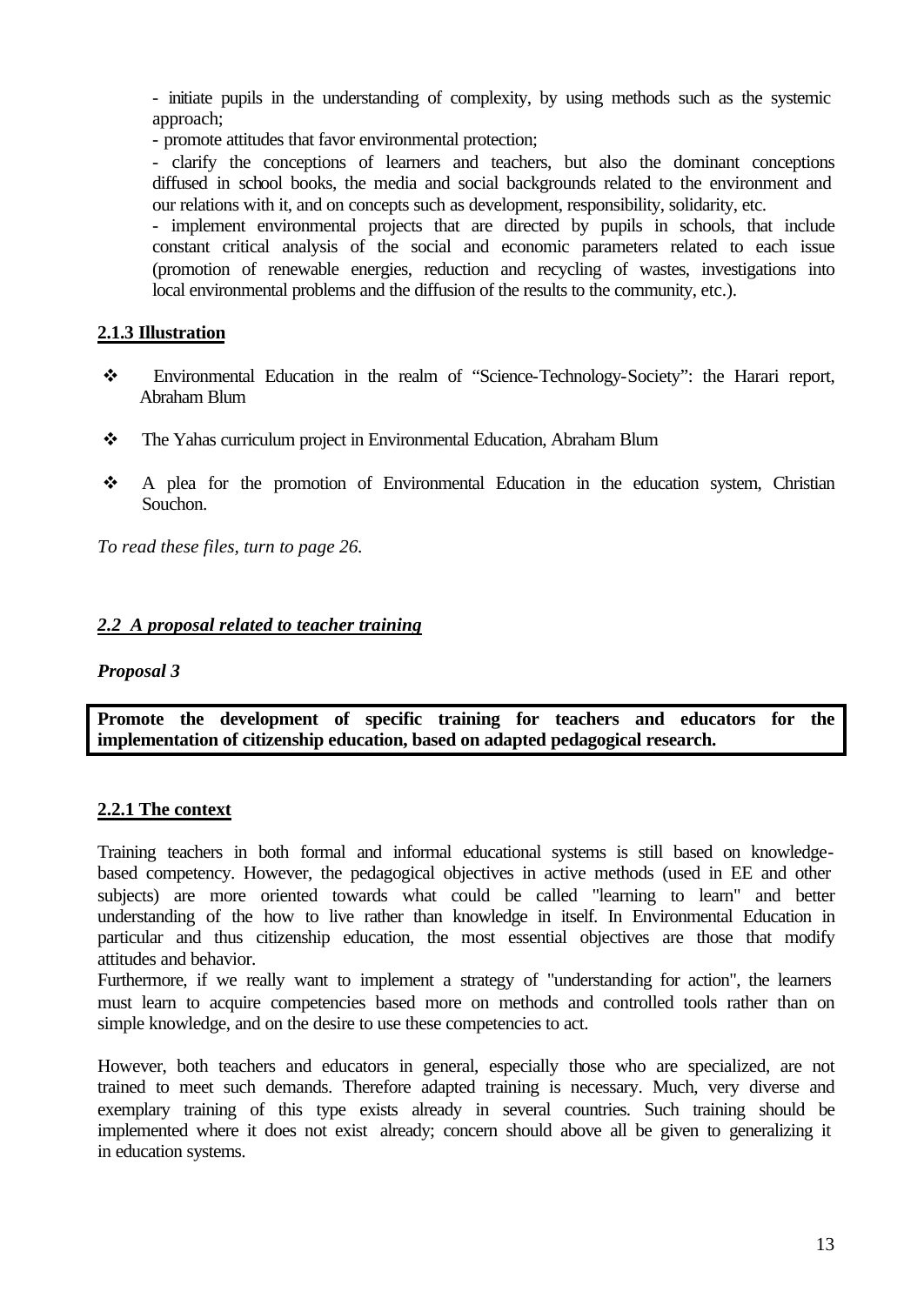- initiate pupils in the understanding of complexity, by using methods such as the systemic approach;
- promote attitudes that favor environmental protection;
- clarify the conceptions of learners and teachers, but also the dominant conceptions diffused in school books, the media and social backgrounds related to the environment and our relations with it, and on concepts such as development, responsibility, solidarity, etc.
- implement environmental projects that are directed by pupils in schools, that include constant critical analysis of the social and economic parameters related to each issue (promotion of renewable energies, reduction and recycling of wastes, investigations into local environmental problems and the diffusion of the results to the community, etc.).

### 2.1.3 Illustration

- Environmental Education in the realm of "Science-Technology-Society": the Harari report, Abraham Blum
- The Yahas curriculum project in Environmental Education, Abraham Blum
- A plea for the promotion of Environmental Education in the education system, Christian Souchon.

*To read these files, turn to page 26.*

## *2.2 A proposal related to teacher training*

***Proposal 3***

**Promote the development of specific training for teachers and educators for the implementation of citizenship education, based on adapted pedagogical research.**

### 2.2.1 The context

Training teachers in both formal and informal educational systems is still based on knowledge-based competency. However, the pedagogical objectives in active methods (used in EE and other subjects) are more oriented towards what could be called "learning to learn" and better understanding of the how to live rather than knowledge in itself. In Environmental Education in particular and thus citizenship education, the most essential objectives are those that modify attitudes and behavior.

Furthermore, if we really want to implement a strategy of "understanding for action", the learners must learn to acquire competencies based more on methods and controlled tools rather than on simple knowledge, and on the desire to use these competencies to act.

However, both teachers and educators in general, especially those who are specialized, are not trained to meet such demands. Therefore adapted training is necessary. Much, very diverse and exemplary training of this type exists already in several countries. Such training should be implemented where it does not exist already; concern should above all be given to generalizing it in education systems.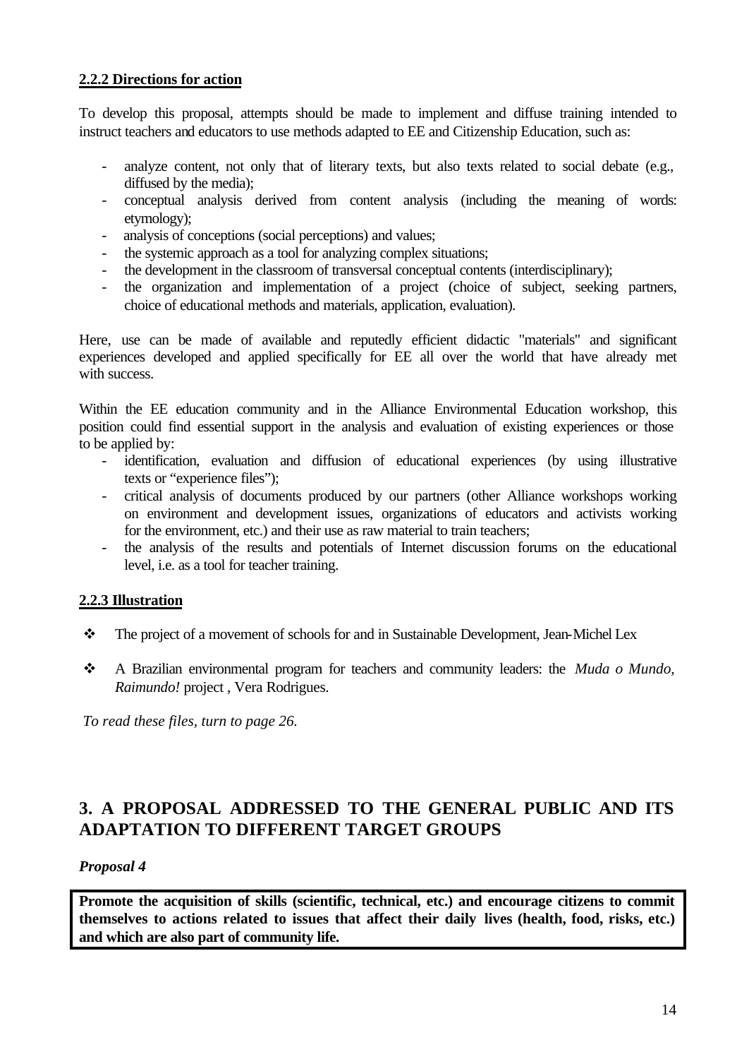### 2.2.2 Directions for action

To develop this proposal, attempts should be made to implement and diffuse training intended to instruct teachers and educators to use methods adapted to EE and Citizenship Education, such as:

- analyze content, not only that of literary texts, but also texts related to social debate (e.g., diffused by the media);
- conceptual analysis derived from content analysis (including the meaning of words: etymology);
- analysis of conceptions (social perceptions) and values;
- the systemic approach as a tool for analyzing complex situations;
- the development in the classroom of transversal conceptual contents (interdisciplinary);
- the organization and implementation of a project (choice of subject, seeking partners, choice of educational methods and materials, application, evaluation).

Here, use can be made of available and reputedly efficient didactic "materials" and significant experiences developed and applied specifically for EE all over the world that have already met with success.

Within the EE education community and in the Alliance Environmental Education workshop, this position could find essential support in the analysis and evaluation of existing experiences or those to be applied by:

- identification, evaluation and diffusion of educational experiences (by using illustrative texts or "experience files");
- critical analysis of documents produced by our partners (other Alliance workshops working on environment and development issues, organizations of educators and activists working for the environment, etc.) and their use as raw material to train teachers;
- the analysis of the results and potentials of Internet discussion forums on the educational level, i.e. as a tool for teacher training.

### 2.2.3 Illustration

- The project of a movement of schools for and in Sustainable Development, Jean-Michel Lex
- A Brazilian environmental program for teachers and community leaders: the *Muda o Mundo, Raimundo!* project , Vera Rodrigues.

*To read these files, turn to page 26.*

## 3. A PROPOSAL ADDRESSED TO THE GENERAL PUBLIC AND ITS ADAPTATION TO DIFFERENT TARGET GROUPS

***Proposal 4***

**Promote the acquisition of skills (scientific, technical, etc.) and encourage citizens to commit themselves to actions related to issues that affect their daily lives (health, food, risks, etc.) and which are also part of community life.**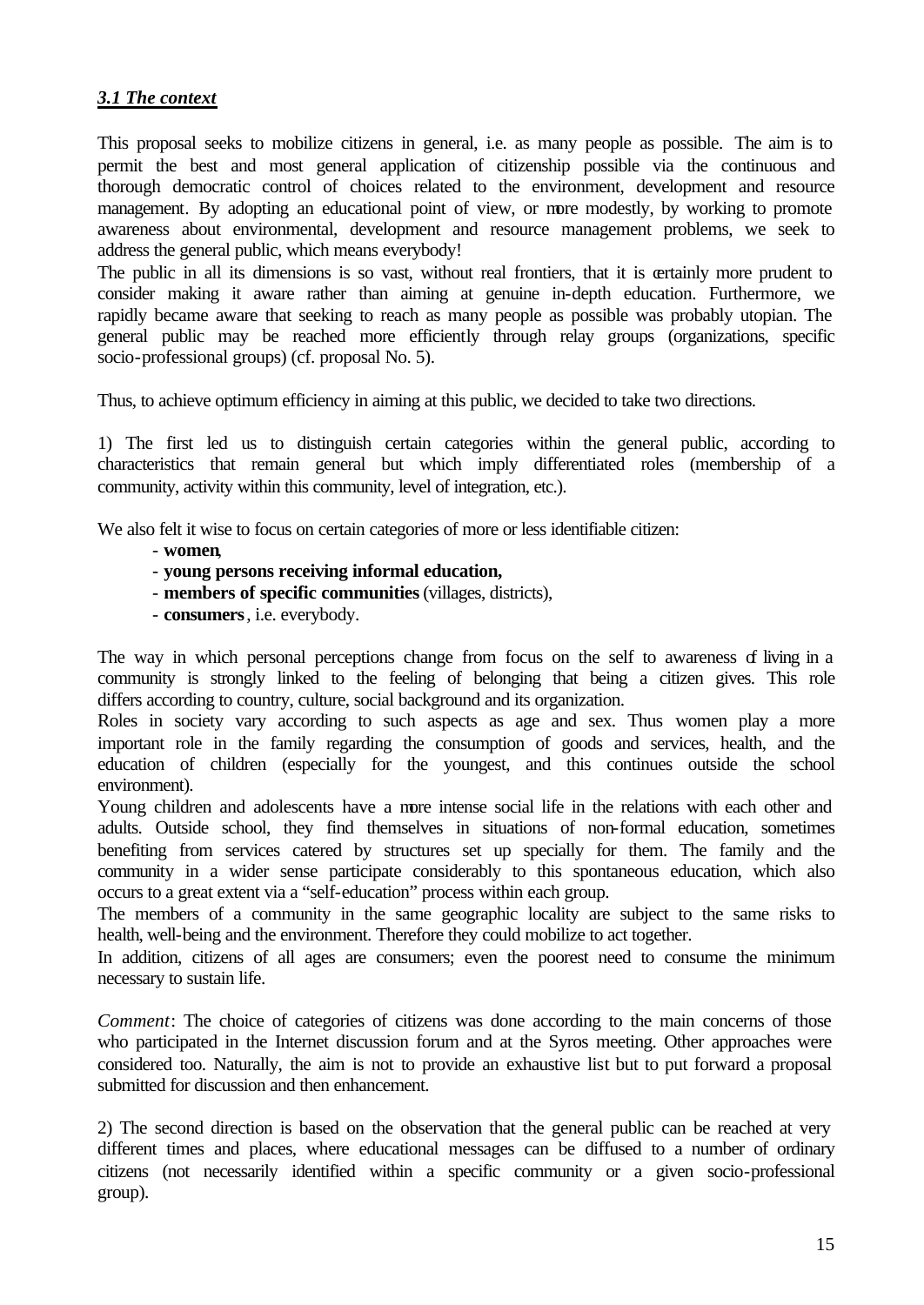### *3.1 The context*

This proposal seeks to mobilize citizens in general, i.e. as many people as possible. The aim is to permit the best and most general application of citizenship possible via the continuous and thorough democratic control of choices related to the environment, development and resource management. By adopting an educational point of view, or more modestly, by working to promote awareness about environmental, development and resource management problems, we seek to address the general public, which means everybody!

The public in all its dimensions is so vast, without real frontiers, that it is certainly more prudent to consider making it aware rather than aiming at genuine in-depth education. Furthermore, we rapidly became aware that seeking to reach as many people as possible was probably utopian. The general public may be reached more efficiently through relay groups (organizations, specific socio-professional groups) (cf. proposal No. 5).

Thus, to achieve optimum efficiency in aiming at this public, we decided to take two directions.

1) The first led us to distinguish certain categories within the general public, according to characteristics that remain general but which imply differentiated roles (membership of a community, activity within this community, level of integration, etc.).

We also felt it wise to focus on certain categories of more or less identifiable citizen:

- **women**,
- **young persons receiving informal education,**
- **members of specific communities** (villages, districts),
- **consumers**, i.e. everybody.

The way in which personal perceptions change from focus on the self to awareness of living in a community is strongly linked to the feeling of belonging that being a citizen gives. This role differs according to country, culture, social background and its organization.

Roles in society vary according to such aspects as age and sex. Thus women play a more important role in the family regarding the consumption of goods and services, health, and the education of children (especially for the youngest, and this continues outside the school environment).

Young children and adolescents have a more intense social life in the relations with each other and adults. Outside school, they find themselves in situations of non-formal education, sometimes benefiting from services catered by structures set up specially for them. The family and the community in a wider sense participate considerably to this spontaneous education, which also occurs to a great extent via a "self-education" process within each group.

The members of a community in the same geographic locality are subject to the same risks to health, well-being and the environment. Therefore they could mobilize to act together.

In addition, citizens of all ages are consumers; even the poorest need to consume the minimum necessary to sustain life.

*Comment*: The choice of categories of citizens was done according to the main concerns of those who participated in the Internet discussion forum and at the Syros meeting. Other approaches were considered too. Naturally, the aim is not to provide an exhaustive list but to put forward a proposal submitted for discussion and then enhancement.

2) The second direction is based on the observation that the general public can be reached at very different times and places, where educational messages can be diffused to a number of ordinary citizens (not necessarily identified within a specific community or a given socio-professional group).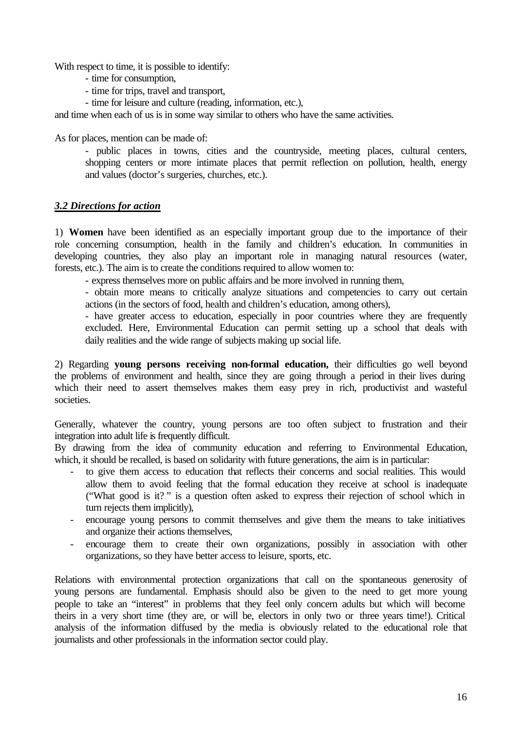With respect to time, it is possible to identify:

- time for consumption,
- time for trips, travel and transport,
- time for leisure and culture (reading, information, etc.),

and time when each of us is in some way similar to others who have the same activities.

As for places, mention can be made of:

- public places in towns, cities and the countryside, meeting places, cultural centers, shopping centers or more intimate places that permit reflection on pollution, health, energy and values (doctor's surgeries, churches, etc.).

### ***3.2 Directions for action***

1) **Women** have been identified as an especially important group due to the importance of their role concerning consumption, health in the family and children's education. In communities in developing countries, they also play an important role in managing natural resources (water, forests, etc.). The aim is to create the conditions required to allow women to:

- express themselves more on public affairs and be more involved in running them,
- obtain more means to critically analyze situations and competencies to carry out certain actions (in the sectors of food, health and children's education, among others),
- have greater access to education, especially in poor countries where they are frequently excluded. Here, Environmental Education can permit setting up a school that deals with daily realities and the wide range of subjects making up social life.

2) Regarding **young persons receiving non-formal education,** their difficulties go well beyond the problems of environment and health, since they are going through a period in their lives during which their need to assert themselves makes them easy prey in rich, productivist and wasteful societies.

Generally, whatever the country, young persons are too often subject to frustration and their integration into adult life is frequently difficult.
By drawing from the idea of community education and referring to Environmental Education, which, it should be recalled, is based on solidarity with future generations, the aim is in particular:

- to give them access to education that reflects their concerns and social realities. This would allow them to avoid feeling that the formal education they receive at school is inadequate ("What good is it? " is a question often asked to express their rejection of school which in turn rejects them implicitly),
- encourage young persons to commit themselves and give them the means to take initiatives and organize their actions themselves,
- encourage them to create their own organizations, possibly in association with other organizations, so they have better access to leisure, sports, etc.

Relations with environmental protection organizations that call on the spontaneous generosity of young persons are fundamental. Emphasis should also be given to the need to get more young people to take an "interest" in problems that they feel only concern adults but which will become theirs in a very short time (they are, or will be, electors in only two or three years time!). Critical analysis of the information diffused by the media is obviously related to the educational role that journalists and other professionals in the information sector could play.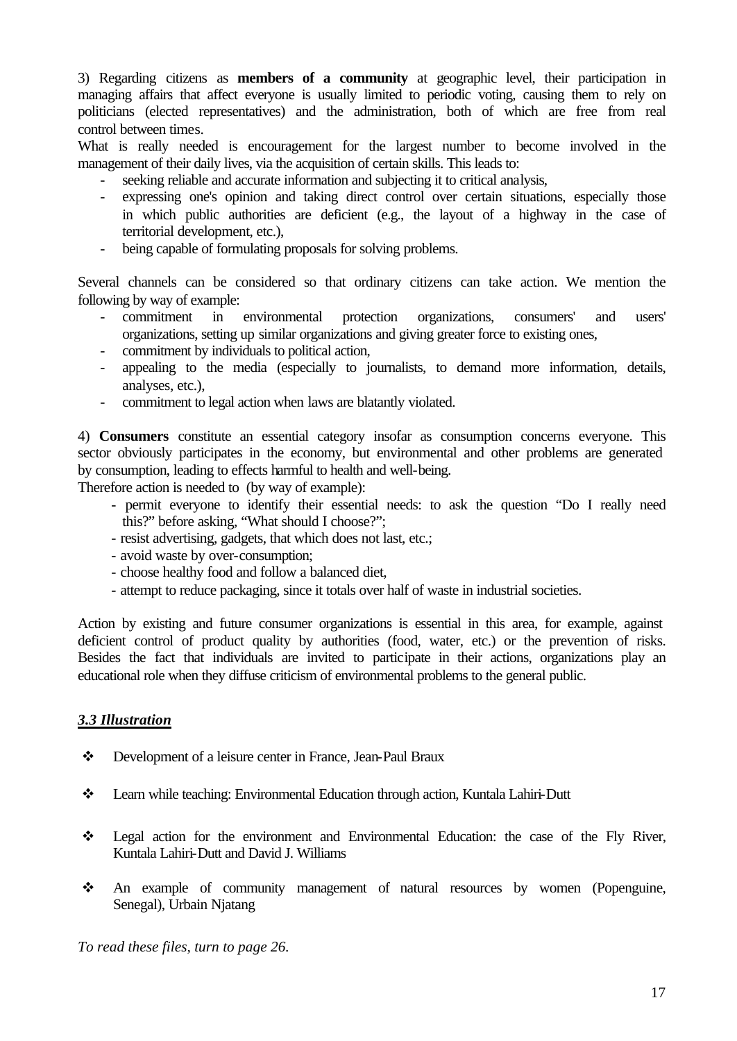3) Regarding citizens as **members of a community** at geographic level, their participation in managing affairs that affect everyone is usually limited to periodic voting, causing them to rely on politicians (elected representatives) and the administration, both of which are free from real control between times.

What is really needed is encouragement for the largest number to become involved in the management of their daily lives, via the acquisition of certain skills. This leads to:

- seeking reliable and accurate information and subjecting it to critical analysis,
- expressing one's opinion and taking direct control over certain situations, especially those in which public authorities are deficient (e.g., the layout of a highway in the case of territorial development, etc.),
- being capable of formulating proposals for solving problems.

Several channels can be considered so that ordinary citizens can take action. We mention the following by way of example:

- commitment in environmental protection organizations, consumers' and users' organizations, setting up similar organizations and giving greater force to existing ones,
- commitment by individuals to political action,
- appealing to the media (especially to journalists, to demand more information, details, analyses, etc.),
- commitment to legal action when laws are blatantly violated.

4) **Consumers** constitute an essential category insofar as consumption concerns everyone. This sector obviously participates in the economy, but environmental and other problems are generated by consumption, leading to effects harmful to health and well-being.

Therefore action is needed to (by way of example):

- permit everyone to identify their essential needs: to ask the question "Do I really need this?" before asking, "What should I choose?";
- resist advertising, gadgets, that which does not last, etc.;
- avoid waste by over-consumption;
- choose healthy food and follow a balanced diet,
- attempt to reduce packaging, since it totals over half of waste in industrial societies.

Action by existing and future consumer organizations is essential in this area, for example, against deficient control of product quality by authorities (food, water, etc.) or the prevention of risks. Besides the fact that individuals are invited to participate in their actions, organizations play an educational role when they diffuse criticism of environmental problems to the general public.

### ***3.3 Illustration***

- Development of a leisure center in France, Jean-Paul Braux
- Learn while teaching: Environmental Education through action, Kuntala Lahiri-Dutt
- Legal action for the environment and Environmental Education: the case of the Fly River, Kuntala Lahiri-Dutt and David J. Williams
- An example of community management of natural resources by women (Popenguine, Senegal), Urbain Njatang

*To read these files, turn to page 26.*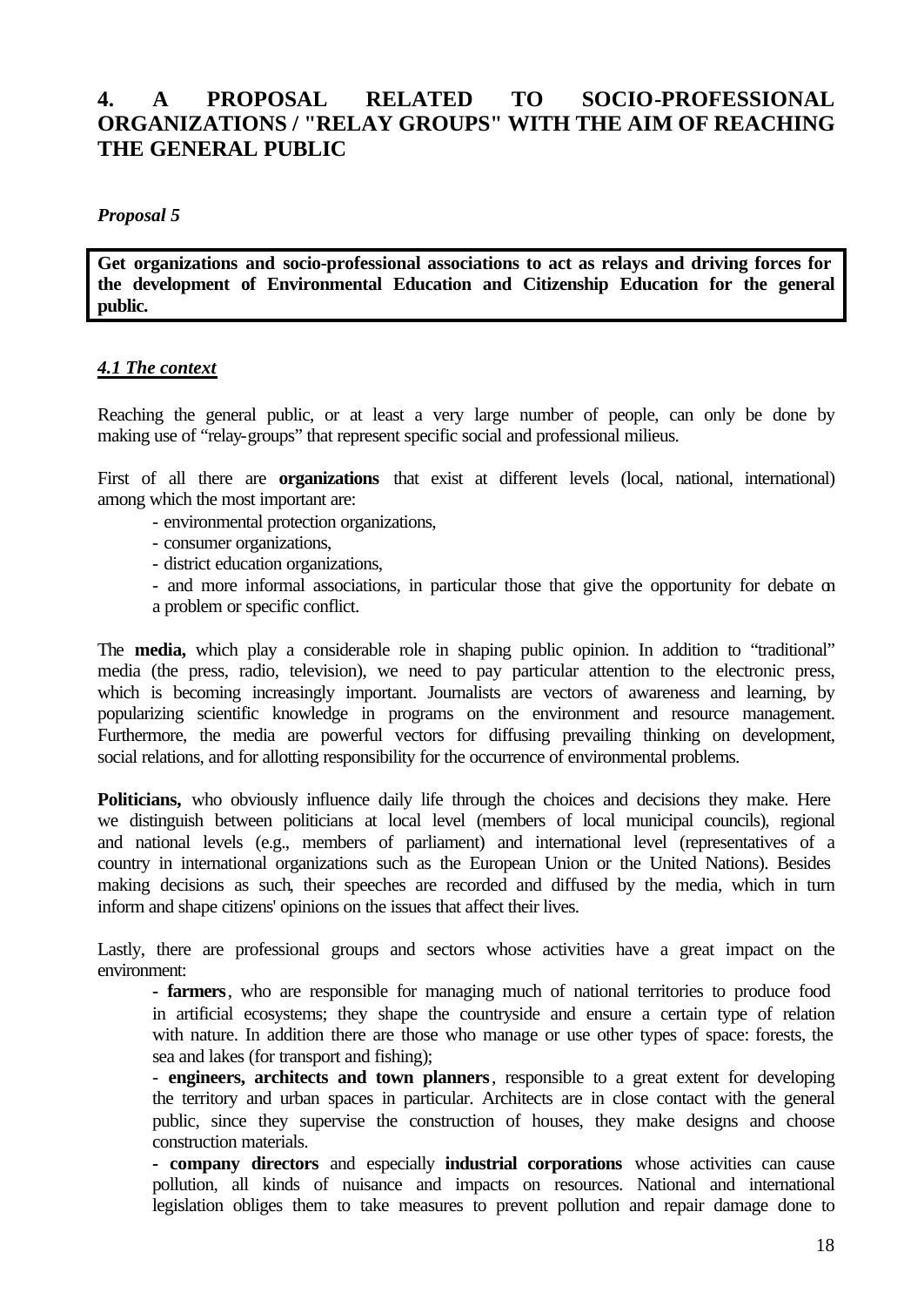## 4. A PROPOSAL RELATED TO SOCIO-PROFESSIONAL ORGANIZATIONS / "RELAY GROUPS" WITH THE AIM OF REACHING THE GENERAL PUBLIC

***Proposal 5***

**Get organizations and socio-professional associations to act as relays and driving forces for the development of Environmental Education and Citizenship Education for the general public.**

### *4.1 The context*

Reaching the general public, or at least a very large number of people, can only be done by making use of "relay-groups" that represent specific social and professional milieus.

First of all there are **organizations** that exist at different levels (local, national, international) among which the most important are:

- environmental protection organizations,
- consumer organizations,
- district education organizations,
- and more informal associations, in particular those that give the opportunity for debate on a problem or specific conflict.

The **media,** which play a considerable role in shaping public opinion. In addition to "traditional" media (the press, radio, television), we need to pay particular attention to the electronic press, which is becoming increasingly important. Journalists are vectors of awareness and learning, by popularizing scientific knowledge in programs on the environment and resource management. Furthermore, the media are powerful vectors for diffusing prevailing thinking on development, social relations, and for allotting responsibility for the occurrence of environmental problems.

**Politicians,** who obviously influence daily life through the choices and decisions they make. Here we distinguish between politicians at local level (members of local municipal councils), regional and national levels (e.g., members of parliament) and international level (representatives of a country in international organizations such as the European Union or the United Nations). Besides making decisions as such, their speeches are recorded and diffused by the media, which in turn inform and shape citizens' opinions on the issues that affect their lives.

Lastly, there are professional groups and sectors whose activities have a great impact on the environment:

- **farmers**, who are responsible for managing much of national territories to produce food in artificial ecosystems; they shape the countryside and ensure a certain type of relation with nature. In addition there are those who manage or use other types of space: forests, the sea and lakes (for transport and fishing);
- **engineers, architects and town planners**, responsible to a great extent for developing the territory and urban spaces in particular. Architects are in close contact with the general public, since they supervise the construction of houses, they make designs and choose construction materials.
- **company directors** and especially **industrial corporations** whose activities can cause pollution, all kinds of nuisance and impacts on resources. National and international legislation obliges them to take measures to prevent pollution and repair damage done to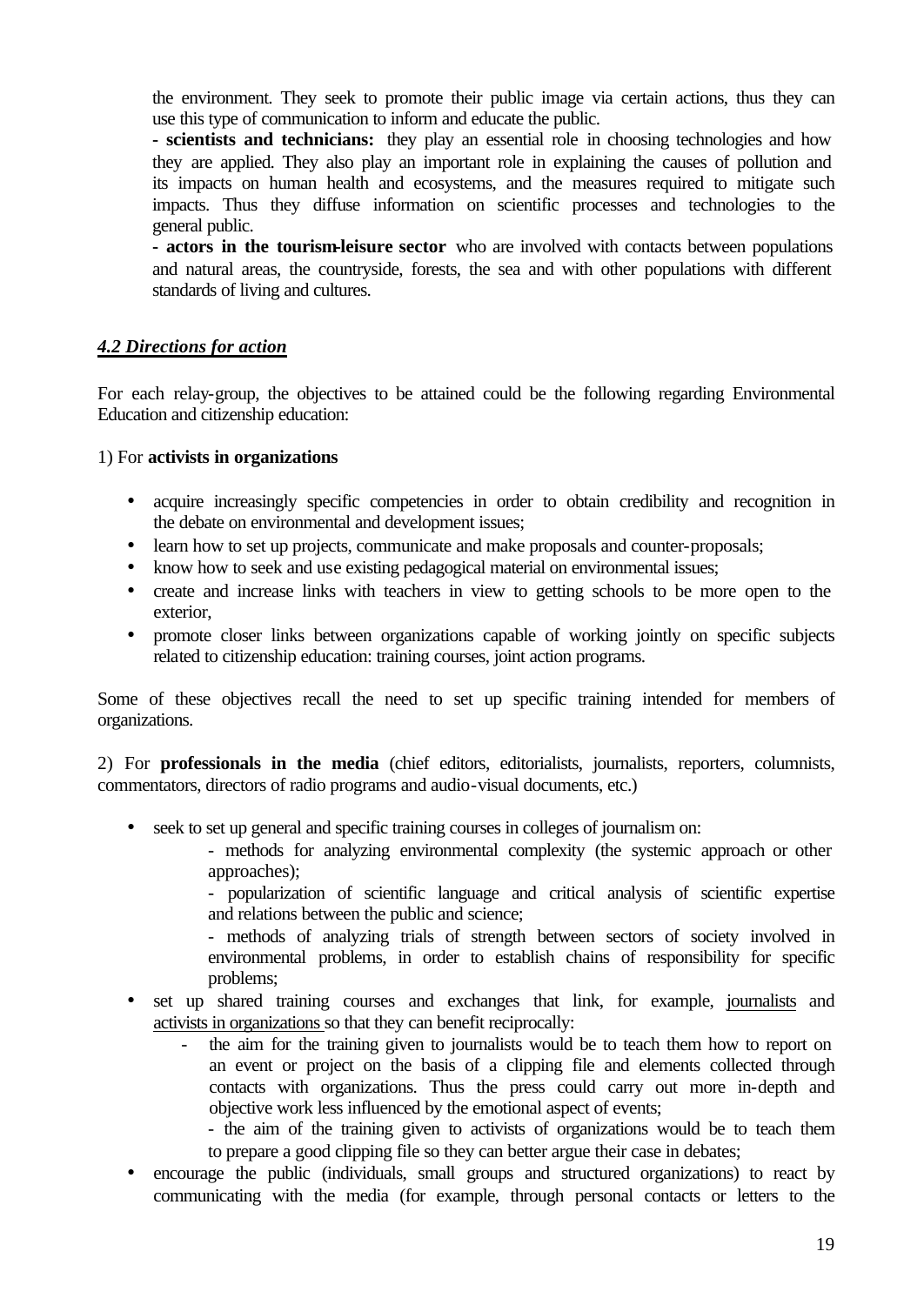the environment. They seek to promote their public image via certain actions, thus they can use this type of communication to inform and educate the public.

- **scientists and technicians:** they play an essential role in choosing technologies and how they are applied. They also play an important role in explaining the causes of pollution and its impacts on human health and ecosystems, and the measures required to mitigate such impacts. Thus they diffuse information on scientific processes and technologies to the general public.
- **actors in the tourism-leisure sector** who are involved with contacts between populations and natural areas, the countryside, forests, the sea and with other populations with different standards of living and cultures.

***4.2 Directions for action***

For each relay-group, the objectives to be attained could be the following regarding Environmental Education and citizenship education:

1) For **activists in organizations**

- acquire increasingly specific competencies in order to obtain credibility and recognition in the debate on environmental and development issues;
- learn how to set up projects, communicate and make proposals and counter-proposals;
- know how to seek and use existing pedagogical material on environmental issues;
- create and increase links with teachers in view to getting schools to be more open to the exterior,
- promote closer links between organizations capable of working jointly on specific subjects related to citizenship education: training courses, joint action programs.

Some of these objectives recall the need to set up specific training intended for members of organizations.

2) For **professionals in the media** (chief editors, editorialists, journalists, reporters, columnists, commentators, directors of radio programs and audio-visual documents, etc.)

- seek to set up general and specific training courses in colleges of journalism on:
  - methods for analyzing environmental complexity (the systemic approach or other approaches);
  - popularization of scientific language and critical analysis of scientific expertise and relations between the public and science;
  - methods of analyzing trials of strength between sectors of society involved in environmental problems, in order to establish chains of responsibility for specific problems;
- set up shared training courses and exchanges that link, for example, journalists and activists in organizations so that they can benefit reciprocally:
  - the aim for the training given to journalists would be to teach them how to report on an event or project on the basis of a clipping file and elements collected through contacts with organizations. Thus the press could carry out more in-depth and objective work less influenced by the emotional aspect of events;
  - the aim of the training given to activists of organizations would be to teach them to prepare a good clipping file so they can better argue their case in debates;
- encourage the public (individuals, small groups and structured organizations) to react by communicating with the media (for example, through personal contacts or letters to the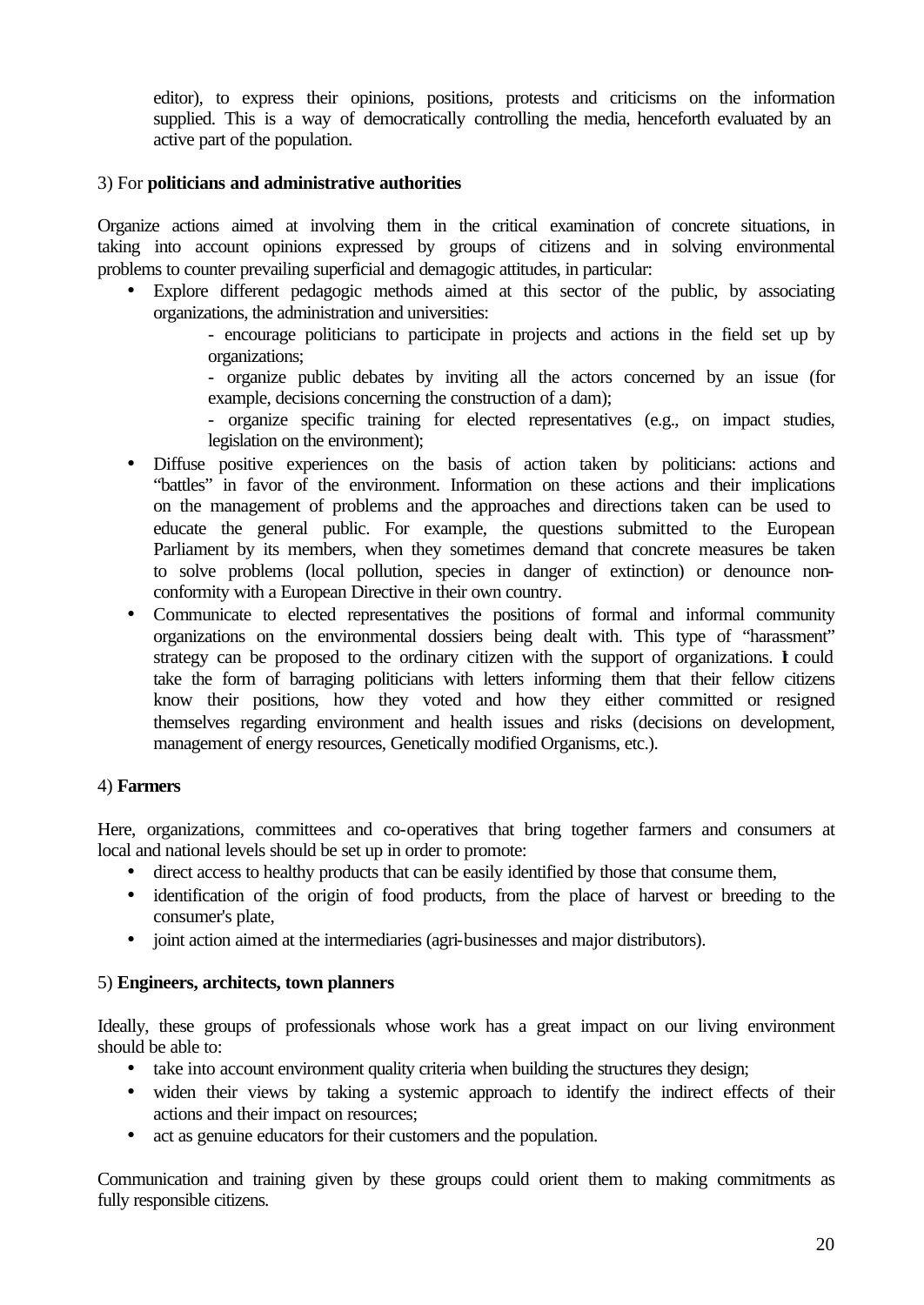editor), to express their opinions, positions, protests and criticisms on the information supplied. This is a way of democratically controlling the media, henceforth evaluated by an active part of the population.

3) For **politicians and administrative authorities**

Organize actions aimed at involving them in the critical examination of concrete situations, in taking into account opinions expressed by groups of citizens and in solving environmental problems to counter prevailing superficial and demagogic attitudes, in particular:

- Explore different pedagogic methods aimed at this sector of the public, by associating organizations, the administration and universities:
  - encourage politicians to participate in projects and actions in the field set up by organizations;
  - organize public debates by inviting all the actors concerned by an issue (for example, decisions concerning the construction of a dam);
  - organize specific training for elected representatives (e.g., on impact studies, legislation on the environment);
- Diffuse positive experiences on the basis of action taken by politicians: actions and "battles" in favor of the environment. Information on these actions and their implications on the management of problems and the approaches and directions taken can be used to educate the general public. For example, the questions submitted to the European Parliament by its members, when they sometimes demand that concrete measures be taken to solve problems (local pollution, species in danger of extinction) or denounce non-conformity with a European Directive in their own country.
- Communicate to elected representatives the positions of formal and informal community organizations on the environmental dossiers being dealt with. This type of "harassment" strategy can be proposed to the ordinary citizen with the support of organizations. It could take the form of barraging politicians with letters informing them that their fellow citizens know their positions, how they voted and how they either committed or resigned themselves regarding environment and health issues and risks (decisions on development, management of energy resources, Genetically modified Organisms, etc.).

4) **Farmers**

Here, organizations, committees and co-operatives that bring together farmers and consumers at local and national levels should be set up in order to promote:

- direct access to healthy products that can be easily identified by those that consume them,
- identification of the origin of food products, from the place of harvest or breeding to the consumer's plate,
- joint action aimed at the intermediaries (agri-businesses and major distributors).

5) **Engineers, architects, town planners**

Ideally, these groups of professionals whose work has a great impact on our living environment should be able to:

- take into account environment quality criteria when building the structures they design;
- widen their views by taking a systemic approach to identify the indirect effects of their actions and their impact on resources;
- act as genuine educators for their customers and the population.

Communication and training given by these groups could orient them to making commitments as fully responsible citizens.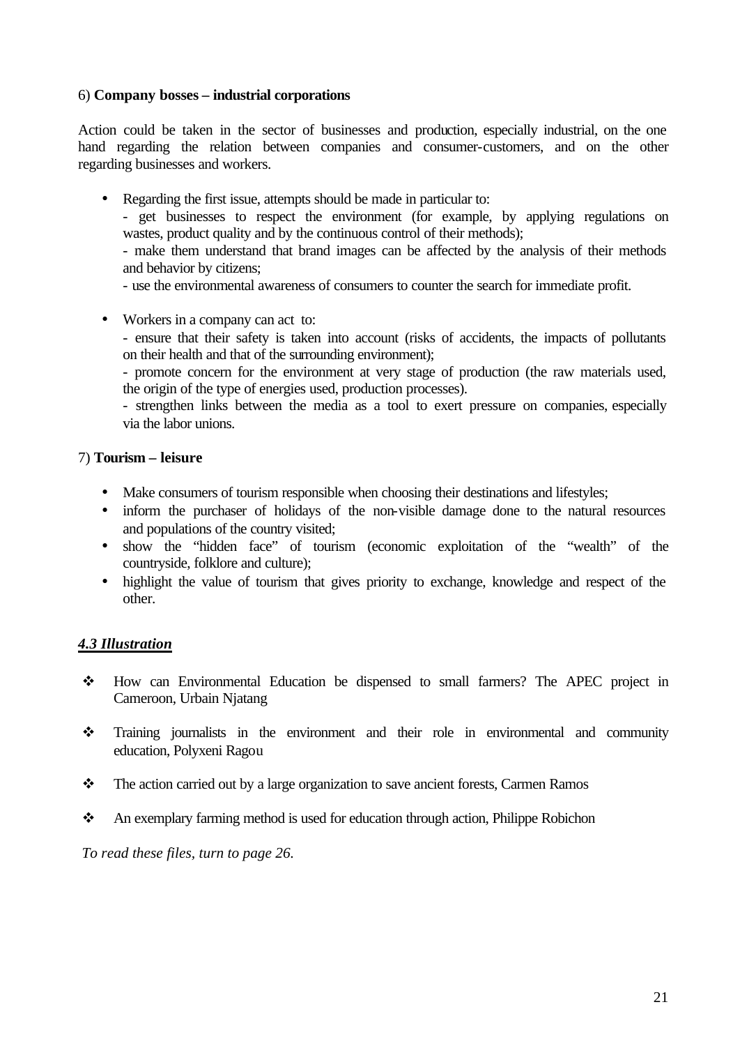6) **Company bosses – industrial corporations**

Action could be taken in the sector of businesses and production, especially industrial, on the one hand regarding the relation between companies and consumer-customers, and on the other regarding businesses and workers.

- Regarding the first issue, attempts should be made in particular to:
  - get businesses to respect the environment (for example, by applying regulations on wastes, product quality and by the continuous control of their methods);
  - make them understand that brand images can be affected by the analysis of their methods and behavior by citizens;
  - use the environmental awareness of consumers to counter the search for immediate profit.

- Workers in a company can act to:
  - ensure that their safety is taken into account (risks of accidents, the impacts of pollutants on their health and that of the surrounding environment);
  - promote concern for the environment at very stage of production (the raw materials used, the origin of the type of energies used, production processes).
  - strengthen links between the media as a tool to exert pressure on companies, especially via the labor unions.

7) **Tourism – leisure**

- Make consumers of tourism responsible when choosing their destinations and lifestyles;
- inform the purchaser of holidays of the non-visible damage done to the natural resources and populations of the country visited;
- show the "hidden face" of tourism (economic exploitation of the "wealth" of the countryside, folklore and culture);
- highlight the value of tourism that gives priority to exchange, knowledge and respect of the other.

### ***4.3 Illustration***

- How can Environmental Education be dispensed to small farmers? The APEC project in Cameroon, Urbain Njatang
- Training journalists in the environment and their role in environmental and community education, Polyxeni Ragou
- The action carried out by a large organization to save ancient forests, Carmen Ramos
- An exemplary farming method is used for education through action, Philippe Robichon

*To read these files, turn to page 26.*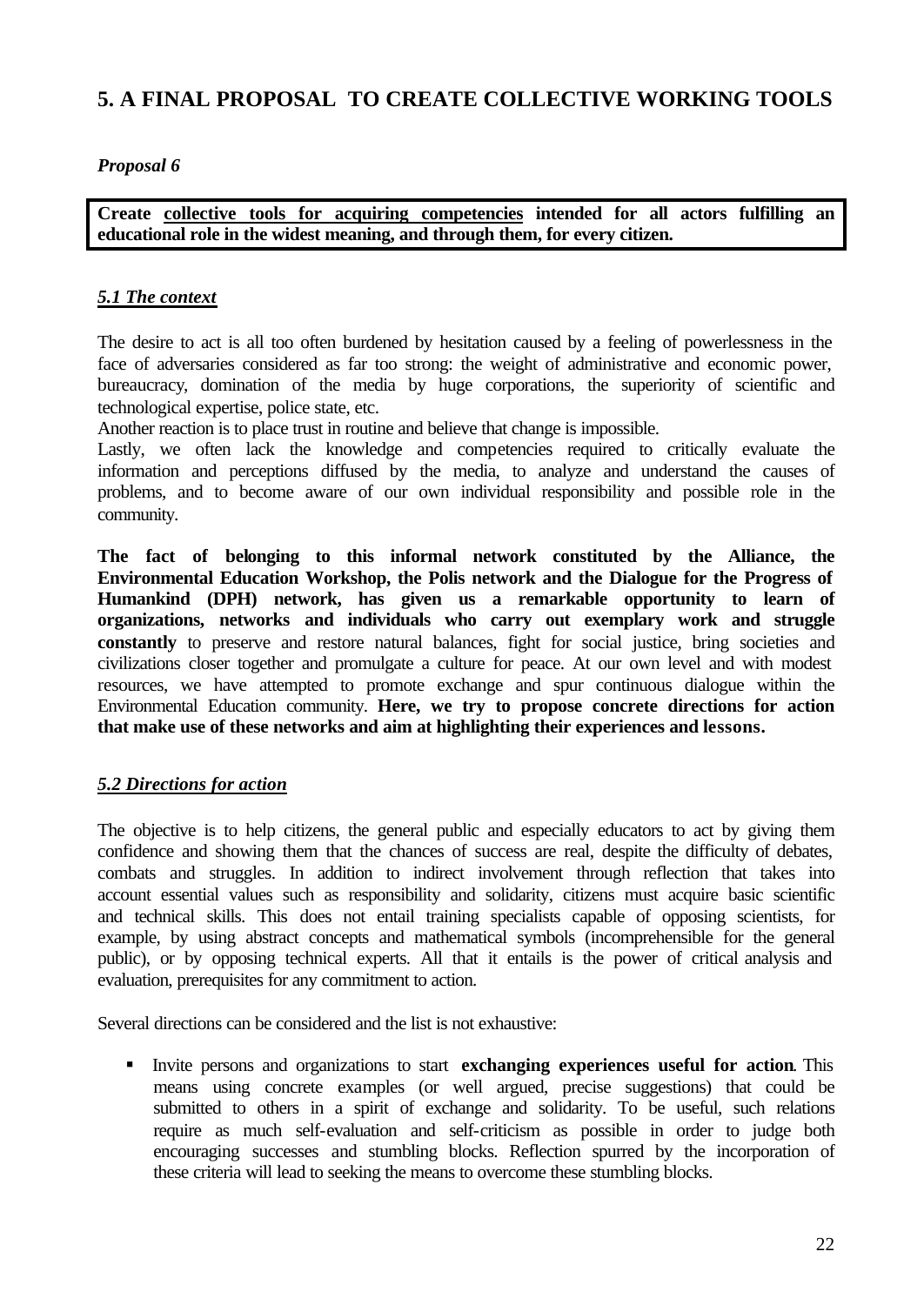## 5. A FINAL PROPOSAL TO CREATE COLLECTIVE WORKING TOOLS

***Proposal 6***

**Create collective tools for acquiring competencies intended for all actors fulfilling an educational role in the widest meaning, and through them, for every citizen.**

### *5.1 The context*

The desire to act is all too often burdened by hesitation caused by a feeling of powerlessness in the face of adversaries considered as far too strong: the weight of administrative and economic power, bureaucracy, domination of the media by huge corporations, the superiority of scientific and technological expertise, police state, etc.

Another reaction is to place trust in routine and believe that change is impossible.

Lastly, we often lack the knowledge and competencies required to critically evaluate the information and perceptions diffused by the media, to analyze and understand the causes of problems, and to become aware of our own individual responsibility and possible role in the community.

**The fact of belonging to this informal network constituted by the Alliance, the Environmental Education Workshop, the Polis network and the Dialogue for the Progress of Humankind (DPH) network, has given us a remarkable opportunity to learn of organizations, networks and individuals who carry out exemplary work and struggle constantly** to preserve and restore natural balances, fight for social justice, bring societies and civilizations closer together and promulgate a culture for peace. At our own level and with modest resources, we have attempted to promote exchange and spur continuous dialogue within the Environmental Education community. **Here, we try to propose concrete directions for action that make use of these networks and aim at highlighting their experiences and lessons.**

### *5.2 Directions for action*

The objective is to help citizens, the general public and especially educators to act by giving them confidence and showing them that the chances of success are real, despite the difficulty of debates, combats and struggles. In addition to indirect involvement through reflection that takes into account essential values such as responsibility and solidarity, citizens must acquire basic scientific and technical skills. This does not entail training specialists capable of opposing scientists, for example, by using abstract concepts and mathematical symbols (incomprehensible for the general public), or by opposing technical experts. All that it entails is the power of critical analysis and evaluation, prerequisites for any commitment to action.

Several directions can be considered and the list is not exhaustive:

- Invite persons and organizations to start **exchanging experiences useful for action**. This means using concrete examples (or well argued, precise suggestions) that could be submitted to others in a spirit of exchange and solidarity. To be useful, such relations require as much self-evaluation and self-criticism as possible in order to judge both encouraging successes and stumbling blocks. Reflection spurred by the incorporation of these criteria will lead to seeking the means to overcome these stumbling blocks.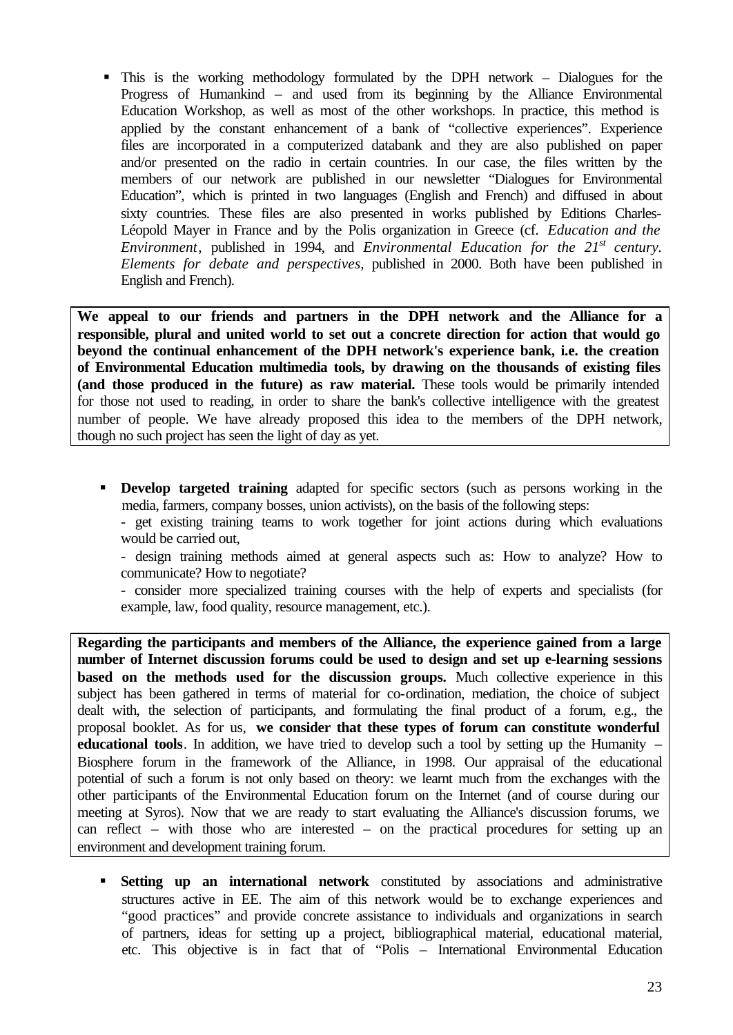- This is the working methodology formulated by the DPH network – Dialogues for the Progress of Humankind – and used from its beginning by the Alliance Environmental Education Workshop, as well as most of the other workshops. In practice, this method is applied by the constant enhancement of a bank of "collective experiences". Experience files are incorporated in a computerized databank and they are also published on paper and/or presented on the radio in certain countries. In our case, the files written by the members of our network are published in our newsletter "Dialogues for Environmental Education", which is printed in two languages (English and French) and diffused in about sixty countries. These files are also presented in works published by Editions Charles-Léopold Mayer in France and by the Polis organization in Greece (cf. *Education and the Environment*, published in 1994, and *Environmental Education for the 21st century. Elements for debate and perspectives*, published in 2000. Both have been published in English and French).

**We appeal to our friends and partners in the DPH network and the Alliance for a responsible, plural and united world to set out a concrete direction for action that would go beyond the continual enhancement of the DPH network's experience bank, i.e. the creation of Environmental Education multimedia tools, by drawing on the thousands of existing files (and those produced in the future) as raw material.** These tools would be primarily intended for those not used to reading, in order to share the bank's collective intelligence with the greatest number of people. We have already proposed this idea to the members of the DPH network, though no such project has seen the light of day as yet.

- **Develop targeted training** adapted for specific sectors (such as persons working in the media, farmers, company bosses, union activists), on the basis of the following steps:
  - get existing training teams to work together for joint actions during which evaluations would be carried out,
  - design training methods aimed at general aspects such as: How to analyze? How to communicate? How to negotiate?
  - consider more specialized training courses with the help of experts and specialists (for example, law, food quality, resource management, etc.).

**Regarding the participants and members of the Alliance, the experience gained from a large number of Internet discussion forums could be used to design and set up e-learning sessions based on the methods used for the discussion groups.** Much collective experience in this subject has been gathered in terms of material for co-ordination, mediation, the choice of subject dealt with, the selection of participants, and formulating the final product of a forum, e.g., the proposal booklet. As for us, **we consider that these types of forum can constitute wonderful educational tools**. In addition, we have tried to develop such a tool by setting up the Humanity – Biosphere forum in the framework of the Alliance, in 1998. Our appraisal of the educational potential of such a forum is not only based on theory: we learnt much from the exchanges with the other participants of the Environmental Education forum on the Internet (and of course during our meeting at Syros). Now that we are ready to start evaluating the Alliance's discussion forums, we can reflect – with those who are interested – on the practical procedures for setting up an environment and development training forum.

- **Setting up an international network** constituted by associations and administrative structures active in EE. The aim of this network would be to exchange experiences and "good practices" and provide concrete assistance to individuals and organizations in search of partners, ideas for setting up a project, bibliographical material, educational material, etc. This objective is in fact that of "Polis – International Environmental Education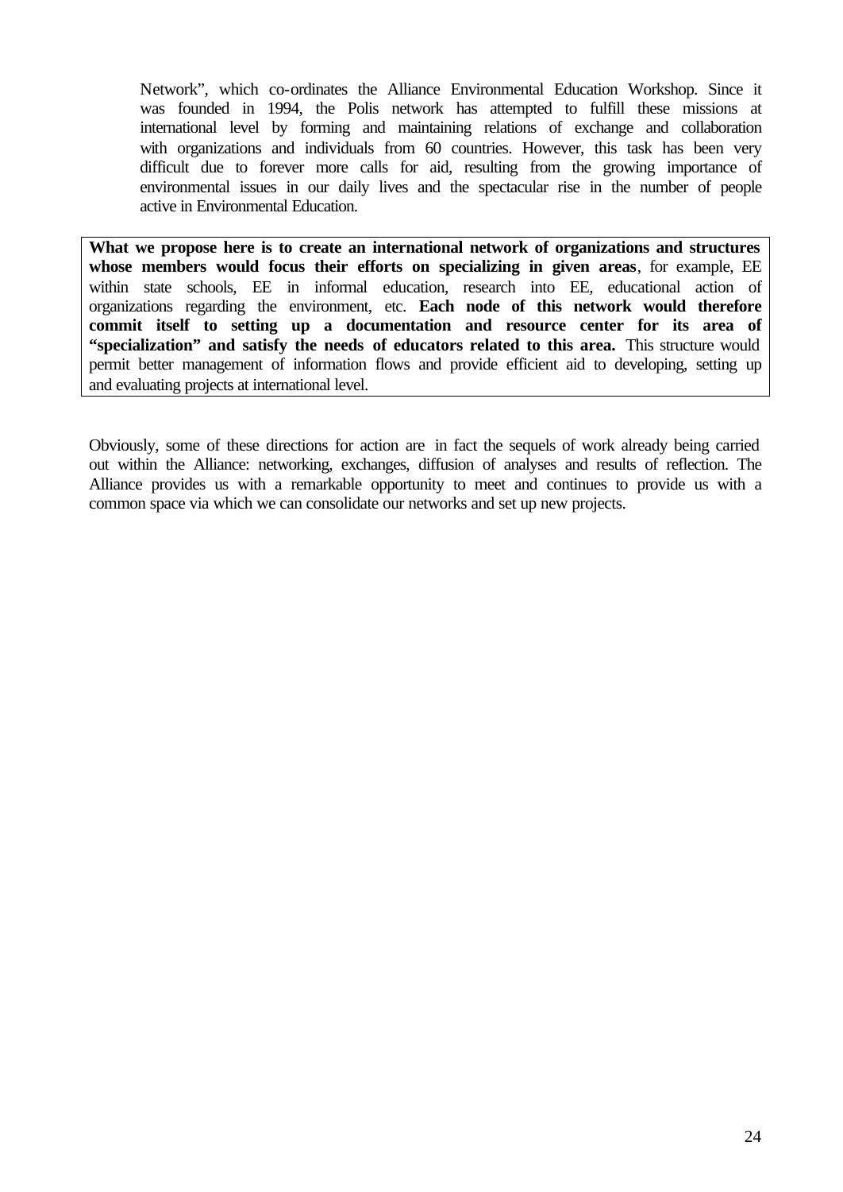Network", which co-ordinates the Alliance Environmental Education Workshop. Since it was founded in 1994, the Polis network has attempted to fulfill these missions at international level by forming and maintaining relations of exchange and collaboration with organizations and individuals from 60 countries. However, this task has been very difficult due to forever more calls for aid, resulting from the growing importance of environmental issues in our daily lives and the spectacular rise in the number of people active in Environmental Education.

**What we propose here is to create an international network of organizations and structures whose members would focus their efforts on specializing in given areas**, for example, EE within state schools, EE in informal education, research into EE, educational action of organizations regarding the environment, etc. **Each node of this network would therefore commit itself to setting up a documentation and resource center for its area of "specialization" and satisfy the needs of educators related to this area.** This structure would permit better management of information flows and provide efficient aid to developing, setting up and evaluating projects at international level.

Obviously, some of these directions for action are in fact the sequels of work already being carried out within the Alliance: networking, exchanges, diffusion of analyses and results of reflection. The Alliance provides us with a remarkable opportunity to meet and continues to provide us with a common space via which we can consolidate our networks and set up new projects.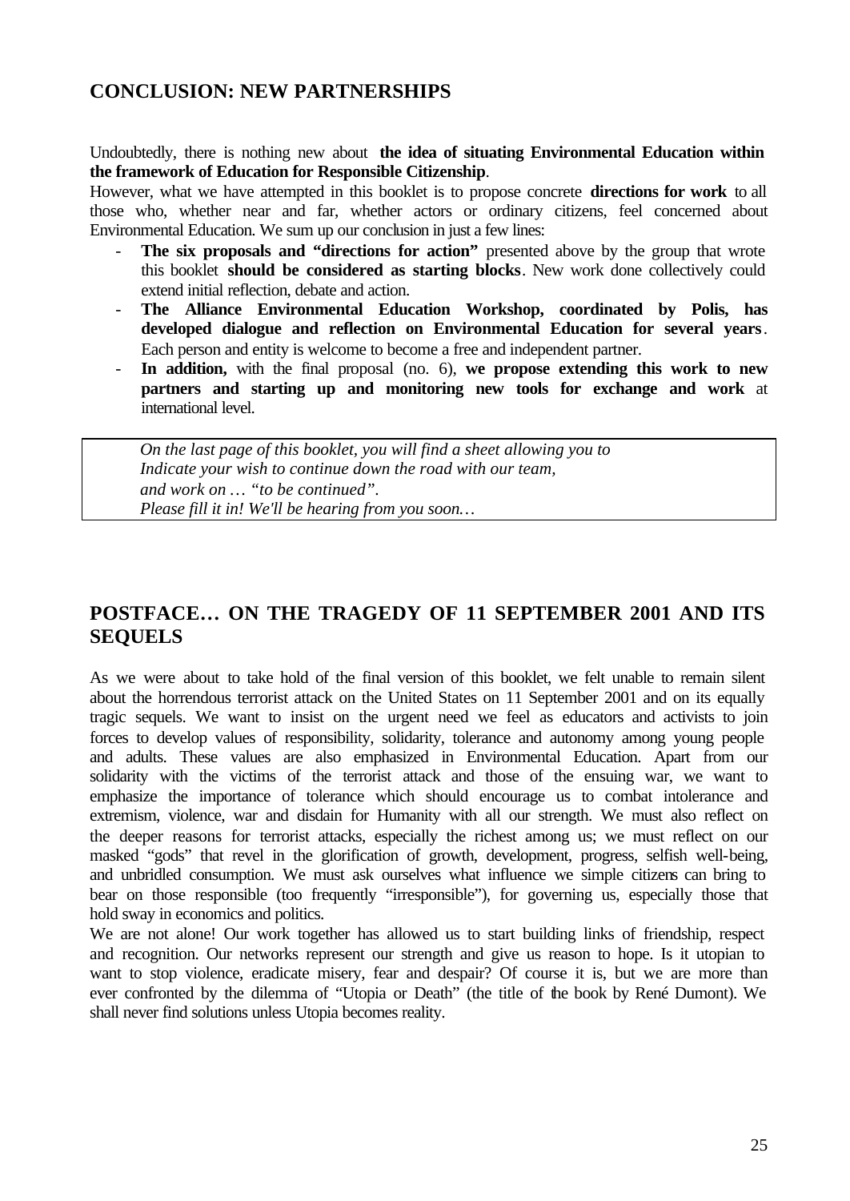## CONCLUSION: NEW PARTNERSHIPS

Undoubtedly, there is nothing new about **the idea of situating Environmental Education within the framework of Education for Responsible Citizenship**.

However, what we have attempted in this booklet is to propose concrete **directions for work** to all those who, whether near and far, whether actors or ordinary citizens, feel concerned about Environmental Education. We sum up our conclusion in just a few lines:

- **The six proposals and "directions for action"** presented above by the group that wrote this booklet **should be considered as starting blocks**. New work done collectively could extend initial reflection, debate and action.
- **The Alliance Environmental Education Workshop, coordinated by Polis, has developed dialogue and reflection on Environmental Education for several years**. Each person and entity is welcome to become a free and independent partner.
- **In addition,** with the final proposal (no. 6), **we propose extending this work to new partners and starting up and monitoring new tools for exchange and work** at international level.

> *On the last page of this booklet, you will find a sheet allowing you to*
> *Indicate your wish to continue down the road with our team,*
> *and work on … "to be continued".*
> *Please fill it in! We'll be hearing from you soon…*

## POSTFACE… ON THE TRAGEDY OF 11 SEPTEMBER 2001 AND ITS SEQUELS

As we were about to take hold of the final version of this booklet, we felt unable to remain silent about the horrendous terrorist attack on the United States on 11 September 2001 and on its equally tragic sequels. We want to insist on the urgent need we feel as educators and activists to join forces to develop values of responsibility, solidarity, tolerance and autonomy among young people and adults. These values are also emphasized in Environmental Education. Apart from our solidarity with the victims of the terrorist attack and those of the ensuing war, we want to emphasize the importance of tolerance which should encourage us to combat intolerance and extremism, violence, war and disdain for Humanity with all our strength. We must also reflect on the deeper reasons for terrorist attacks, especially the richest among us; we must reflect on our masked "gods" that revel in the glorification of growth, development, progress, selfish well-being, and unbridled consumption. We must ask ourselves what influence we simple citizens can bring to bear on those responsible (too frequently "irresponsible"), for governing us, especially those that hold sway in economics and politics.

We are not alone! Our work together has allowed us to start building links of friendship, respect and recognition. Our networks represent our strength and give us reason to hope. Is it utopian to want to stop violence, eradicate misery, fear and despair? Of course it is, but we are more than ever confronted by the dilemma of "Utopia or Death" (the title of the book by René Dumont). We shall never find solutions unless Utopia becomes reality.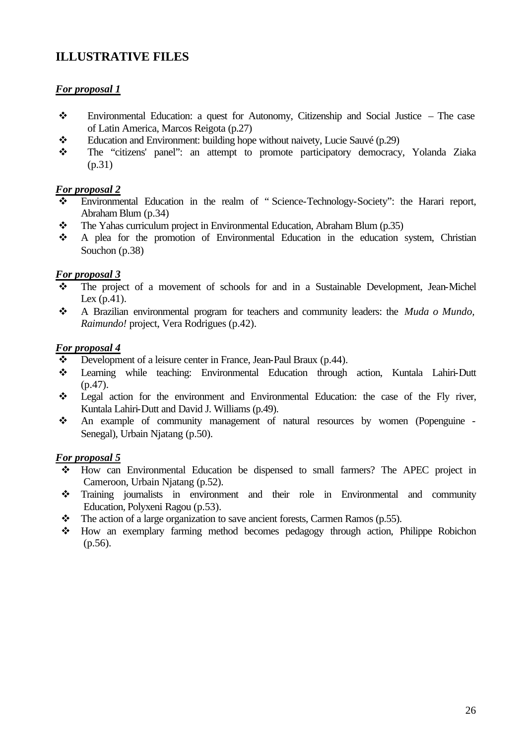# ILLUSTRATIVE FILES

***For proposal 1***

- Environmental Education: a quest for Autonomy, Citizenship and Social Justice – The case of Latin America, Marcos Reigota (p.27)
- Education and Environment: building hope without naivety, Lucie Sauvé (p.29)
- The "citizens' panel": an attempt to promote participatory democracy, Yolanda Ziaka (p.31)

***For proposal 2***

- Environmental Education in the realm of " Science-Technology-Society": the Harari report, Abraham Blum (p.34)
- The Yahas curriculum project in Environmental Education, Abraham Blum (p.35)
- A plea for the promotion of Environmental Education in the education system, Christian Souchon (p.38)

***For proposal 3***

- The project of a movement of schools for and in a Sustainable Development, Jean-Michel Lex (p.41).
- A Brazilian environmental program for teachers and community leaders: the *Muda o Mundo, Raimundo!* project, Vera Rodrigues (p.42).

***For proposal 4***

- Development of a leisure center in France, Jean-Paul Braux (p.44).
- Learning while teaching: Environmental Education through action, Kuntala Lahiri-Dutt (p.47).
- Legal action for the environment and Environmental Education: the case of the Fly river, Kuntala Lahiri-Dutt and David J. Williams (p.49).
- An example of community management of natural resources by women (Popenguine - Senegal), Urbain Njatang (p.50).

***For proposal 5***

- How can Environmental Education be dispensed to small farmers? The APEC project in Cameroon, Urbain Njatang (p.52).
- Training journalists in environment and their role in Environmental and community Education, Polyxeni Ragou (p.53).
- The action of a large organization to save ancient forests, Carmen Ramos (p.55).
- How an exemplary farming method becomes pedagogy through action, Philippe Robichon (p.56).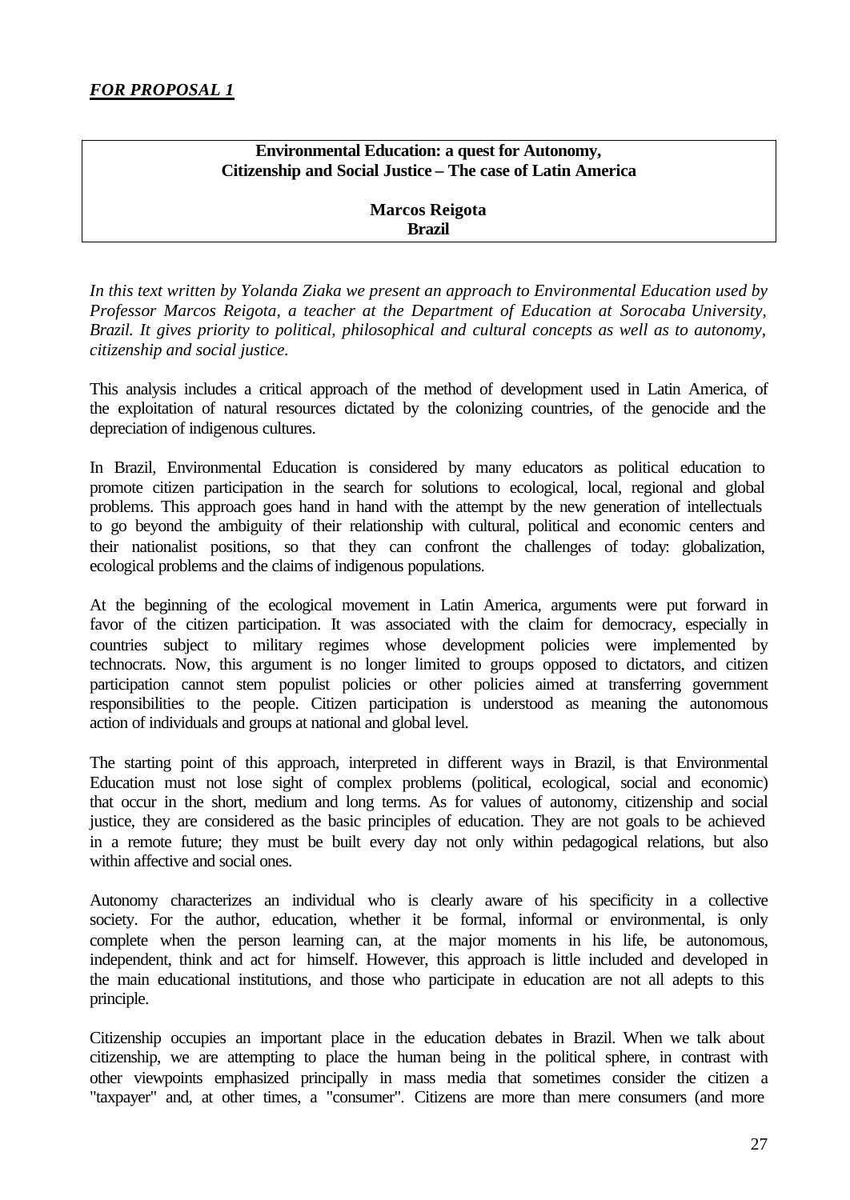***FOR PROPOSAL 1***

**Environmental Education: a quest for Autonomy,
Citizenship and Social Justice – The case of Latin America**

**Marcos Reigota
Brazil**

*In this text written by Yolanda Ziaka we present an approach to Environmental Education used by Professor Marcos Reigota, a teacher at the Department of Education at Sorocaba University, Brazil. It gives priority to political, philosophical and cultural concepts as well as to autonomy, citizenship and social justice.*

This analysis includes a critical approach of the method of development used in Latin America, of the exploitation of natural resources dictated by the colonizing countries, of the genocide and the depreciation of indigenous cultures.

In Brazil, Environmental Education is considered by many educators as political education to promote citizen participation in the search for solutions to ecological, local, regional and global problems. This approach goes hand in hand with the attempt by the new generation of intellectuals to go beyond the ambiguity of their relationship with cultural, political and economic centers and their nationalist positions, so that they can confront the challenges of today: globalization, ecological problems and the claims of indigenous populations.

At the beginning of the ecological movement in Latin America, arguments were put forward in favor of the citizen participation. It was associated with the claim for democracy, especially in countries subject to military regimes whose development policies were implemented by technocrats. Now, this argument is no longer limited to groups opposed to dictators, and citizen participation cannot stem populist policies or other policies aimed at transferring government responsibilities to the people. Citizen participation is understood as meaning the autonomous action of individuals and groups at national and global level.

The starting point of this approach, interpreted in different ways in Brazil, is that Environmental Education must not lose sight of complex problems (political, ecological, social and economic) that occur in the short, medium and long terms. As for values of autonomy, citizenship and social justice, they are considered as the basic principles of education. They are not goals to be achieved in a remote future; they must be built every day not only within pedagogical relations, but also within affective and social ones.

Autonomy characterizes an individual who is clearly aware of his specificity in a collective society. For the author, education, whether it be formal, informal or environmental, is only complete when the person learning can, at the major moments in his life, be autonomous, independent, think and act for himself. However, this approach is little included and developed in the main educational institutions, and those who participate in education are not all adepts to this principle.

Citizenship occupies an important place in the education debates in Brazil. When we talk about citizenship, we are attempting to place the human being in the political sphere, in contrast with other viewpoints emphasized principally in mass media that sometimes consider the citizen a "taxpayer" and, at other times, a "consumer". Citizens are more than mere consumers (and more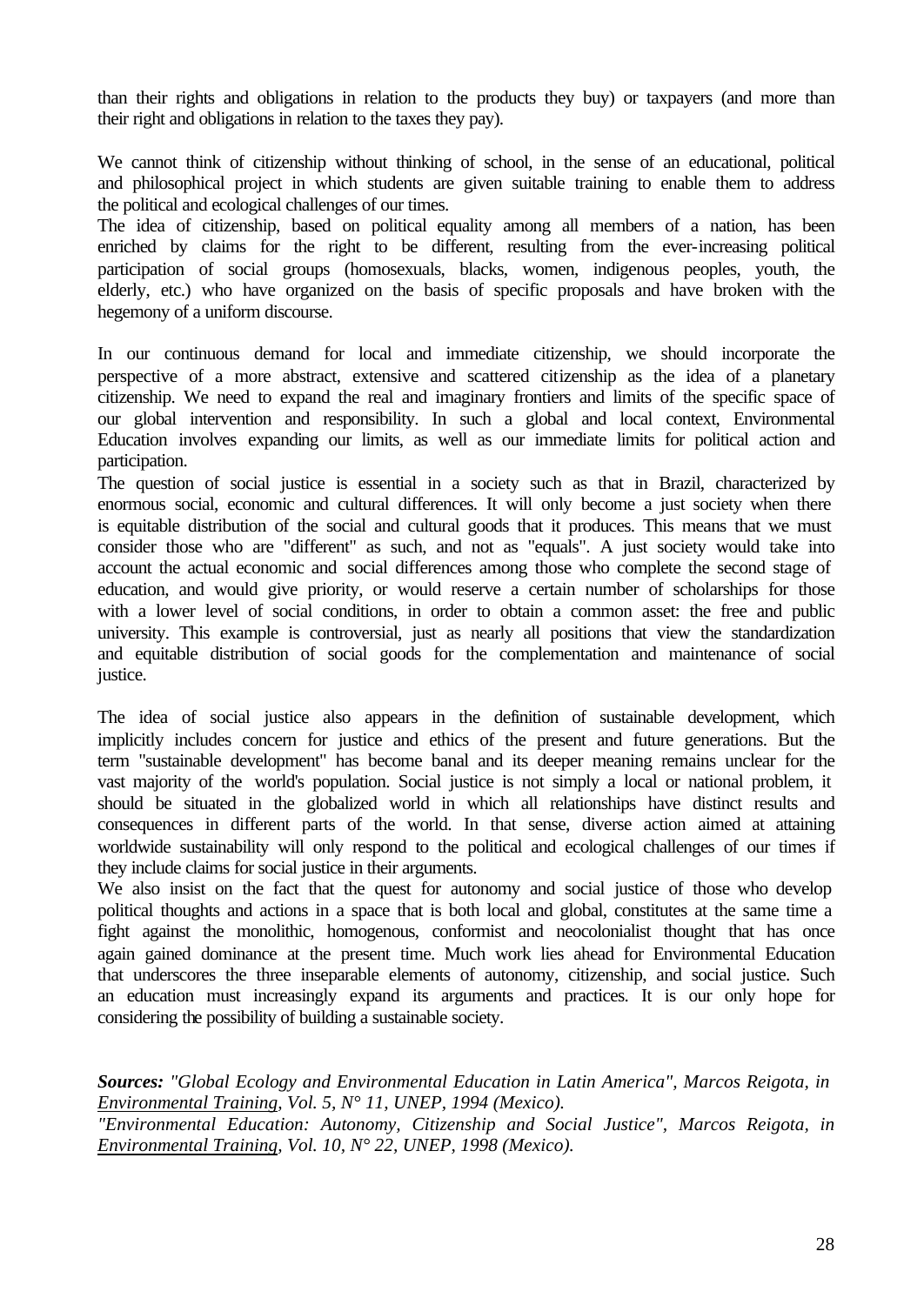than their rights and obligations in relation to the products they buy) or taxpayers (and more than their right and obligations in relation to the taxes they pay).

We cannot think of citizenship without thinking of school, in the sense of an educational, political and philosophical project in which students are given suitable training to enable them to address the political and ecological challenges of our times.

The idea of citizenship, based on political equality among all members of a nation, has been enriched by claims for the right to be different, resulting from the ever-increasing political participation of social groups (homosexuals, blacks, women, indigenous peoples, youth, the elderly, etc.) who have organized on the basis of specific proposals and have broken with the hegemony of a uniform discourse.

In our continuous demand for local and immediate citizenship, we should incorporate the perspective of a more abstract, extensive and scattered citizenship as the idea of a planetary citizenship. We need to expand the real and imaginary frontiers and limits of the specific space of our global intervention and responsibility. In such a global and local context, Environmental Education involves expanding our limits, as well as our immediate limits for political action and participation.

The question of social justice is essential in a society such as that in Brazil, characterized by enormous social, economic and cultural differences. It will only become a just society when there is equitable distribution of the social and cultural goods that it produces. This means that we must consider those who are "different" as such, and not as "equals". A just society would take into account the actual economic and social differences among those who complete the second stage of education, and would give priority, or would reserve a certain number of scholarships for those with a lower level of social conditions, in order to obtain a common asset: the free and public university. This example is controversial, just as nearly all positions that view the standardization and equitable distribution of social goods for the complementation and maintenance of social justice.

The idea of social justice also appears in the definition of sustainable development, which implicitly includes concern for justice and ethics of the present and future generations. But the term "sustainable development" has become banal and its deeper meaning remains unclear for the vast majority of the world's population. Social justice is not simply a local or national problem, it should be situated in the globalized world in which all relationships have distinct results and consequences in different parts of the world. In that sense, diverse action aimed at attaining worldwide sustainability will only respond to the political and ecological challenges of our times if they include claims for social justice in their arguments.

We also insist on the fact that the quest for autonomy and social justice of those who develop political thoughts and actions in a space that is both local and global, constitutes at the same time a fight against the monolithic, homogenous, conformist and neocolonialist thought that has once again gained dominance at the present time. Much work lies ahead for Environmental Education that underscores the three inseparable elements of autonomy, citizenship, and social justice. Such an education must increasingly expand its arguments and practices. It is our only hope for considering the possibility of building a sustainable society.

***Sources:*** *"Global Ecology and Environmental Education in Latin America", Marcos Reigota, in Environmental Training, Vol. 5, N° 11, UNEP, 1994 (Mexico).*
*"Environmental Education: Autonomy, Citizenship and Social Justice", Marcos Reigota, in Environmental Training, Vol. 10, N° 22, UNEP, 1998 (Mexico).*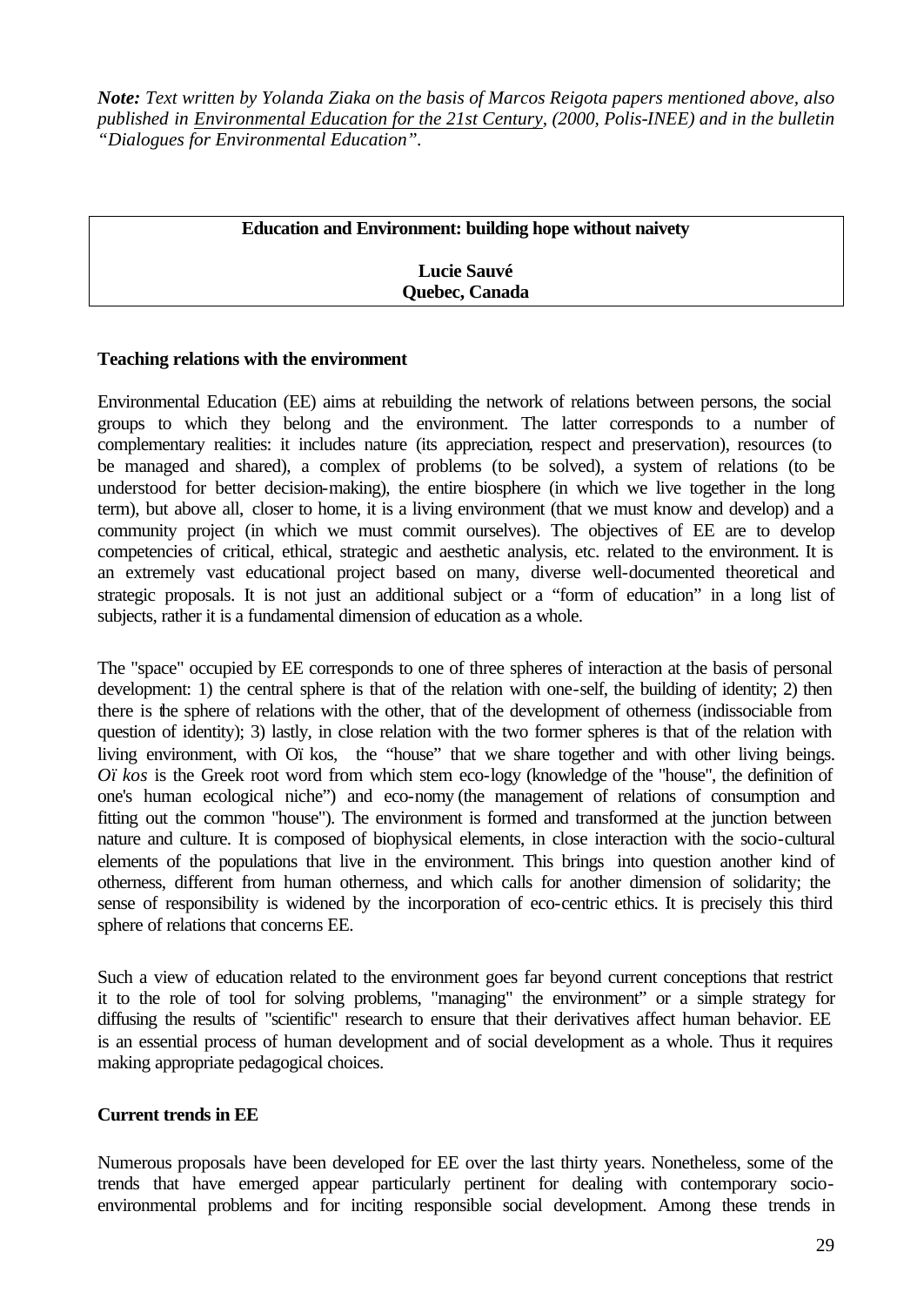*__Note:__ Text written by Yolanda Ziaka on the basis of Marcos Reigota papers mentioned above, also published in Environmental Education for the 21st Century, (2000, Polis-INEE) and in the bulletin "Dialogues for Environmental Education".*

**Education and Environment: building hope without naivety**

**Lucie Sauvé**
**Quebec, Canada**

### Teaching relations with the environment

Environmental Education (EE) aims at rebuilding the network of relations between persons, the social groups to which they belong and the environment. The latter corresponds to a number of complementary realities: it includes nature (its appreciation, respect and preservation), resources (to be managed and shared), a complex of problems (to be solved), a system of relations (to be understood for better decision-making), the entire biosphere (in which we live together in the long term), but above all, closer to home, it is a living environment (that we must know and develop) and a community project (in which we must commit ourselves). The objectives of EE are to develop competencies of critical, ethical, strategic and aesthetic analysis, etc. related to the environment. It is an extremely vast educational project based on many, diverse well-documented theoretical and strategic proposals. It is not just an additional subject or a "form of education" in a long list of subjects, rather it is a fundamental dimension of education as a whole.

The "space" occupied by EE corresponds to one of three spheres of interaction at the basis of personal development: 1) the central sphere is that of the relation with one-self, the building of identity; 2) then there is the sphere of relations with the other, that of the development of otherness (indissociable from question of identity); 3) lastly, in close relation with the two former spheres is that of the relation with living environment, with Oï kos, the "house" that we share together and with other living beings. *Oï kos* is the Greek root word from which stem eco-logy (knowledge of the "house", the definition of one's human ecological niche") and eco-nomy (the management of relations of consumption and fitting out the common "house"). The environment is formed and transformed at the junction between nature and culture. It is composed of biophysical elements, in close interaction with the socio-cultural elements of the populations that live in the environment. This brings into question another kind of otherness, different from human otherness, and which calls for another dimension of solidarity; the sense of responsibility is widened by the incorporation of eco-centric ethics. It is precisely this third sphere of relations that concerns EE.

Such a view of education related to the environment goes far beyond current conceptions that restrict it to the role of tool for solving problems, "managing" the environment" or a simple strategy for diffusing the results of "scientific" research to ensure that their derivatives affect human behavior. EE is an essential process of human development and of social development as a whole. Thus it requires making appropriate pedagogical choices.

### Current trends in EE

Numerous proposals have been developed for EE over the last thirty years. Nonetheless, some of the trends that have emerged appear particularly pertinent for dealing with contemporary socio-environmental problems and for inciting responsible social development. Among these trends in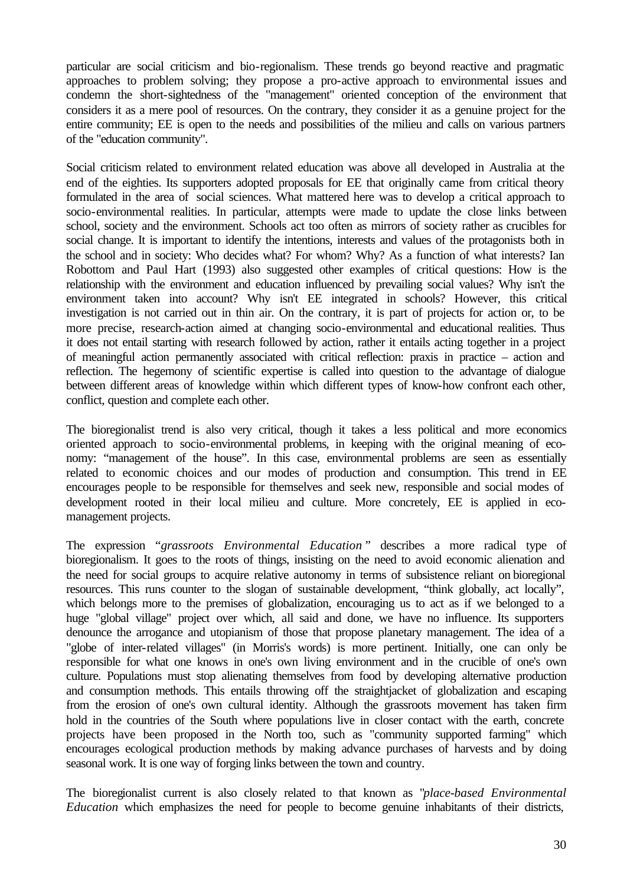particular are social criticism and bio-regionalism. These trends go beyond reactive and pragmatic approaches to problem solving; they propose a pro-active approach to environmental issues and condemn the short-sightedness of the "management" oriented conception of the environment that considers it as a mere pool of resources. On the contrary, they consider it as a genuine project for the entire community; EE is open to the needs and possibilities of the milieu and calls on various partners of the "education community".

Social criticism related to environment related education was above all developed in Australia at the end of the eighties. Its supporters adopted proposals for EE that originally came from critical theory formulated in the area of social sciences. What mattered here was to develop a critical approach to socio-environmental realities. In particular, attempts were made to update the close links between school, society and the environment. Schools act too often as mirrors of society rather as crucibles for social change. It is important to identify the intentions, interests and values of the protagonists both in the school and in society: Who decides what? For whom? Why? As a function of what interests? Ian Robottom and Paul Hart (1993) also suggested other examples of critical questions: How is the relationship with the environment and education influenced by prevailing social values? Why isn't the environment taken into account? Why isn't EE integrated in schools? However, this critical investigation is not carried out in thin air. On the contrary, it is part of projects for action or, to be more precise, research-action aimed at changing socio-environmental and educational realities. Thus it does not entail starting with research followed by action, rather it entails acting together in a project of meaningful action permanently associated with critical reflection: praxis in practice – action and reflection. The hegemony of scientific expertise is called into question to the advantage of dialogue between different areas of knowledge within which different types of know-how confront each other, conflict, question and complete each other.

The bioregionalist trend is also very critical, though it takes a less political and more economics oriented approach to socio-environmental problems, in keeping with the original meaning of eco-nomy: "management of the house". In this case, environmental problems are seen as essentially related to economic choices and our modes of production and consumption. This trend in EE encourages people to be responsible for themselves and seek new, responsible and social modes of development rooted in their local milieu and culture. More concretely, EE is applied in eco-management projects.

The expression "*grassroots Environmental Education*" describes a more radical type of bioregionalism. It goes to the roots of things, insisting on the need to avoid economic alienation and the need for social groups to acquire relative autonomy in terms of subsistence reliant on bioregional resources. This runs counter to the slogan of sustainable development, "think globally, act locally", which belongs more to the premises of globalization, encouraging us to act as if we belonged to a huge "global village" project over which, all said and done, we have no influence. Its supporters denounce the arrogance and utopianism of those that propose planetary management. The idea of a "globe of inter-related villages" (in Morris's words) is more pertinent. Initially, one can only be responsible for what one knows in one's own living environment and in the crucible of one's own culture. Populations must stop alienating themselves from food by developing alternative production and consumption methods. This entails throwing off the straightjacket of globalization and escaping from the erosion of one's own cultural identity. Although the grassroots movement has taken firm hold in the countries of the South where populations live in closer contact with the earth, concrete projects have been proposed in the North too, such as "community supported farming" which encourages ecological production methods by making advance purchases of harvests and by doing seasonal work. It is one way of forging links between the town and country.

The bioregionalist current is also closely related to that known as "*place-based Environmental Education* which emphasizes the need for people to become genuine inhabitants of their districts,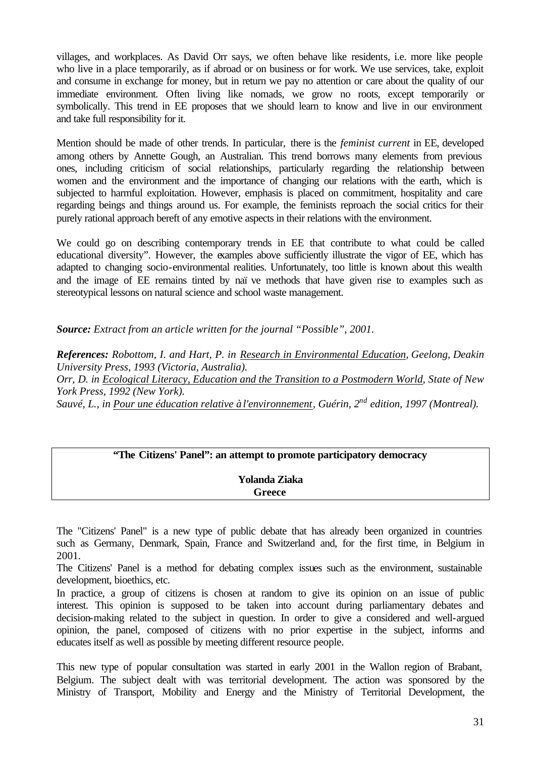villages, and workplaces. As David Orr says, we often behave like residents, i.e. more like people who live in a place temporarily, as if abroad or on business or for work. We use services, take, exploit and consume in exchange for money, but in return we pay no attention or care about the quality of our immediate environment. Often living like nomads, we grow no roots, except temporarily or symbolically. This trend in EE proposes that we should learn to know and live in our environment and take full responsibility for it.

Mention should be made of other trends. In particular, there is the *feminist current* in EE, developed among others by Annette Gough, an Australian. This trend borrows many elements from previous ones, including criticism of social relationships, particularly regarding the relationship between women and the environment and the importance of changing our relations with the earth, which is subjected to harmful exploitation. However, emphasis is placed on commitment, hospitality and care regarding beings and things around us. For example, the feminists reproach the social critics for their purely rational approach bereft of any emotive aspects in their relations with the environment.

We could go on describing contemporary trends in EE that contribute to what could be called educational diversity". However, the examples above sufficiently illustrate the vigor of EE, which has adapted to changing socio-environmental realities. Unfortunately, too little is known about this wealth and the image of EE remains tinted by naï ve methods that have given rise to examples such as stereotypical lessons on natural science and school waste management.

***Source:*** *Extract from an article written for the journal "Possible", 2001.*

***References:*** *Robottom, I. and Hart, P. in Research in Environmental Education, Geelong, Deakin University Press, 1993 (Victoria, Australia).*
*Orr, D. in Ecological Literacy, Education and the Transition to a Postmodern World, State of New York Press, 1992 (New York).*
*Sauvé, L., in Pour une éducation relative à l'environnement, Guérin, 2nd edition, 1997 (Montreal).*

## "The Citizens' Panel": an attempt to promote participatory democracy

**Yolanda Ziaka**
**Greece**

The "Citizens' Panel" is a new type of public debate that has already been organized in countries such as Germany, Denmark, Spain, France and Switzerland and, for the first time, in Belgium in 2001.

The Citizens' Panel is a method for debating complex issues such as the environment, sustainable development, bioethics, etc.

In practice, a group of citizens is chosen at random to give its opinion on an issue of public interest. This opinion is supposed to be taken into account during parliamentary debates and decision-making related to the subject in question. In order to give a considered and well-argued opinion, the panel, composed of citizens with no prior expertise in the subject, informs and educates itself as well as possible by meeting different resource people.

This new type of popular consultation was started in early 2001 in the Wallon region of Brabant, Belgium. The subject dealt with was territorial development. The action was sponsored by the Ministry of Transport, Mobility and Energy and the Ministry of Territorial Development, the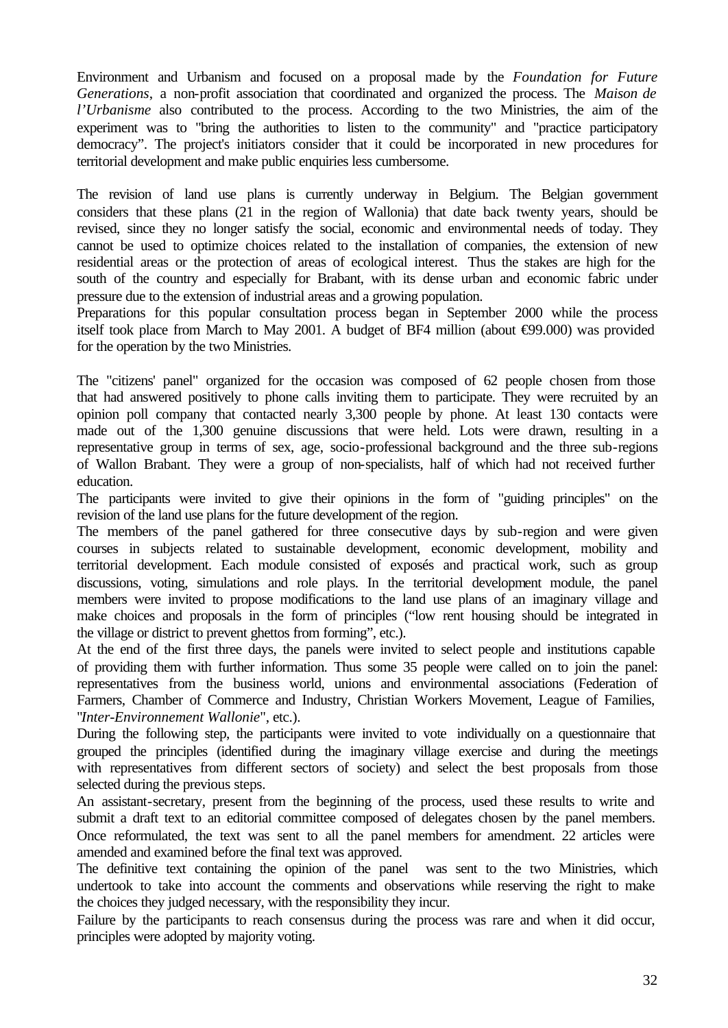Environment and Urbanism and focused on a proposal made by the *Foundation for Future Generations*, a non-profit association that coordinated and organized the process. The *Maison de l'Urbanisme* also contributed to the process. According to the two Ministries, the aim of the experiment was to "bring the authorities to listen to the community" and "practice participatory democracy". The project's initiators consider that it could be incorporated in new procedures for territorial development and make public enquiries less cumbersome.

The revision of land use plans is currently underway in Belgium. The Belgian government considers that these plans (21 in the region of Wallonia) that date back twenty years, should be revised, since they no longer satisfy the social, economic and environmental needs of today. They cannot be used to optimize choices related to the installation of companies, the extension of new residential areas or the protection of areas of ecological interest. Thus the stakes are high for the south of the country and especially for Brabant, with its dense urban and economic fabric under pressure due to the extension of industrial areas and a growing population.

Preparations for this popular consultation process began in September 2000 while the process itself took place from March to May 2001. A budget of BF4 million (about €99.000) was provided for the operation by the two Ministries.

The "citizens' panel" organized for the occasion was composed of 62 people chosen from those that had answered positively to phone calls inviting them to participate. They were recruited by an opinion poll company that contacted nearly 3,300 people by phone. At least 130 contacts were made out of the 1,300 genuine discussions that were held. Lots were drawn, resulting in a representative group in terms of sex, age, socio-professional background and the three sub-regions of Wallon Brabant. They were a group of non-specialists, half of which had not received further education.

The participants were invited to give their opinions in the form of "guiding principles" on the revision of the land use plans for the future development of the region.

The members of the panel gathered for three consecutive days by sub-region and were given courses in subjects related to sustainable development, economic development, mobility and territorial development. Each module consisted of exposés and practical work, such as group discussions, voting, simulations and role plays. In the territorial development module, the panel members were invited to propose modifications to the land use plans of an imaginary village and make choices and proposals in the form of principles ("low rent housing should be integrated in the village or district to prevent ghettos from forming", etc.).

At the end of the first three days, the panels were invited to select people and institutions capable of providing them with further information. Thus some 35 people were called on to join the panel: representatives from the business world, unions and environmental associations (Federation of Farmers, Chamber of Commerce and Industry, Christian Workers Movement, League of Families, "*Inter-Environnement Wallonie*", etc.).

During the following step, the participants were invited to vote individually on a questionnaire that grouped the principles (identified during the imaginary village exercise and during the meetings with representatives from different sectors of society) and select the best proposals from those selected during the previous steps.

An assistant-secretary, present from the beginning of the process, used these results to write and submit a draft text to an editorial committee composed of delegates chosen by the panel members. Once reformulated, the text was sent to all the panel members for amendment. 22 articles were amended and examined before the final text was approved.

The definitive text containing the opinion of the panel was sent to the two Ministries, which undertook to take into account the comments and observations while reserving the right to make the choices they judged necessary, with the responsibility they incur.

Failure by the participants to reach consensus during the process was rare and when it did occur, principles were adopted by majority voting.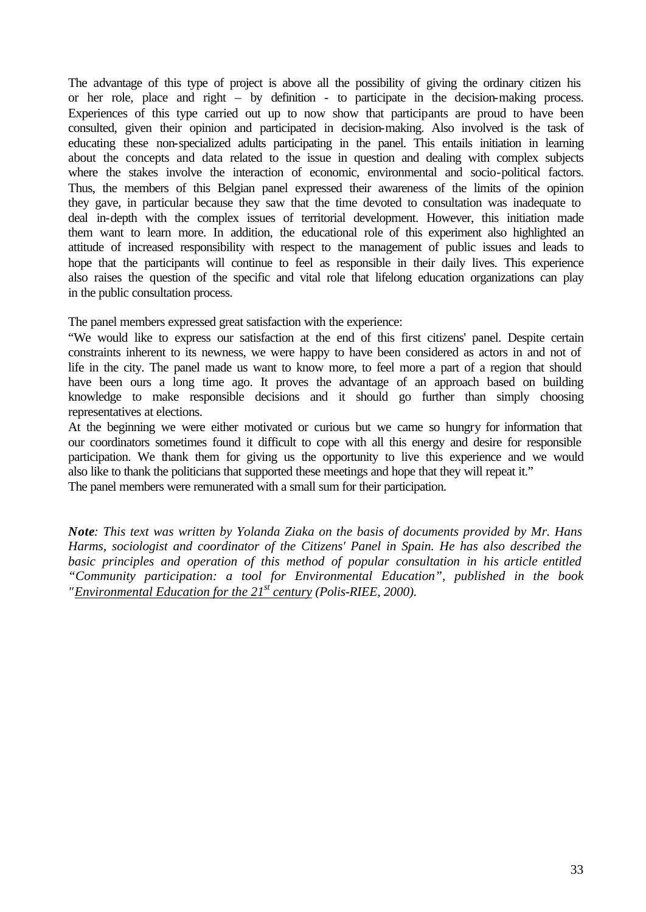The advantage of this type of project is above all the possibility of giving the ordinary citizen his or her role, place and right – by definition - to participate in the decision-making process. Experiences of this type carried out up to now show that participants are proud to have been consulted, given their opinion and participated in decision-making. Also involved is the task of educating these non-specialized adults participating in the panel. This entails initiation in learning about the concepts and data related to the issue in question and dealing with complex subjects where the stakes involve the interaction of economic, environmental and socio-political factors. Thus, the members of this Belgian panel expressed their awareness of the limits of the opinion they gave, in particular because they saw that the time devoted to consultation was inadequate to deal in-depth with the complex issues of territorial development. However, this initiation made them want to learn more. In addition, the educational role of this experiment also highlighted an attitude of increased responsibility with respect to the management of public issues and leads to hope that the participants will continue to feel as responsible in their daily lives. This experience also raises the question of the specific and vital role that lifelong education organizations can play in the public consultation process.

The panel members expressed great satisfaction with the experience:

"We would like to express our satisfaction at the end of this first citizens' panel. Despite certain constraints inherent to its newness, we were happy to have been considered as actors in and not of life in the city. The panel made us want to know more, to feel more a part of a region that should have been ours a long time ago. It proves the advantage of an approach based on building knowledge to make responsible decisions and it should go further than simply choosing representatives at elections.

At the beginning we were either motivated or curious but we came so hungry for information that our coordinators sometimes found it difficult to cope with all this energy and desire for responsible participation. We thank them for giving us the opportunity to live this experience and we would also like to thank the politicians that supported these meetings and hope that they will repeat it."

The panel members were remunerated with a small sum for their participation.

***Note**: This text was written by Yolanda Ziaka on the basis of documents provided by Mr. Hans Harms, sociologist and coordinator of the Citizens' Panel in Spain. He has also described the basic principles and operation of this method of popular consultation in his article entitled "Community participation: a tool for Environmental Education", published in the book "<u>Environmental Education for the 21st century</u> (Polis-RIEE, 2000).*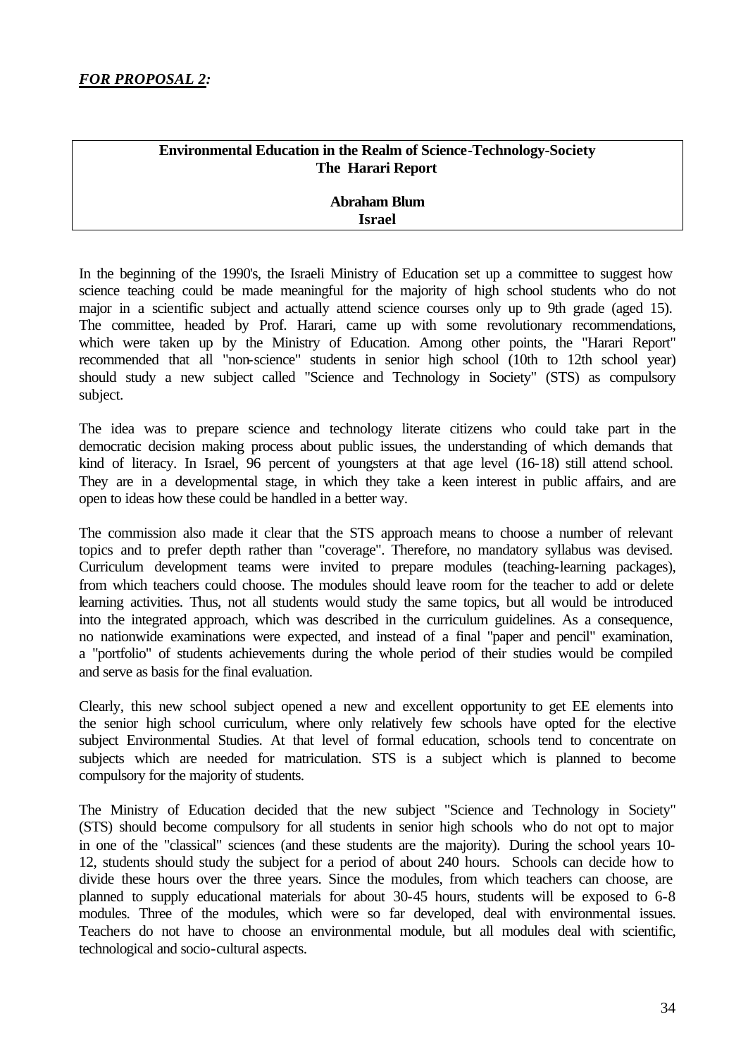***FOR PROPOSAL 2:***

**Environmental Education in the Realm of Science-Technology-Society**
**The Harari Report**

**Abraham Blum**
**Israel**

In the beginning of the 1990's, the Israeli Ministry of Education set up a committee to suggest how science teaching could be made meaningful for the majority of high school students who do not major in a scientific subject and actually attend science courses only up to 9th grade (aged 15). The committee, headed by Prof. Harari, came up with some revolutionary recommendations, which were taken up by the Ministry of Education. Among other points, the "Harari Report" recommended that all "non-science" students in senior high school (10th to 12th school year) should study a new subject called "Science and Technology in Society" (STS) as compulsory subject.

The idea was to prepare science and technology literate citizens who could take part in the democratic decision making process about public issues, the understanding of which demands that kind of literacy. In Israel, 96 percent of youngsters at that age level (16-18) still attend school. They are in a developmental stage, in which they take a keen interest in public affairs, and are open to ideas how these could be handled in a better way.

The commission also made it clear that the STS approach means to choose a number of relevant topics and to prefer depth rather than "coverage". Therefore, no mandatory syllabus was devised. Curriculum development teams were invited to prepare modules (teaching-learning packages), from which teachers could choose. The modules should leave room for the teacher to add or delete learning activities. Thus, not all students would study the same topics, but all would be introduced into the integrated approach, which was described in the curriculum guidelines. As a consequence, no nationwide examinations were expected, and instead of a final "paper and pencil" examination, a "portfolio" of students achievements during the whole period of their studies would be compiled and serve as basis for the final evaluation.

Clearly, this new school subject opened a new and excellent opportunity to get EE elements into the senior high school curriculum, where only relatively few schools have opted for the elective subject Environmental Studies. At that level of formal education, schools tend to concentrate on subjects which are needed for matriculation. STS is a subject which is planned to become compulsory for the majority of students.

The Ministry of Education decided that the new subject "Science and Technology in Society" (STS) should become compulsory for all students in senior high schools who do not opt to major in one of the "classical" sciences (and these students are the majority). During the school years 10-12, students should study the subject for a period of about 240 hours. Schools can decide how to divide these hours over the three years. Since the modules, from which teachers can choose, are planned to supply educational materials for about 30-45 hours, students will be exposed to 6-8 modules. Three of the modules, which were so far developed, deal with environmental issues. Teachers do not have to choose an environmental module, but all modules deal with scientific, technological and socio-cultural aspects.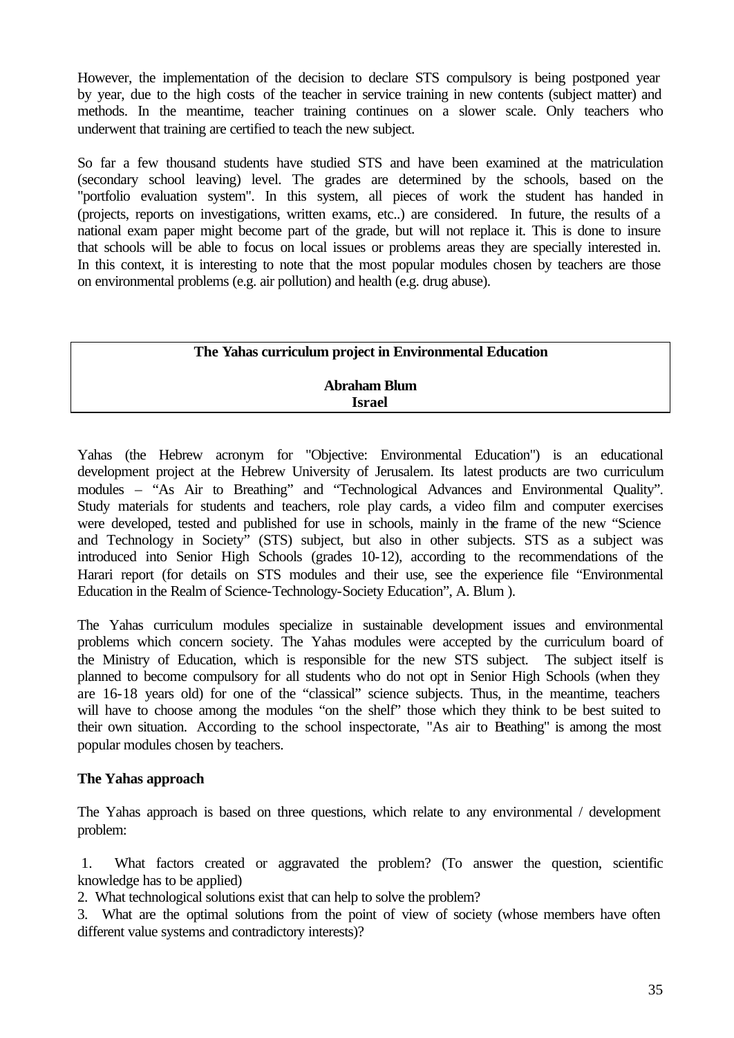However, the implementation of the decision to declare STS compulsory is being postponed year by year, due to the high costs of the teacher in service training in new contents (subject matter) and methods. In the meantime, teacher training continues on a slower scale. Only teachers who underwent that training are certified to teach the new subject.

So far a few thousand students have studied STS and have been examined at the matriculation (secondary school leaving) level. The grades are determined by the schools, based on the "portfolio evaluation system". In this system, all pieces of work the student has handed in (projects, reports on investigations, written exams, etc..) are considered. In future, the results of a national exam paper might become part of the grade, but will not replace it. This is done to insure that schools will be able to focus on local issues or problems areas they are specially interested in. In this context, it is interesting to note that the most popular modules chosen by teachers are those on environmental problems (e.g. air pollution) and health (e.g. drug abuse).

## The Yahas curriculum project in Environmental Education

**Abraham Blum**
**Israel**

Yahas (the Hebrew acronym for "Objective: Environmental Education") is an educational development project at the Hebrew University of Jerusalem. Its latest products are two curriculum modules – "As Air to Breathing" and "Technological Advances and Environmental Quality". Study materials for students and teachers, role play cards, a video film and computer exercises were developed, tested and published for use in schools, mainly in the frame of the new "Science and Technology in Society" (STS) subject, but also in other subjects. STS as a subject was introduced into Senior High Schools (grades 10-12), according to the recommendations of the Harari report (for details on STS modules and their use, see the experience file "Environmental Education in the Realm of Science-Technology-Society Education", A. Blum ).

The Yahas curriculum modules specialize in sustainable development issues and environmental problems which concern society. The Yahas modules were accepted by the curriculum board of the Ministry of Education, which is responsible for the new STS subject. The subject itself is planned to become compulsory for all students who do not opt in Senior High Schools (when they are 16-18 years old) for one of the "classical" science subjects. Thus, in the meantime, teachers will have to choose among the modules "on the shelf" those which they think to be best suited to their own situation. According to the school inspectorate, "As air to Breathing" is among the most popular modules chosen by teachers.

### The Yahas approach

The Yahas approach is based on three questions, which relate to any environmental / development problem:

1. What factors created or aggravated the problem? (To answer the question, scientific knowledge has to be applied)
2. What technological solutions exist that can help to solve the problem?
3. What are the optimal solutions from the point of view of society (whose members have often different value systems and contradictory interests)?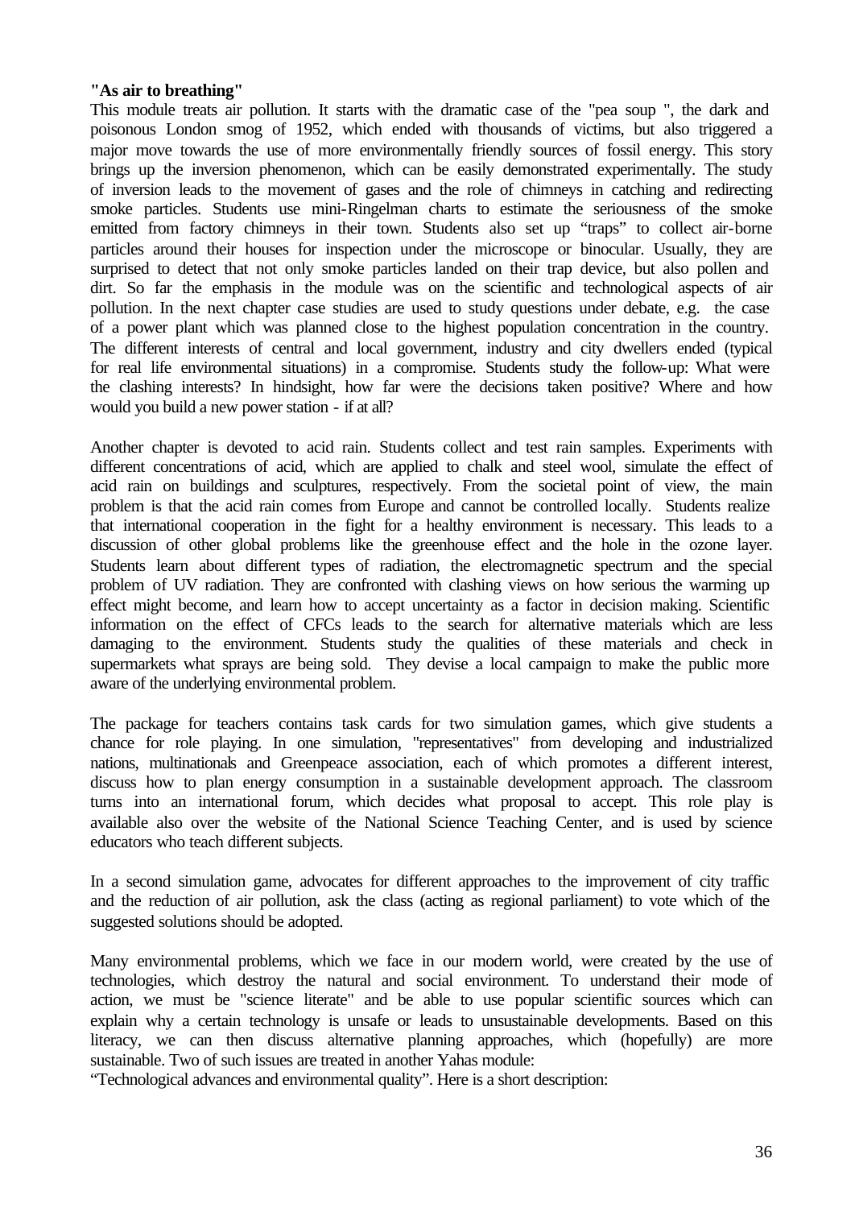**"As air to breathing"**

This module treats air pollution. It starts with the dramatic case of the "pea soup ", the dark and poisonous London smog of 1952, which ended with thousands of victims, but also triggered a major move towards the use of more environmentally friendly sources of fossil energy. This story brings up the inversion phenomenon, which can be easily demonstrated experimentally. The study of inversion leads to the movement of gases and the role of chimneys in catching and redirecting smoke particles. Students use mini-Ringelman charts to estimate the seriousness of the smoke emitted from factory chimneys in their town. Students also set up "traps" to collect air-borne particles around their houses for inspection under the microscope or binocular. Usually, they are surprised to detect that not only smoke particles landed on their trap device, but also pollen and dirt. So far the emphasis in the module was on the scientific and technological aspects of air pollution. In the next chapter case studies are used to study questions under debate, e.g. the case of a power plant which was planned close to the highest population concentration in the country. The different interests of central and local government, industry and city dwellers ended (typical for real life environmental situations) in a compromise. Students study the follow-up: What were the clashing interests? In hindsight, how far were the decisions taken positive? Where and how would you build a new power station - if at all?

Another chapter is devoted to acid rain. Students collect and test rain samples. Experiments with different concentrations of acid, which are applied to chalk and steel wool, simulate the effect of acid rain on buildings and sculptures, respectively. From the societal point of view, the main problem is that the acid rain comes from Europe and cannot be controlled locally. Students realize that international cooperation in the fight for a healthy environment is necessary. This leads to a discussion of other global problems like the greenhouse effect and the hole in the ozone layer. Students learn about different types of radiation, the electromagnetic spectrum and the special problem of UV radiation. They are confronted with clashing views on how serious the warming up effect might become, and learn how to accept uncertainty as a factor in decision making. Scientific information on the effect of CFCs leads to the search for alternative materials which are less damaging to the environment. Students study the qualities of these materials and check in supermarkets what sprays are being sold. They devise a local campaign to make the public more aware of the underlying environmental problem.

The package for teachers contains task cards for two simulation games, which give students a chance for role playing. In one simulation, "representatives" from developing and industrialized nations, multinationals and Greenpeace association, each of which promotes a different interest, discuss how to plan energy consumption in a sustainable development approach. The classroom turns into an international forum, which decides what proposal to accept. This role play is available also over the website of the National Science Teaching Center, and is used by science educators who teach different subjects.

In a second simulation game, advocates for different approaches to the improvement of city traffic and the reduction of air pollution, ask the class (acting as regional parliament) to vote which of the suggested solutions should be adopted.

Many environmental problems, which we face in our modern world, were created by the use of technologies, which destroy the natural and social environment. To understand their mode of action, we must be "science literate" and be able to use popular scientific sources which can explain why a certain technology is unsafe or leads to unsustainable developments. Based on this literacy, we can then discuss alternative planning approaches, which (hopefully) are more sustainable. Two of such issues are treated in another Yahas module:
"Technological advances and environmental quality". Here is a short description: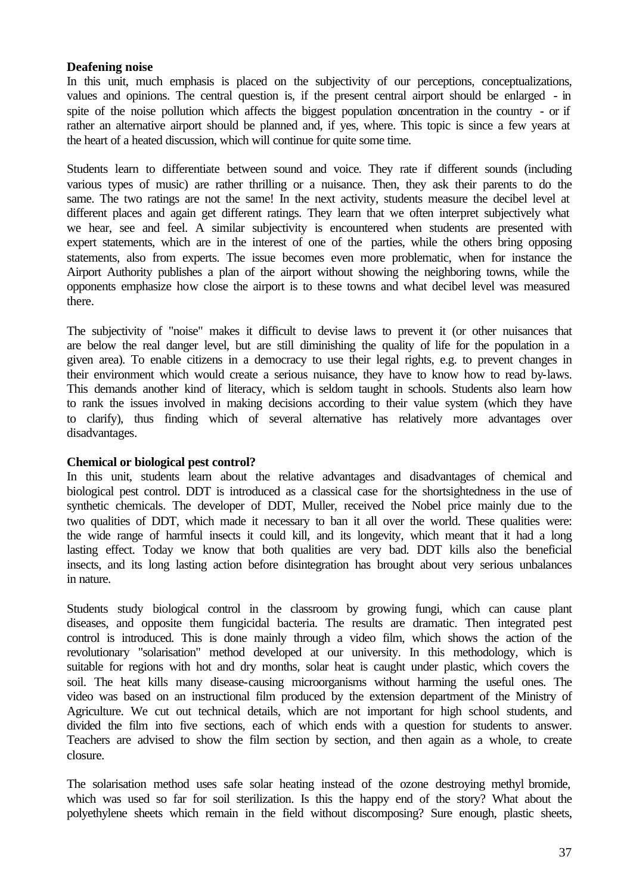**Deafening noise**

In this unit, much emphasis is placed on the subjectivity of our perceptions, conceptualizations, values and opinions. The central question is, if the present central airport should be enlarged - in spite of the noise pollution which affects the biggest population concentration in the country - or if rather an alternative airport should be planned and, if yes, where. This topic is since a few years at the heart of a heated discussion, which will continue for quite some time.

Students learn to differentiate between sound and voice. They rate if different sounds (including various types of music) are rather thrilling or a nuisance. Then, they ask their parents to do the same. The two ratings are not the same! In the next activity, students measure the decibel level at different places and again get different ratings. They learn that we often interpret subjectively what we hear, see and feel. A similar subjectivity is encountered when students are presented with expert statements, which are in the interest of one of the parties, while the others bring opposing statements, also from experts. The issue becomes even more problematic, when for instance the Airport Authority publishes a plan of the airport without showing the neighboring towns, while the opponents emphasize how close the airport is to these towns and what decibel level was measured there.

The subjectivity of "noise" makes it difficult to devise laws to prevent it (or other nuisances that are below the real danger level, but are still diminishing the quality of life for the population in a given area). To enable citizens in a democracy to use their legal rights, e.g. to prevent changes in their environment which would create a serious nuisance, they have to know how to read by-laws. This demands another kind of literacy, which is seldom taught in schools. Students also learn how to rank the issues involved in making decisions according to their value system (which they have to clarify), thus finding which of several alternative has relatively more advantages over disadvantages.

**Chemical or biological pest control?**

In this unit, students learn about the relative advantages and disadvantages of chemical and biological pest control. DDT is introduced as a classical case for the shortsightedness in the use of synthetic chemicals. The developer of DDT, Muller, received the Nobel price mainly due to the two qualities of DDT, which made it necessary to ban it all over the world. These qualities were: the wide range of harmful insects it could kill, and its longevity, which meant that it had a long lasting effect. Today we know that both qualities are very bad. DDT kills also the beneficial insects, and its long lasting action before disintegration has brought about very serious unbalances in nature.

Students study biological control in the classroom by growing fungi, which can cause plant diseases, and opposite them fungicidal bacteria. The results are dramatic. Then integrated pest control is introduced. This is done mainly through a video film, which shows the action of the revolutionary "solarisation" method developed at our university. In this methodology, which is suitable for regions with hot and dry months, solar heat is caught under plastic, which covers the soil. The heat kills many disease-causing microorganisms without harming the useful ones. The video was based on an instructional film produced by the extension department of the Ministry of Agriculture. We cut out technical details, which are not important for high school students, and divided the film into five sections, each of which ends with a question for students to answer. Teachers are advised to show the film section by section, and then again as a whole, to create closure.

The solarisation method uses safe solar heating instead of the ozone destroying methyl bromide, which was used so far for soil sterilization. Is this the happy end of the story? What about the polyethylene sheets which remain in the field without discomposing? Sure enough, plastic sheets,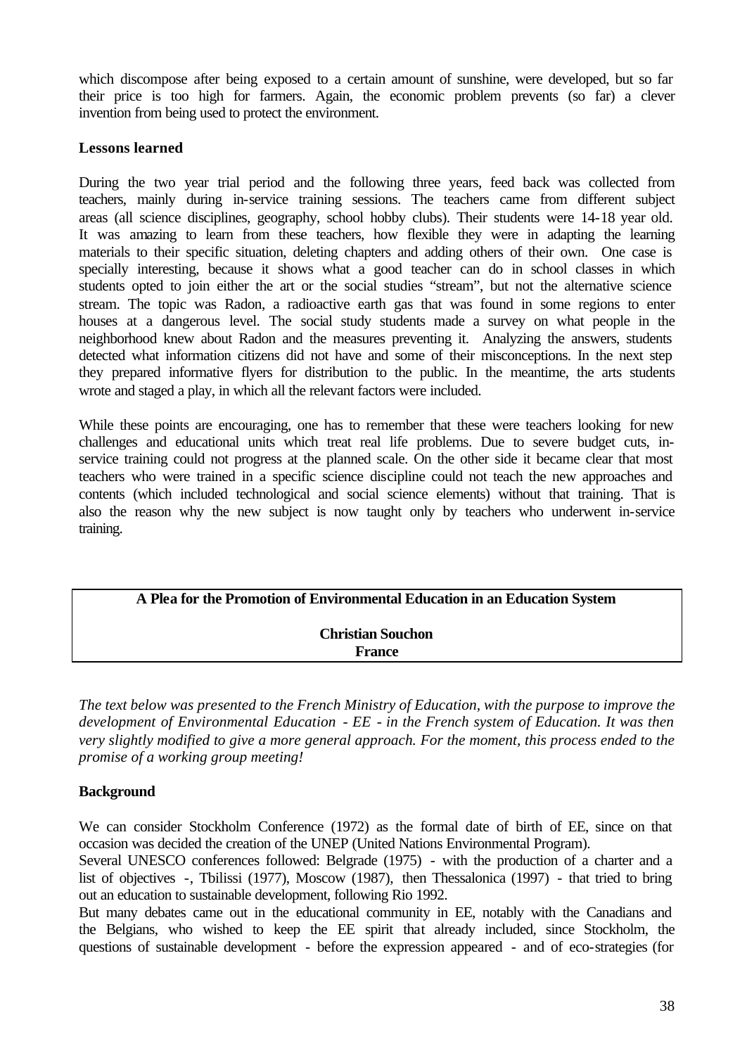which discompose after being exposed to a certain amount of sunshine, were developed, but so far their price is too high for farmers. Again, the economic problem prevents (so far) a clever invention from being used to protect the environment.

**Lessons learned**

During the two year trial period and the following three years, feed back was collected from teachers, mainly during in-service training sessions. The teachers came from different subject areas (all science disciplines, geography, school hobby clubs). Their students were 14-18 year old. It was amazing to learn from these teachers, how flexible they were in adapting the learning materials to their specific situation, deleting chapters and adding others of their own. One case is specially interesting, because it shows what a good teacher can do in school classes in which students opted to join either the art or the social studies "stream", but not the alternative science stream. The topic was Radon, a radioactive earth gas that was found in some regions to enter houses at a dangerous level. The social study students made a survey on what people in the neighborhood knew about Radon and the measures preventing it. Analyzing the answers, students detected what information citizens did not have and some of their misconceptions. In the next step they prepared informative flyers for distribution to the public. In the meantime, the arts students wrote and staged a play, in which all the relevant factors were included.

While these points are encouraging, one has to remember that these were teachers looking for new challenges and educational units which treat real life problems. Due to severe budget cuts, in-service training could not progress at the planned scale. On the other side it became clear that most teachers who were trained in a specific science discipline could not teach the new approaches and contents (which included technological and social science elements) without that training. That is also the reason why the new subject is now taught only by teachers who underwent in-service training.

## A Plea for the Promotion of Environmental Education in an Education System

**Christian Souchon**
**France**

*The text below was presented to the French Ministry of Education, with the purpose to improve the development of Environmental Education - EE - in the French system of Education. It was then very slightly modified to give a more general approach. For the moment, this process ended to the promise of a working group meeting!*

**Background**

We can consider Stockholm Conference (1972) as the formal date of birth of EE, since on that occasion was decided the creation of the UNEP (United Nations Environmental Program).
Several UNESCO conferences followed: Belgrade (1975) - with the production of a charter and a list of objectives -, Tbilissi (1977), Moscow (1987), then Thessalonica (1997) - that tried to bring out an education to sustainable development, following Rio 1992.
But many debates came out in the educational community in EE, notably with the Canadians and the Belgians, who wished to keep the EE spirit that already included, since Stockholm, the questions of sustainable development - before the expression appeared - and of eco-strategies (for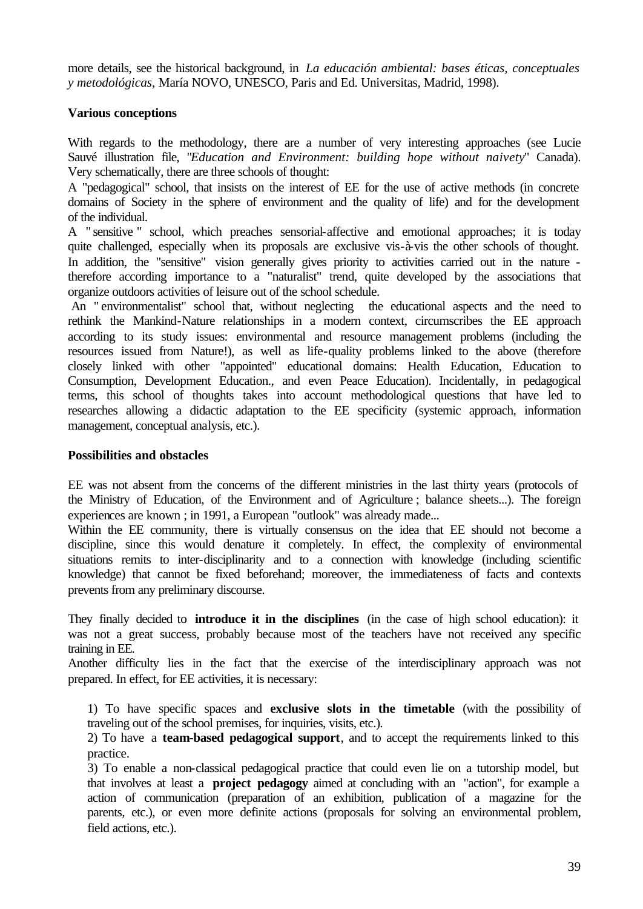more details, see the historical background, in *La educación ambiental: bases éticas, conceptuales y metodológicas*, María NOVO, UNESCO, Paris and Ed. Universitas, Madrid, 1998).

**Various conceptions**

With regards to the methodology, there are a number of very interesting approaches (see Lucie Sauvé illustration file, "*Education and Environment: building hope without naivety*" Canada). Very schematically, there are three schools of thought:

A "pedagogical" school, that insists on the interest of EE for the use of active methods (in concrete domains of Society in the sphere of environment and the quality of life) and for the development of the individual.

A " sensitive " school, which preaches sensorial-affective and emotional approaches; it is today quite challenged, especially when its proposals are exclusive vis-à-vis the other schools of thought. In addition, the "sensitive" vision generally gives priority to activities carried out in the nature - therefore according importance to a "naturalist" trend, quite developed by the associations that organize outdoors activities of leisure out of the school schedule.

An " environmentalist" school that, without neglecting the educational aspects and the need to rethink the Mankind-Nature relationships in a modern context, circumscribes the EE approach according to its study issues: environmental and resource management problems (including the resources issued from Nature!), as well as life-quality problems linked to the above (therefore closely linked with other "appointed" educational domains: Health Education, Education to Consumption, Development Education., and even Peace Education). Incidentally, in pedagogical terms, this school of thoughts takes into account methodological questions that have led to researches allowing a didactic adaptation to the EE specificity (systemic approach, information management, conceptual analysis, etc.).

**Possibilities and obstacles**

EE was not absent from the concerns of the different ministries in the last thirty years (protocols of the Ministry of Education, of the Environment and of Agriculture ; balance sheets...). The foreign experiences are known ; in 1991, a European "outlook" was already made...

Within the EE community, there is virtually consensus on the idea that EE should not become a discipline, since this would denature it completely. In effect, the complexity of environmental situations remits to inter-disciplinarity and to a connection with knowledge (including scientific knowledge) that cannot be fixed beforehand; moreover, the immediateness of facts and contexts prevents from any preliminary discourse.

They finally decided to **introduce it in the disciplines** (in the case of high school education): it was not a great success, probably because most of the teachers have not received any specific training in EE.

Another difficulty lies in the fact that the exercise of the interdisciplinary approach was not prepared. In effect, for EE activities, it is necessary:

1) To have specific spaces and **exclusive slots in the timetable** (with the possibility of traveling out of the school premises, for inquiries, visits, etc.).

2) To have a **team-based pedagogical support**, and to accept the requirements linked to this practice.

3) To enable a non-classical pedagogical practice that could even lie on a tutorship model, but that involves at least a **project pedagogy** aimed at concluding with an "action", for example a action of communication (preparation of an exhibition, publication of a magazine for the parents, etc.), or even more definite actions (proposals for solving an environmental problem, field actions, etc.).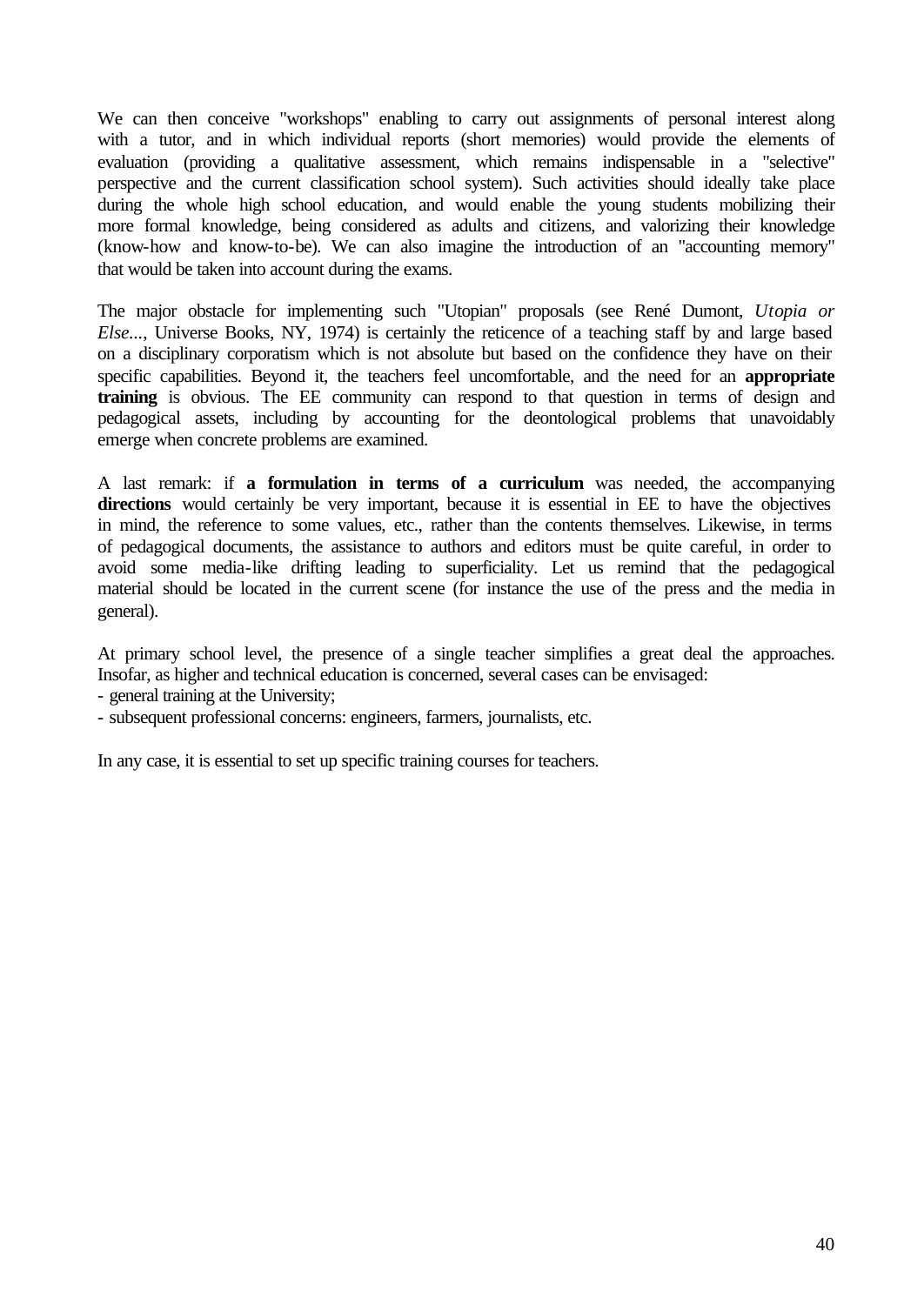We can then conceive "workshops" enabling to carry out assignments of personal interest along with a tutor, and in which individual reports (short memories) would provide the elements of evaluation (providing a qualitative assessment, which remains indispensable in a "selective" perspective and the current classification school system). Such activities should ideally take place during the whole high school education, and would enable the young students mobilizing their more formal knowledge, being considered as adults and citizens, and valorizing their knowledge (know-how and know-to-be). We can also imagine the introduction of an "accounting memory" that would be taken into account during the exams.

The major obstacle for implementing such "Utopian" proposals (see René Dumont, *Utopia or Else...*, Universe Books, NY, 1974) is certainly the reticence of a teaching staff by and large based on a disciplinary corporatism which is not absolute but based on the confidence they have on their specific capabilities. Beyond it, the teachers feel uncomfortable, and the need for an **appropriate training** is obvious. The EE community can respond to that question in terms of design and pedagogical assets, including by accounting for the deontological problems that unavoidably emerge when concrete problems are examined.

A last remark: if **a formulation in terms of a curriculum** was needed, the accompanying **directions** would certainly be very important, because it is essential in EE to have the objectives in mind, the reference to some values, etc., rather than the contents themselves. Likewise, in terms of pedagogical documents, the assistance to authors and editors must be quite careful, in order to avoid some media-like drifting leading to superficiality. Let us remind that the pedagogical material should be located in the current scene (for instance the use of the press and the media in general).

At primary school level, the presence of a single teacher simplifies a great deal the approaches. Insofar, as higher and technical education is concerned, several cases can be envisaged:

- general training at the University;
- subsequent professional concerns: engineers, farmers, journalists, etc.

In any case, it is essential to set up specific training courses for teachers.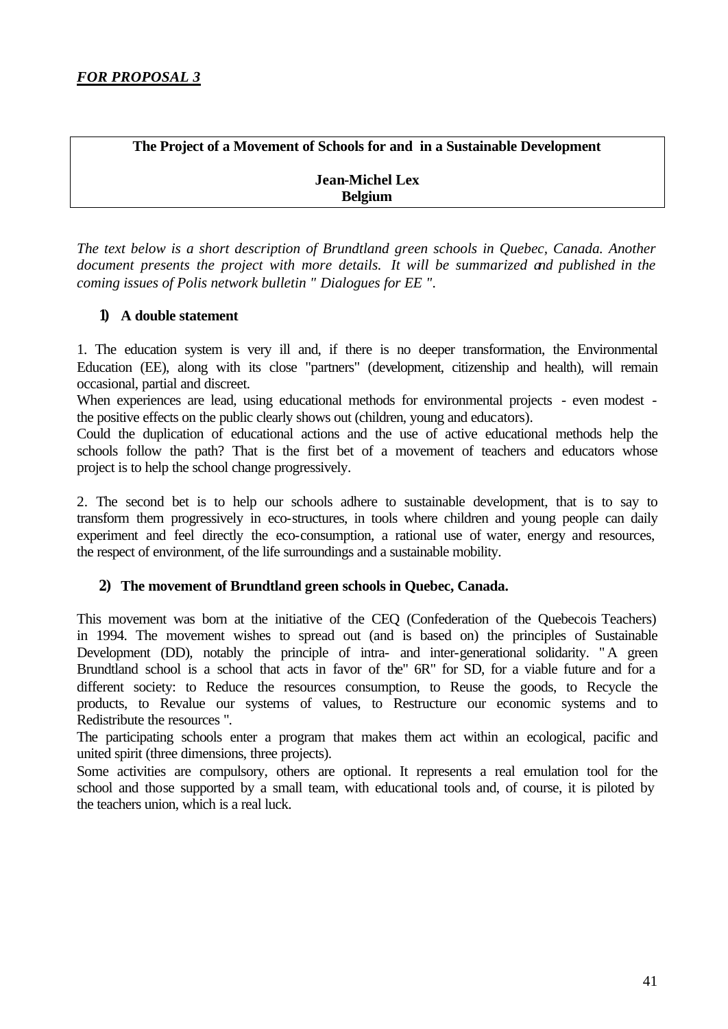***FOR PROPOSAL 3***

**The Project of a Movement of Schools for and in a Sustainable Development**

**Jean-Michel Lex**
**Belgium**

*The text below is a short description of Brundtland green schools in Quebec, Canada. Another document presents the project with more details. It will be summarized and published in the coming issues of Polis network bulletin " Dialogues for EE ".*

### 1) A double statement

1. The education system is very ill and, if there is no deeper transformation, the Environmental Education (EE), along with its close "partners" (development, citizenship and health), will remain occasional, partial and discreet.
When experiences are lead, using educational methods for environmental projects - even modest - the positive effects on the public clearly shows out (children, young and educators).
Could the duplication of educational actions and the use of active educational methods help the schools follow the path? That is the first bet of a movement of teachers and educators whose project is to help the school change progressively.

2. The second bet is to help our schools adhere to sustainable development, that is to say to transform them progressively in eco-structures, in tools where children and young people can daily experiment and feel directly the eco-consumption, a rational use of water, energy and resources, the respect of environment, of the life surroundings and a sustainable mobility.

### 2) The movement of Brundtland green schools in Quebec, Canada.

This movement was born at the initiative of the CEQ (Confederation of the Quebecois Teachers) in 1994. The movement wishes to spread out (and is based on) the principles of Sustainable Development (DD), notably the principle of intra- and inter-generational solidarity. " A green Brundtland school is a school that acts in favor of the" 6R" for SD, for a viable future and for a different society: to Reduce the resources consumption, to Reuse the goods, to Recycle the products, to Revalue our systems of values, to Restructure our economic systems and to Redistribute the resources ".
The participating schools enter a program that makes them act within an ecological, pacific and united spirit (three dimensions, three projects).
Some activities are compulsory, others are optional. It represents a real emulation tool for the school and those supported by a small team, with educational tools and, of course, it is piloted by the teachers union, which is a real luck.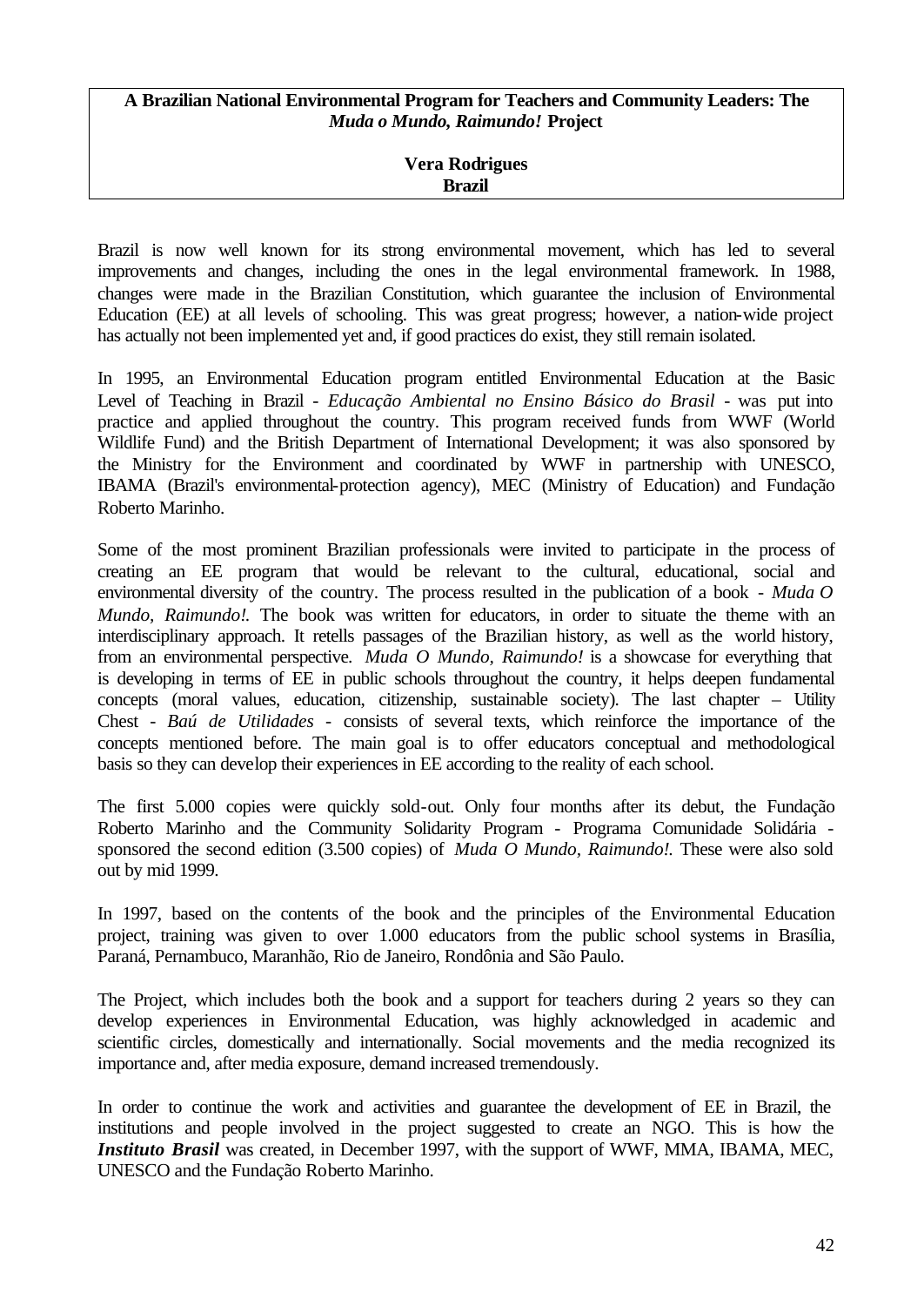# A Brazilian National Environmental Program for Teachers and Community Leaders: The *Muda o Mundo, Raimundo!* Project

**Vera Rodrigues**
**Brazil**

Brazil is now well known for its strong environmental movement, which has led to several improvements and changes, including the ones in the legal environmental framework. In 1988, changes were made in the Brazilian Constitution, which guarantee the inclusion of Environmental Education (EE) at all levels of schooling. This was great progress; however, a nation-wide project has actually not been implemented yet and, if good practices do exist, they still remain isolated.

In 1995, an Environmental Education program entitled Environmental Education at the Basic Level of Teaching in Brazil - *Educação Ambiental no Ensino Básico do Brasil* - was put into practice and applied throughout the country. This program received funds from WWF (World Wildlife Fund) and the British Department of International Development; it was also sponsored by the Ministry for the Environment and coordinated by WWF in partnership with UNESCO, IBAMA (Brazil's environmental-protection agency), MEC (Ministry of Education) and Fundação Roberto Marinho.

Some of the most prominent Brazilian professionals were invited to participate in the process of creating an EE program that would be relevant to the cultural, educational, social and environmental diversity of the country. The process resulted in the publication of a book - *Muda O Mundo, Raimundo!.* The book was written for educators, in order to situate the theme with an interdisciplinary approach. It retells passages of the Brazilian history, as well as the world history, from an environmental perspective. *Muda O Mundo, Raimundo!* is a showcase for everything that is developing in terms of EE in public schools throughout the country, it helps deepen fundamental concepts (moral values, education, citizenship, sustainable society). The last chapter – Utility Chest - *Baú de Utilidades* - consists of several texts, which reinforce the importance of the concepts mentioned before. The main goal is to offer educators conceptual and methodological basis so they can develop their experiences in EE according to the reality of each school.

The first 5.000 copies were quickly sold-out. Only four months after its debut, the Fundação Roberto Marinho and the Community Solidarity Program - Programa Comunidade Solidária - sponsored the second edition (3.500 copies) of *Muda O Mundo, Raimundo!.* These were also sold out by mid 1999.

In 1997, based on the contents of the book and the principles of the Environmental Education project, training was given to over 1.000 educators from the public school systems in Brasília, Paraná, Pernambuco, Maranhão, Rio de Janeiro, Rondônia and São Paulo.

The Project, which includes both the book and a support for teachers during 2 years so they can develop experiences in Environmental Education, was highly acknowledged in academic and scientific circles, domestically and internationally. Social movements and the media recognized its importance and, after media exposure, demand increased tremendously.

In order to continue the work and activities and guarantee the development of EE in Brazil, the institutions and people involved in the project suggested to create an NGO. This is how the ***Instituto Brasil*** was created, in December 1997, with the support of WWF, MMA, IBAMA, MEC, UNESCO and the Fundação Roberto Marinho.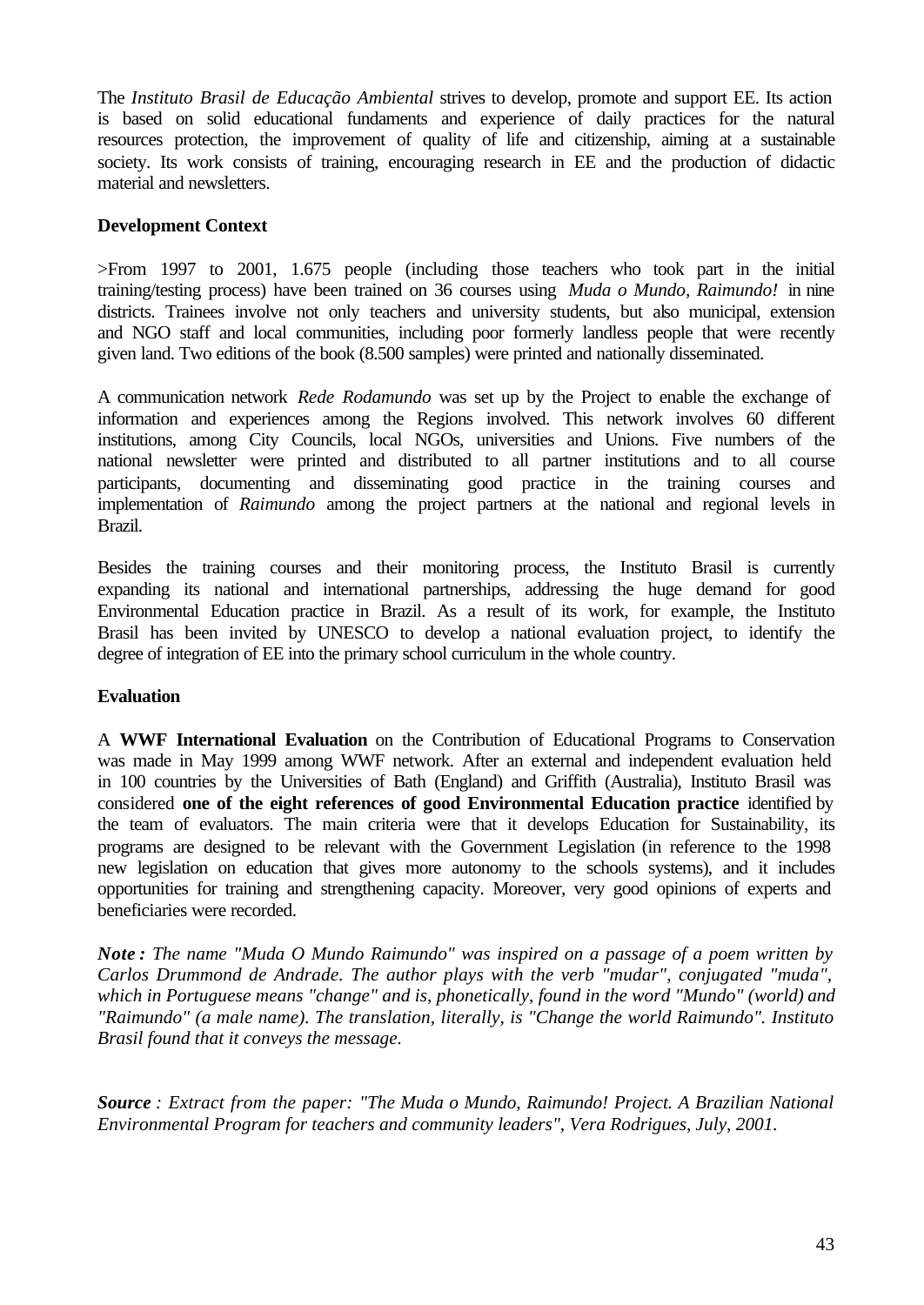The *Instituto Brasil de Educação Ambiental* strives to develop, promote and support EE. Its action is based on solid educational fundaments and experience of daily practices for the natural resources protection, the improvement of quality of life and citizenship, aiming at a sustainable society. Its work consists of training, encouraging research in EE and the production of didactic material and newsletters.

**Development Context**

>From 1997 to 2001, 1.675 people (including those teachers who took part in the initial training/testing process) have been trained on 36 courses using *Muda o Mundo, Raimundo!* in nine districts. Trainees involve not only teachers and university students, but also municipal, extension and NGO staff and local communities, including poor formerly landless people that were recently given land. Two editions of the book (8.500 samples) were printed and nationally disseminated.

A communication network *Rede Rodamundo* was set up by the Project to enable the exchange of information and experiences among the Regions involved. This network involves 60 different institutions, among City Councils, local NGOs, universities and Unions. Five numbers of the national newsletter were printed and distributed to all partner institutions and to all course participants, documenting and disseminating good practice in the training courses and implementation of *Raimundo* among the project partners at the national and regional levels in Brazil.

Besides the training courses and their monitoring process, the Instituto Brasil is currently expanding its national and international partnerships, addressing the huge demand for good Environmental Education practice in Brazil. As a result of its work, for example, the Instituto Brasil has been invited by UNESCO to develop a national evaluation project, to identify the degree of integration of EE into the primary school curriculum in the whole country.

**Evaluation**

A **WWF International Evaluation** on the Contribution of Educational Programs to Conservation was made in May 1999 among WWF network. After an external and independent evaluation held in 100 countries by the Universities of Bath (England) and Griffith (Australia), Instituto Brasil was considered **one of the eight references of good Environmental Education practice** identified by the team of evaluators. The main criteria were that it develops Education for Sustainability, its programs are designed to be relevant with the Government Legislation (in reference to the 1998 new legislation on education that gives more autonomy to the schools systems), and it includes opportunities for training and strengthening capacity. Moreover, very good opinions of experts and beneficiaries were recorded.

***Note :*** *The name "Muda O Mundo Raimundo" was inspired on a passage of a poem written by Carlos Drummond de Andrade. The author plays with the verb "mudar", conjugated "muda", which in Portuguese means "change" and is, phonetically, found in the word "Mundo" (world) and "Raimundo" (a male name). The translation, literally, is "Change the world Raimundo". Instituto Brasil found that it conveys the message.*

***Source*** *: Extract from the paper: "The Muda o Mundo, Raimundo! Project. A Brazilian National Environmental Program for teachers and community leaders", Vera Rodrigues, July, 2001.*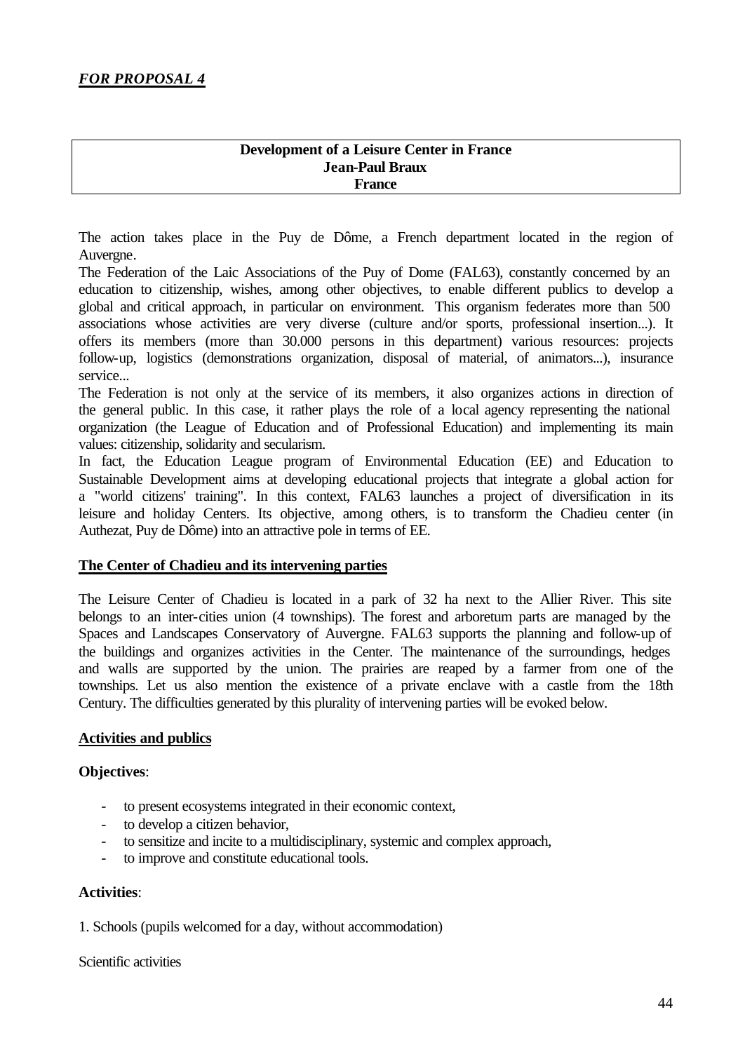***FOR PROPOSAL 4***

**Development of a Leisure Center in France**
**Jean-Paul Braux**
**France**

The action takes place in the Puy de Dôme, a French department located in the region of Auvergne.

The Federation of the Laic Associations of the Puy of Dome (FAL63), constantly concerned by an education to citizenship, wishes, among other objectives, to enable different publics to develop a global and critical approach, in particular on environment. This organism federates more than 500 associations whose activities are very diverse (culture and/or sports, professional insertion...). It offers its members (more than 30.000 persons in this department) various resources: projects follow-up, logistics (demonstrations organization, disposal of material, of animators...), insurance service...

The Federation is not only at the service of its members, it also organizes actions in direction of the general public. In this case, it rather plays the role of a local agency representing the national organization (the League of Education and of Professional Education) and implementing its main values: citizenship, solidarity and secularism.

In fact, the Education League program of Environmental Education (EE) and Education to Sustainable Development aims at developing educational projects that integrate a global action for a "world citizens' training". In this context, FAL63 launches a project of diversification in its leisure and holiday Centers. Its objective, among others, is to transform the Chadieu center (in Authezat, Puy de Dôme) into an attractive pole in terms of EE.

## The Center of Chadieu and its intervening parties

The Leisure Center of Chadieu is located in a park of 32 ha next to the Allier River. This site belongs to an inter-cities union (4 townships). The forest and arboretum parts are managed by the Spaces and Landscapes Conservatory of Auvergne. FAL63 supports the planning and follow-up of the buildings and organizes activities in the Center. The maintenance of the surroundings, hedges and walls are supported by the union. The prairies are reaped by a farmer from one of the townships. Let us also mention the existence of a private enclave with a castle from the 18th Century. The difficulties generated by this plurality of intervening parties will be evoked below.

## Activities and publics

**Objectives**:

- to present ecosystems integrated in their economic context,
- to develop a citizen behavior,
- to sensitize and incite to a multidisciplinary, systemic and complex approach,
- to improve and constitute educational tools.

**Activities**:

1. Schools (pupils welcomed for a day, without accommodation)

Scientific activities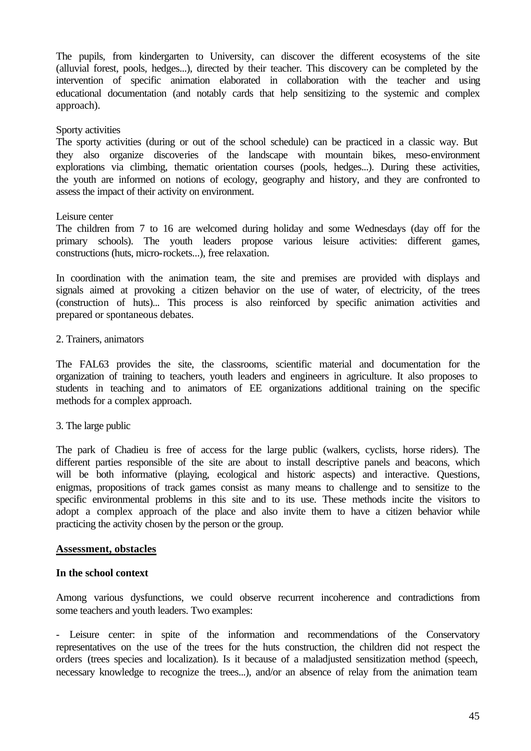The pupils, from kindergarten to University, can discover the different ecosystems of the site (alluvial forest, pools, hedges...), directed by their teacher. This discovery can be completed by the intervention of specific animation elaborated in collaboration with the teacher and using educational documentation (and notably cards that help sensitizing to the systemic and complex approach).

Sporty activities

The sporty activities (during or out of the school schedule) can be practiced in a classic way. But they also organize discoveries of the landscape with mountain bikes, meso-environment explorations via climbing, thematic orientation courses (pools, hedges...). During these activities, the youth are informed on notions of ecology, geography and history, and they are confronted to assess the impact of their activity on environment.

Leisure center

The children from 7 to 16 are welcomed during holiday and some Wednesdays (day off for the primary schools). The youth leaders propose various leisure activities: different games, constructions (huts, micro-rockets...), free relaxation.

In coordination with the animation team, the site and premises are provided with displays and signals aimed at provoking a citizen behavior on the use of water, of electricity, of the trees (construction of huts)... This process is also reinforced by specific animation activities and prepared or spontaneous debates.

2. Trainers, animators

The FAL63 provides the site, the classrooms, scientific material and documentation for the organization of training to teachers, youth leaders and engineers in agriculture. It also proposes to students in teaching and to animators of EE organizations additional training on the specific methods for a complex approach.

3. The large public

The park of Chadieu is free of access for the large public (walkers, cyclists, horse riders). The different parties responsible of the site are about to install descriptive panels and beacons, which will be both informative (playing, ecological and historic aspects) and interactive. Questions, enigmas, propositions of track games consist as many means to challenge and to sensitize to the specific environmental problems in this site and to its use. These methods incite the visitors to adopt a complex approach of the place and also invite them to have a citizen behavior while practicing the activity chosen by the person or the group.

**Assessment, obstacles**

**In the school context**

Among various dysfunctions, we could observe recurrent incoherence and contradictions from some teachers and youth leaders. Two examples:

- Leisure center: in spite of the information and recommendations of the Conservatory representatives on the use of the trees for the huts construction, the children did not respect the orders (trees species and localization). Is it because of a maladjusted sensitization method (speech, necessary knowledge to recognize the trees...), and/or an absence of relay from the animation team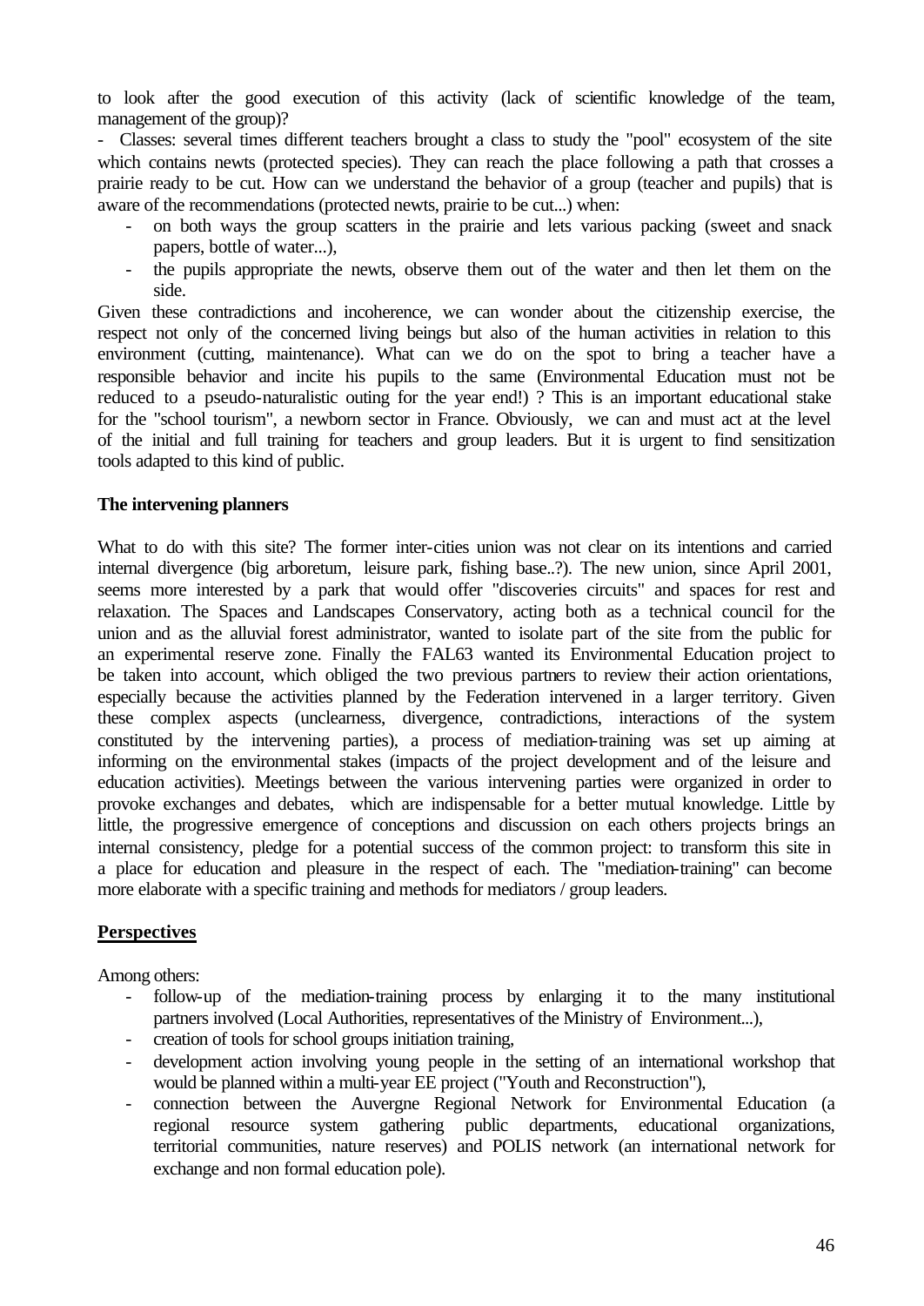to look after the good execution of this activity (lack of scientific knowledge of the team, management of the group)?

- Classes: several times different teachers brought a class to study the "pool" ecosystem of the site which contains newts (protected species). They can reach the place following a path that crosses a prairie ready to be cut. How can we understand the behavior of a group (teacher and pupils) that is aware of the recommendations (protected newts, prairie to be cut...) when:
    - on both ways the group scatters in the prairie and lets various packing (sweet and snack papers, bottle of water...),
    - the pupils appropriate the newts, observe them out of the water and then let them on the side.

Given these contradictions and incoherence, we can wonder about the citizenship exercise, the respect not only of the concerned living beings but also of the human activities in relation to this environment (cutting, maintenance). What can we do on the spot to bring a teacher have a responsible behavior and incite his pupils to the same (Environmental Education must not be reduced to a pseudo-naturalistic outing for the year end!) ? This is an important educational stake for the "school tourism", a newborn sector in France. Obviously, we can and must act at the level of the initial and full training for teachers and group leaders. But it is urgent to find sensitization tools adapted to this kind of public.

**The intervening planners**

What to do with this site? The former inter-cities union was not clear on its intentions and carried internal divergence (big arboretum, leisure park, fishing base..?). The new union, since April 2001, seems more interested by a park that would offer "discoveries circuits" and spaces for rest and relaxation. The Spaces and Landscapes Conservatory, acting both as a technical council for the union and as the alluvial forest administrator, wanted to isolate part of the site from the public for an experimental reserve zone. Finally the FAL63 wanted its Environmental Education project to be taken into account, which obliged the two previous partners to review their action orientations, especially because the activities planned by the Federation intervened in a larger territory. Given these complex aspects (unclearness, divergence, contradictions, interactions of the system constituted by the intervening parties), a process of mediation-training was set up aiming at informing on the environmental stakes (impacts of the project development and of the leisure and education activities). Meetings between the various intervening parties were organized in order to provoke exchanges and debates, which are indispensable for a better mutual knowledge. Little by little, the progressive emergence of conceptions and discussion on each others projects brings an internal consistency, pledge for a potential success of the common project: to transform this site in a place for education and pleasure in the respect of each. The "mediation-training" can become more elaborate with a specific training and methods for mediators / group leaders.

## Perspectives

Among others:

- follow-up of the mediation-training process by enlarging it to the many institutional partners involved (Local Authorities, representatives of the Ministry of Environment...),
- creation of tools for school groups initiation training,
- development action involving young people in the setting of an international workshop that would be planned within a multi-year EE project ("Youth and Reconstruction"),
- connection between the Auvergne Regional Network for Environmental Education (a regional resource system gathering public departments, educational organizations, territorial communities, nature reserves) and POLIS network (an international network for exchange and non formal education pole).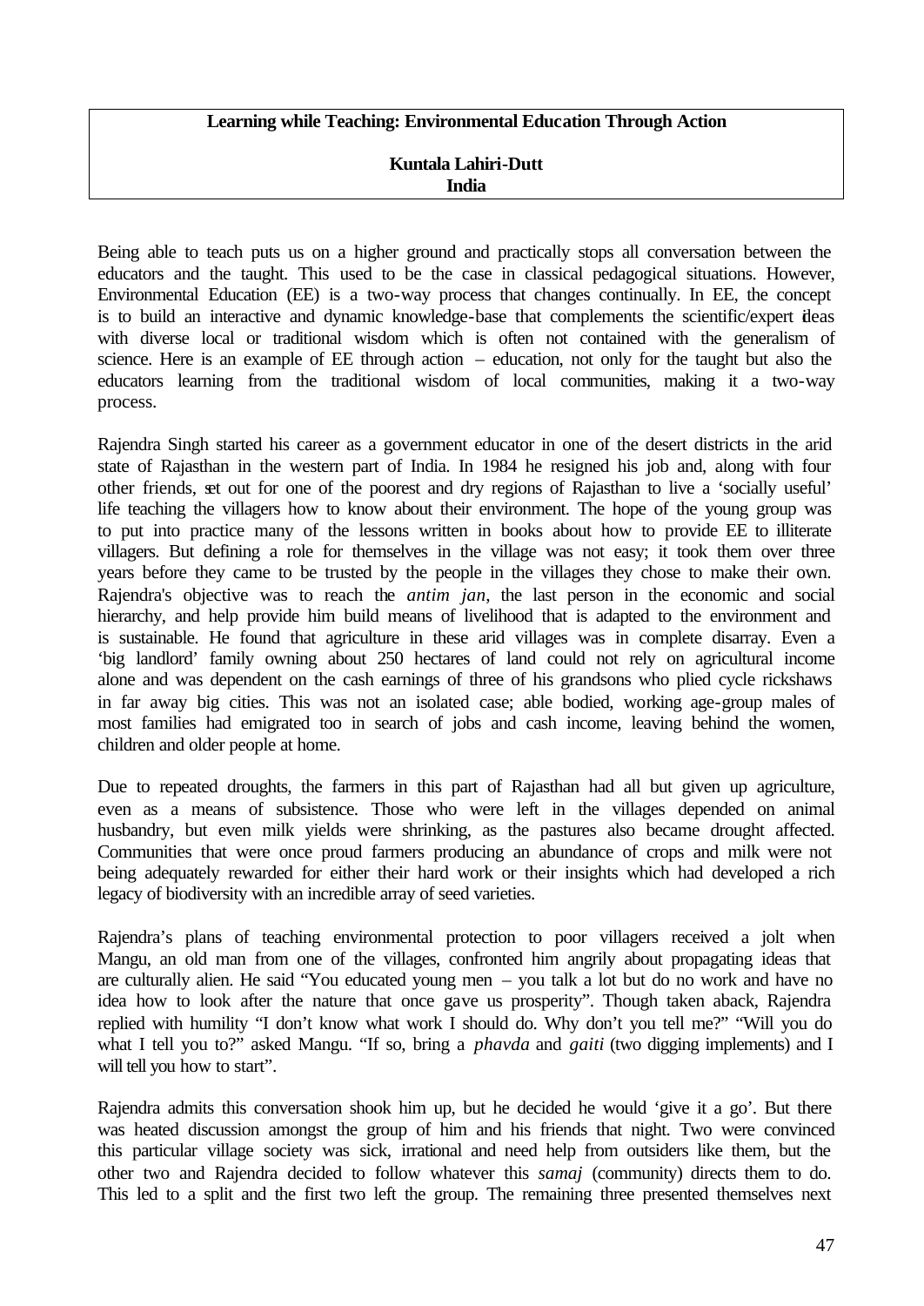**Learning while Teaching: Environmental Education Through Action**

**Kuntala Lahiri-Dutt**
**India**

Being able to teach puts us on a higher ground and practically stops all conversation between the educators and the taught. This used to be the case in classical pedagogical situations. However, Environmental Education (EE) is a two-way process that changes continually. In EE, the concept is to build an interactive and dynamic knowledge-base that complements the scientific/expert ideas with diverse local or traditional wisdom which is often not contained with the generalism of science. Here is an example of EE through action – education, not only for the taught but also the educators learning from the traditional wisdom of local communities, making it a two-way process.

Rajendra Singh started his career as a government educator in one of the desert districts in the arid state of Rajasthan in the western part of India. In 1984 he resigned his job and, along with four other friends, set out for one of the poorest and dry regions of Rajasthan to live a 'socially useful' life teaching the villagers how to know about their environment. The hope of the young group was to put into practice many of the lessons written in books about how to provide EE to illiterate villagers. But defining a role for themselves in the village was not easy; it took them over three years before they came to be trusted by the people in the villages they chose to make their own. Rajendra's objective was to reach the *antim jan*, the last person in the economic and social hierarchy, and help provide him build means of livelihood that is adapted to the environment and is sustainable. He found that agriculture in these arid villages was in complete disarray. Even a 'big landlord' family owning about 250 hectares of land could not rely on agricultural income alone and was dependent on the cash earnings of three of his grandsons who plied cycle rickshaws in far away big cities. This was not an isolated case; able bodied, working age-group males of most families had emigrated too in search of jobs and cash income, leaving behind the women, children and older people at home.

Due to repeated droughts, the farmers in this part of Rajasthan had all but given up agriculture, even as a means of subsistence. Those who were left in the villages depended on animal husbandry, but even milk yields were shrinking, as the pastures also became drought affected. Communities that were once proud farmers producing an abundance of crops and milk were not being adequately rewarded for either their hard work or their insights which had developed a rich legacy of biodiversity with an incredible array of seed varieties.

Rajendra's plans of teaching environmental protection to poor villagers received a jolt when Mangu, an old man from one of the villages, confronted him angrily about propagating ideas that are culturally alien. He said "You educated young men – you talk a lot but do no work and have no idea how to look after the nature that once gave us prosperity". Though taken aback, Rajendra replied with humility "I don't know what work I should do. Why don't you tell me?" "Will you do what I tell you to?" asked Mangu. "If so, bring a *phavda* and *gaiti* (two digging implements) and I will tell you how to start".

Rajendra admits this conversation shook him up, but he decided he would 'give it a go'. But there was heated discussion amongst the group of him and his friends that night. Two were convinced this particular village society was sick, irrational and need help from outsiders like them, but the other two and Rajendra decided to follow whatever this *samaj* (community) directs them to do. This led to a split and the first two left the group. The remaining three presented themselves next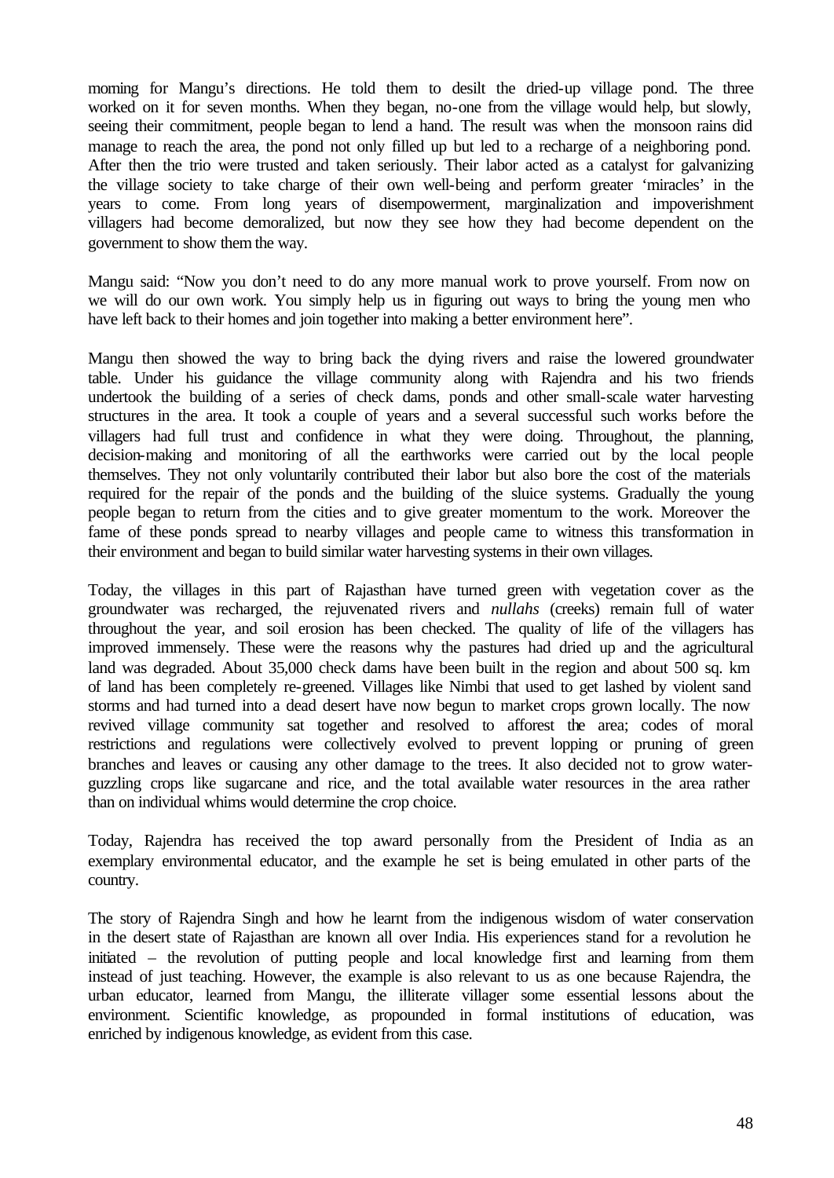morning for Mangu's directions. He told them to desilt the dried-up village pond. The three worked on it for seven months. When they began, no-one from the village would help, but slowly, seeing their commitment, people began to lend a hand. The result was when the monsoon rains did manage to reach the area, the pond not only filled up but led to a recharge of a neighboring pond. After then the trio were trusted and taken seriously. Their labor acted as a catalyst for galvanizing the village society to take charge of their own well-being and perform greater 'miracles' in the years to come. From long years of disempowerment, marginalization and impoverishment villagers had become demoralized, but now they see how they had become dependent on the government to show them the way.

Mangu said: "Now you don't need to do any more manual work to prove yourself. From now on we will do our own work. You simply help us in figuring out ways to bring the young men who have left back to their homes and join together into making a better environment here".

Mangu then showed the way to bring back the dying rivers and raise the lowered groundwater table. Under his guidance the village community along with Rajendra and his two friends undertook the building of a series of check dams, ponds and other small-scale water harvesting structures in the area. It took a couple of years and a several successful such works before the villagers had full trust and confidence in what they were doing. Throughout, the planning, decision-making and monitoring of all the earthworks were carried out by the local people themselves. They not only voluntarily contributed their labor but also bore the cost of the materials required for the repair of the ponds and the building of the sluice systems. Gradually the young people began to return from the cities and to give greater momentum to the work. Moreover the fame of these ponds spread to nearby villages and people came to witness this transformation in their environment and began to build similar water harvesting systems in their own villages.

Today, the villages in this part of Rajasthan have turned green with vegetation cover as the groundwater was recharged, the rejuvenated rivers and *nullahs* (creeks) remain full of water throughout the year, and soil erosion has been checked. The quality of life of the villagers has improved immensely. These were the reasons why the pastures had dried up and the agricultural land was degraded. About 35,000 check dams have been built in the region and about 500 sq. km of land has been completely re-greened. Villages like Nimbi that used to get lashed by violent sand storms and had turned into a dead desert have now begun to market crops grown locally. The now revived village community sat together and resolved to afforest the area; codes of moral restrictions and regulations were collectively evolved to prevent lopping or pruning of green branches and leaves or causing any other damage to the trees. It also decided not to grow water-guzzling crops like sugarcane and rice, and the total available water resources in the area rather than on individual whims would determine the crop choice.

Today, Rajendra has received the top award personally from the President of India as an exemplary environmental educator, and the example he set is being emulated in other parts of the country.

The story of Rajendra Singh and how he learnt from the indigenous wisdom of water conservation in the desert state of Rajasthan are known all over India. His experiences stand for a revolution he initiated – the revolution of putting people and local knowledge first and learning from them instead of just teaching. However, the example is also relevant to us as one because Rajendra, the urban educator, learned from Mangu, the illiterate villager some essential lessons about the environment. Scientific knowledge, as propounded in formal institutions of education, was enriched by indigenous knowledge, as evident from this case.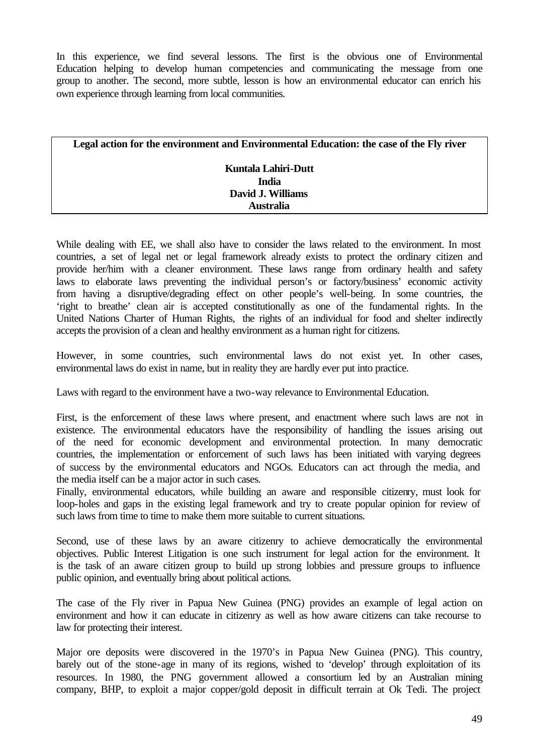In this experience, we find several lessons. The first is the obvious one of Environmental Education helping to develop human competencies and communicating the message from one group to another. The second, more subtle, lesson is how an environmental educator can enrich his own experience through learning from local communities.

## Legal action for the environment and Environmental Education: the case of the Fly river

**Kuntala Lahiri-Dutt**
**India**
**David J. Williams**
**Australia**

While dealing with EE, we shall also have to consider the laws related to the environment. In most countries, a set of legal net or legal framework already exists to protect the ordinary citizen and provide her/him with a cleaner environment. These laws range from ordinary health and safety laws to elaborate laws preventing the individual person's or factory/business' economic activity from having a disruptive/degrading effect on other people's well-being. In some countries, the 'right to breathe' clean air is accepted constitutionally as one of the fundamental rights. In the United Nations Charter of Human Rights, the rights of an individual for food and shelter indirectly accepts the provision of a clean and healthy environment as a human right for citizens.

However, in some countries, such environmental laws do not exist yet. In other cases, environmental laws do exist in name, but in reality they are hardly ever put into practice.

Laws with regard to the environment have a two-way relevance to Environmental Education.

First, is the enforcement of these laws where present, and enactment where such laws are not in existence. The environmental educators have the responsibility of handling the issues arising out of the need for economic development and environmental protection. In many democratic countries, the implementation or enforcement of such laws has been initiated with varying degrees of success by the environmental educators and NGOs. Educators can act through the media, and the media itself can be a major actor in such cases.
Finally, environmental educators, while building an aware and responsible citizenry, must look for loop-holes and gaps in the existing legal framework and try to create popular opinion for review of such laws from time to time to make them more suitable to current situations.

Second, use of these laws by an aware citizenry to achieve democratically the environmental objectives. Public Interest Litigation is one such instrument for legal action for the environment. It is the task of an aware citizen group to build up strong lobbies and pressure groups to influence public opinion, and eventually bring about political actions.

The case of the Fly river in Papua New Guinea (PNG) provides an example of legal action on environment and how it can educate in citizenry as well as how aware citizens can take recourse to law for protecting their interest.

Major ore deposits were discovered in the 1970's in Papua New Guinea (PNG). This country, barely out of the stone-age in many of its regions, wished to 'develop' through exploitation of its resources. In 1980, the PNG government allowed a consortium led by an Australian mining company, BHP, to exploit a major copper/gold deposit in difficult terrain at Ok Tedi. The project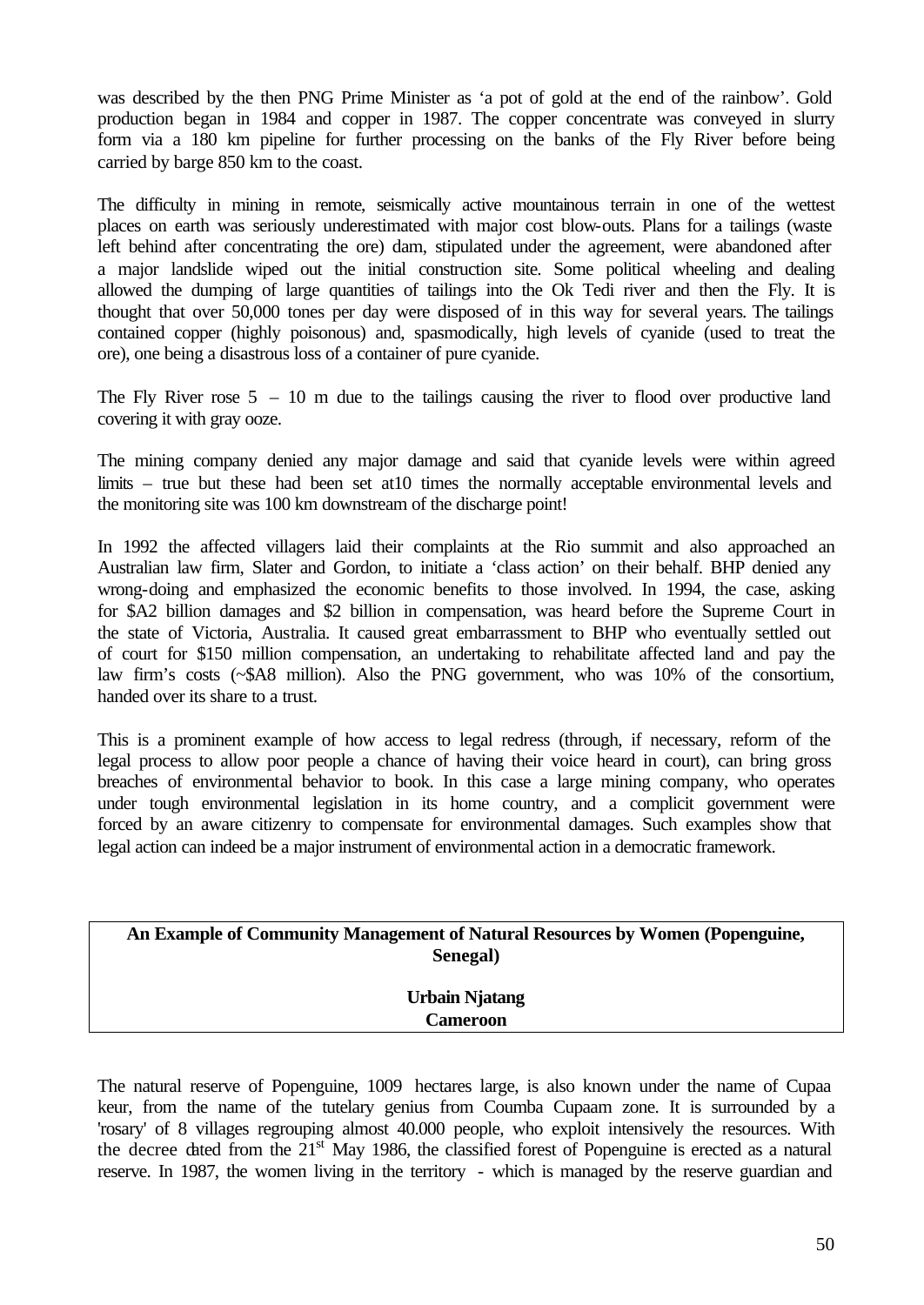was described by the then PNG Prime Minister as 'a pot of gold at the end of the rainbow'. Gold production began in 1984 and copper in 1987. The copper concentrate was conveyed in slurry form via a 180 km pipeline for further processing on the banks of the Fly River before being carried by barge 850 km to the coast.

The difficulty in mining in remote, seismically active mountainous terrain in one of the wettest places on earth was seriously underestimated with major cost blow-outs. Plans for a tailings (waste left behind after concentrating the ore) dam, stipulated under the agreement, were abandoned after a major landslide wiped out the initial construction site. Some political wheeling and dealing allowed the dumping of large quantities of tailings into the Ok Tedi river and then the Fly. It is thought that over 50,000 tones per day were disposed of in this way for several years. The tailings contained copper (highly poisonous) and, spasmodically, high levels of cyanide (used to treat the ore), one being a disastrous loss of a container of pure cyanide.

The Fly River rose 5 – 10 m due to the tailings causing the river to flood over productive land covering it with gray ooze.

The mining company denied any major damage and said that cyanide levels were within agreed limits – true but these had been set at10 times the normally acceptable environmental levels and the monitoring site was 100 km downstream of the discharge point!

In 1992 the affected villagers laid their complaints at the Rio summit and also approached an Australian law firm, Slater and Gordon, to initiate a 'class action' on their behalf. BHP denied any wrong-doing and emphasized the economic benefits to those involved. In 1994, the case, asking for $A2 billion damages and $2 billion in compensation, was heard before the Supreme Court in the state of Victoria, Australia. It caused great embarrassment to BHP who eventually settled out of court for $150 million compensation, an undertaking to rehabilitate affected land and pay the law firm's costs (~$A8 million). Also the PNG government, who was 10% of the consortium, handed over its share to a trust.

This is a prominent example of how access to legal redress (through, if necessary, reform of the legal process to allow poor people a chance of having their voice heard in court), can bring gross breaches of environmental behavior to book. In this case a large mining company, who operates under tough environmental legislation in its home country, and a complicit government were forced by an aware citizenry to compensate for environmental damages. Such examples show that legal action can indeed be a major instrument of environmental action in a democratic framework.

## An Example of Community Management of Natural Resources by Women (Popenguine, Senegal)

**Urbain Njatang**
**Cameroon**

The natural reserve of Popenguine, 1009 hectares large, is also known under the name of Cupaa keur, from the name of the tutelary genius from Coumba Cupaam zone. It is surrounded by a 'rosary' of 8 villages regrouping almost 40.000 people, who exploit intensively the resources. With the decree dated from the 21st May 1986, the classified forest of Popenguine is erected as a natural reserve. In 1987, the women living in the territory - which is managed by the reserve guardian and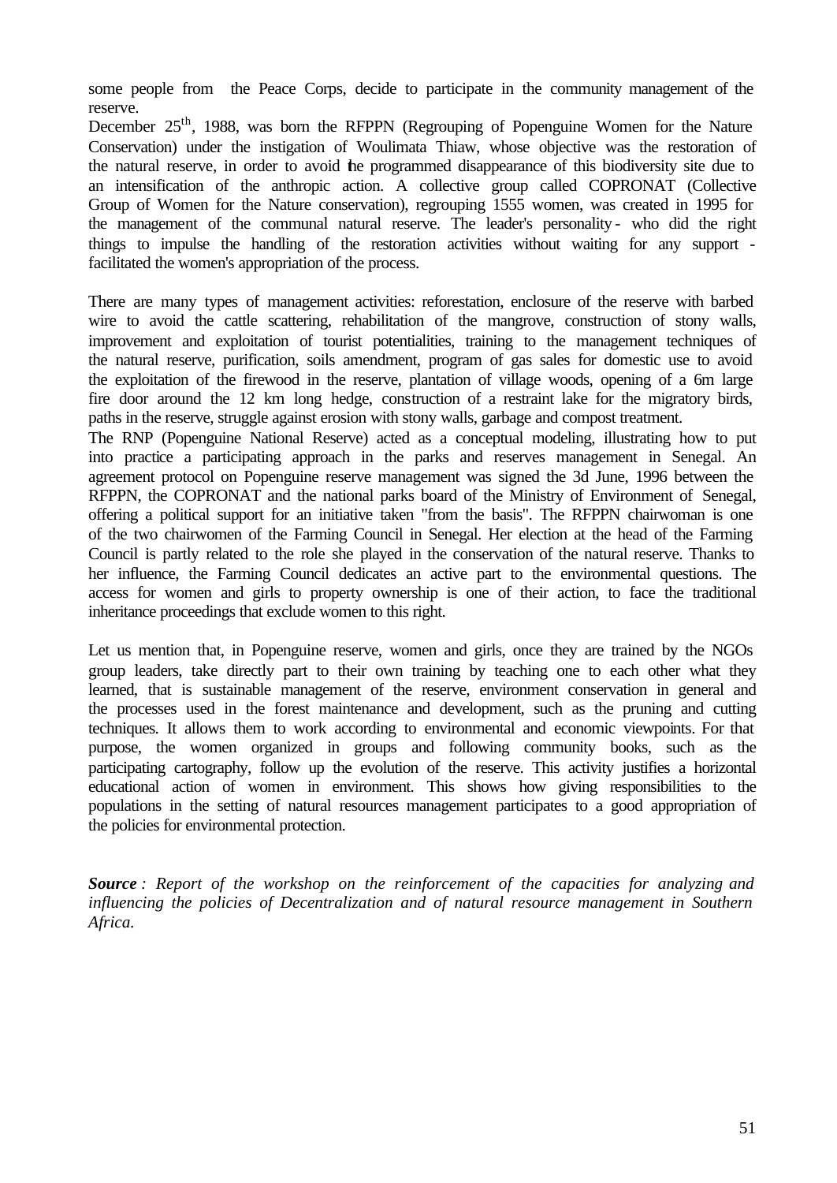some people from the Peace Corps, decide to participate in the community management of the reserve.

December 25th, 1988, was born the RFPPN (Regrouping of Popenguine Women for the Nature Conservation) under the instigation of Woulimata Thiaw, whose objective was the restoration of the natural reserve, in order to avoid the programmed disappearance of this biodiversity site due to an intensification of the anthropic action. A collective group called COPRONAT (Collective Group of Women for the Nature conservation), regrouping 1555 women, was created in 1995 for the management of the communal natural reserve. The leader's personality - who did the right things to impulse the handling of the restoration activities without waiting for any support - facilitated the women's appropriation of the process.

There are many types of management activities: reforestation, enclosure of the reserve with barbed wire to avoid the cattle scattering, rehabilitation of the mangrove, construction of stony walls, improvement and exploitation of tourist potentialities, training to the management techniques of the natural reserve, purification, soils amendment, program of gas sales for domestic use to avoid the exploitation of the firewood in the reserve, plantation of village woods, opening of a 6m large fire door around the 12 km long hedge, construction of a restraint lake for the migratory birds, paths in the reserve, struggle against erosion with stony walls, garbage and compost treatment.

The RNP (Popenguine National Reserve) acted as a conceptual modeling, illustrating how to put into practice a participating approach in the parks and reserves management in Senegal. An agreement protocol on Popenguine reserve management was signed the 3d June, 1996 between the RFPPN, the COPRONAT and the national parks board of the Ministry of Environment of Senegal, offering a political support for an initiative taken "from the basis". The RFPPN chairwoman is one of the two chairwomen of the Farming Council in Senegal. Her election at the head of the Farming Council is partly related to the role she played in the conservation of the natural reserve. Thanks to her influence, the Farming Council dedicates an active part to the environmental questions. The access for women and girls to property ownership is one of their action, to face the traditional inheritance proceedings that exclude women to this right.

Let us mention that, in Popenguine reserve, women and girls, once they are trained by the NGOs group leaders, take directly part to their own training by teaching one to each other what they learned, that is sustainable management of the reserve, environment conservation in general and the processes used in the forest maintenance and development, such as the pruning and cutting techniques. It allows them to work according to environmental and economic viewpoints. For that purpose, the women organized in groups and following community books, such as the participating cartography, follow up the evolution of the reserve. This activity justifies a horizontal educational action of women in environment. This shows how giving responsibilities to the populations in the setting of natural resources management participates to a good appropriation of the policies for environmental protection.

***Source** : Report of the workshop on the reinforcement of the capacities for analyzing and influencing the policies of Decentralization and of natural resource management in Southern Africa.*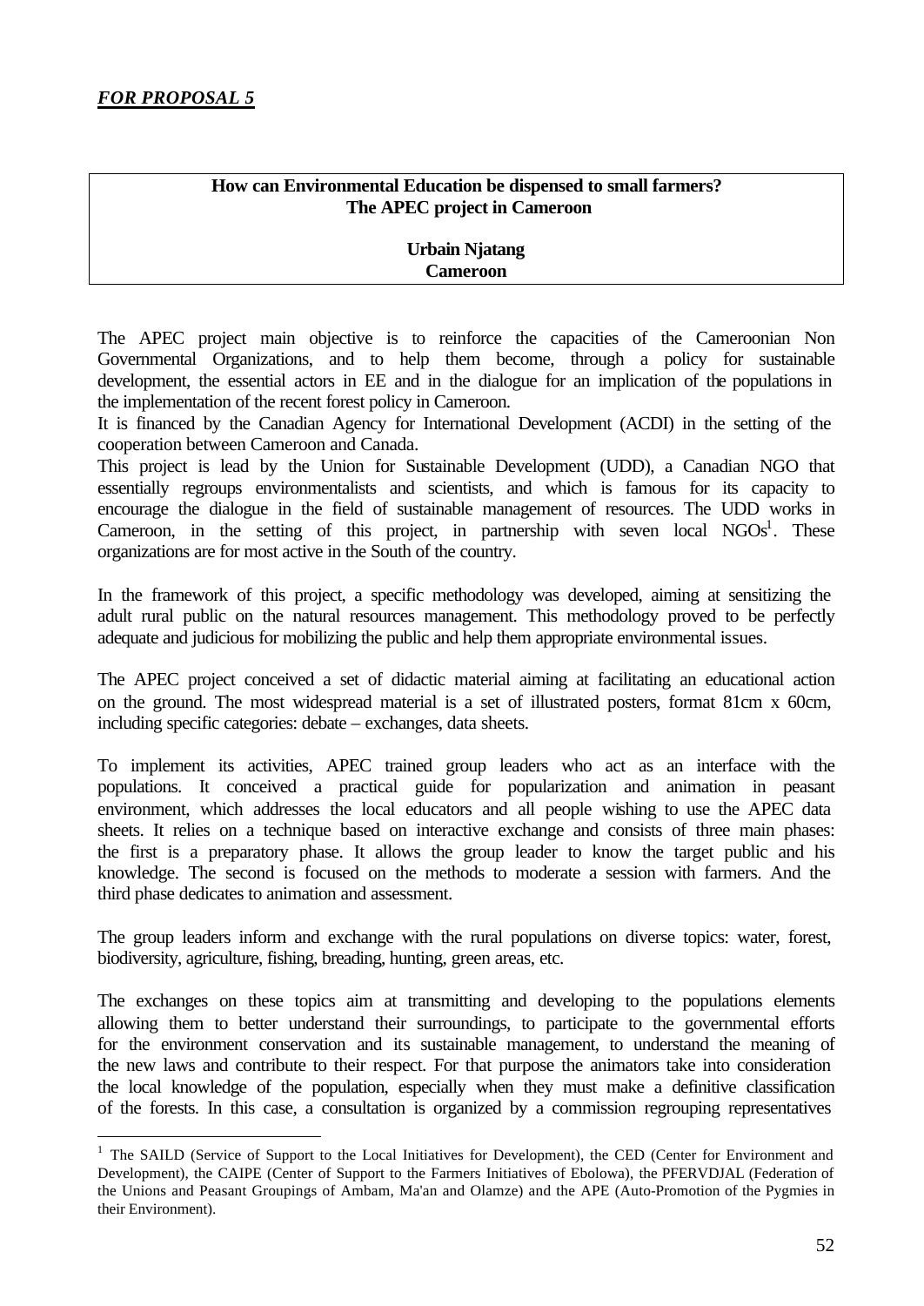***FOR PROPOSAL 5***

**How can Environmental Education be dispensed to small farmers?**
**The APEC project in Cameroon**

**Urbain Njatang**
**Cameroon**

The APEC project main objective is to reinforce the capacities of the Cameroonian Non Governmental Organizations, and to help them become, through a policy for sustainable development, the essential actors in EE and in the dialogue for an implication of the populations in the implementation of the recent forest policy in Cameroon.

It is financed by the Canadian Agency for International Development (ACDI) in the setting of the cooperation between Cameroon and Canada.

This project is lead by the Union for Sustainable Development (UDD), a Canadian NGO that essentially regroups environmentalists and scientists, and which is famous for its capacity to encourage the dialogue in the field of sustainable management of resources. The UDD works in Cameroon, in the setting of this project, in partnership with seven local NGOs[1]. These organizations are for most active in the South of the country.

In the framework of this project, a specific methodology was developed, aiming at sensitizing the adult rural public on the natural resources management. This methodology proved to be perfectly adequate and judicious for mobilizing the public and help them appropriate environmental issues.

The APEC project conceived a set of didactic material aiming at facilitating an educational action on the ground. The most widespread material is a set of illustrated posters, format 81cm x 60cm, including specific categories: debate – exchanges, data sheets.

To implement its activities, APEC trained group leaders who act as an interface with the populations. It conceived a practical guide for popularization and animation in peasant environment, which addresses the local educators and all people wishing to use the APEC data sheets. It relies on a technique based on interactive exchange and consists of three main phases: the first is a preparatory phase. It allows the group leader to know the target public and his knowledge. The second is focused on the methods to moderate a session with farmers. And the third phase dedicates to animation and assessment.

The group leaders inform and exchange with the rural populations on diverse topics: water, forest, biodiversity, agriculture, fishing, breading, hunting, green areas, etc.

The exchanges on these topics aim at transmitting and developing to the populations elements allowing them to better understand their surroundings, to participate to the governmental efforts for the environment conservation and its sustainable management, to understand the meaning of the new laws and contribute to their respect. For that purpose the animators take into consideration the local knowledge of the population, especially when they must make a definitive classification of the forests. In this case, a consultation is organized by a commission regrouping representatives

[1] The SAILD (Service of Support to the Local Initiatives for Development), the CED (Center for Environment and Development), the CAIPE (Center of Support to the Farmers Initiatives of Ebolowa), the PFERVDJAL (Federation of the Unions and Peasant Groupings of Ambam, Ma'an and Olamze) and the APE (Auto-Promotion of the Pygmies in their Environment).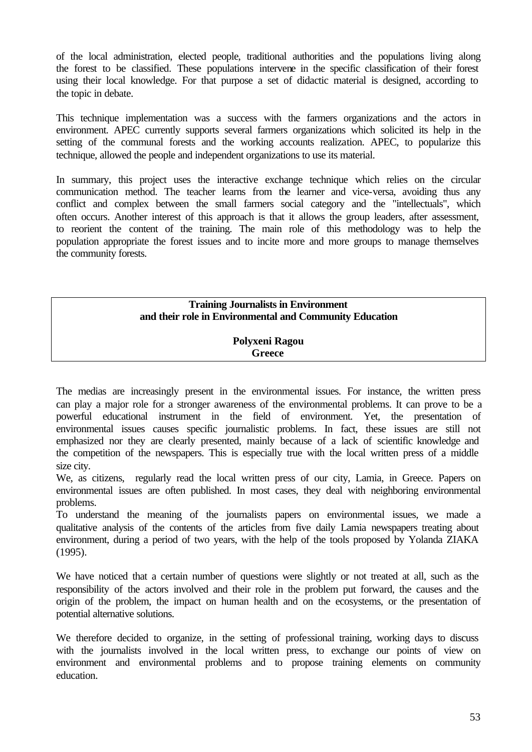of the local administration, elected people, traditional authorities and the populations living along the forest to be classified. These populations intervene in the specific classification of their forest using their local knowledge. For that purpose a set of didactic material is designed, according to the topic in debate.

This technique implementation was a success with the farmers organizations and the actors in environment. APEC currently supports several farmers organizations which solicited its help in the setting of the communal forests and the working accounts realization. APEC, to popularize this technique, allowed the people and independent organizations to use its material.

In summary, this project uses the interactive exchange technique which relies on the circular communication method. The teacher learns from the learner and vice-versa, avoiding thus any conflict and complex between the small farmers social category and the "intellectuals", which often occurs. Another interest of this approach is that it allows the group leaders, after assessment, to reorient the content of the training. The main role of this methodology was to help the population appropriate the forest issues and to incite more and more groups to manage themselves the community forests.

## Training Journalists in Environment and their role in Environmental and Community Education

**Polyxeni Ragou**
**Greece**

The medias are increasingly present in the environmental issues. For instance, the written press can play a major role for a stronger awareness of the environmental problems. It can prove to be a powerful educational instrument in the field of environment. Yet, the presentation of environmental issues causes specific journalistic problems. In fact, these issues are still not emphasized nor they are clearly presented, mainly because of a lack of scientific knowledge and the competition of the newspapers. This is especially true with the local written press of a middle size city.

We, as citizens, regularly read the local written press of our city, Lamia, in Greece. Papers on environmental issues are often published. In most cases, they deal with neighboring environmental problems.

To understand the meaning of the journalists papers on environmental issues, we made a qualitative analysis of the contents of the articles from five daily Lamia newspapers treating about environment, during a period of two years, with the help of the tools proposed by Yolanda ZIAKA (1995).

We have noticed that a certain number of questions were slightly or not treated at all, such as the responsibility of the actors involved and their role in the problem put forward, the causes and the origin of the problem, the impact on human health and on the ecosystems, or the presentation of potential alternative solutions.

We therefore decided to organize, in the setting of professional training, working days to discuss with the journalists involved in the local written press, to exchange our points of view on environment and environmental problems and to propose training elements on community education.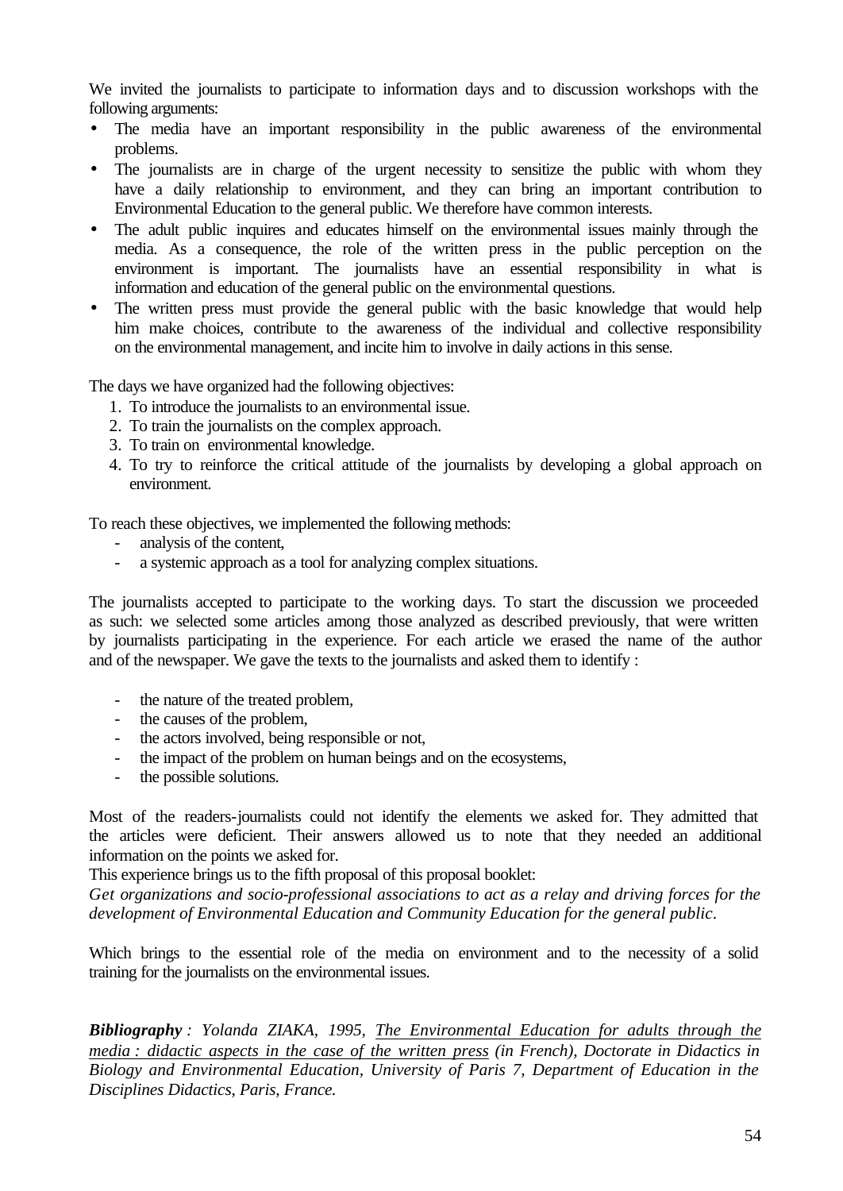We invited the journalists to participate to information days and to discussion workshops with the following arguments:

- The media have an important responsibility in the public awareness of the environmental problems.
- The journalists are in charge of the urgent necessity to sensitize the public with whom they have a daily relationship to environment, and they can bring an important contribution to Environmental Education to the general public. We therefore have common interests.
- The adult public inquires and educates himself on the environmental issues mainly through the media. As a consequence, the role of the written press in the public perception on the environment is important. The journalists have an essential responsibility in what is information and education of the general public on the environmental questions.
- The written press must provide the general public with the basic knowledge that would help him make choices, contribute to the awareness of the individual and collective responsibility on the environmental management, and incite him to involve in daily actions in this sense.

The days we have organized had the following objectives:

1. To introduce the journalists to an environmental issue.
2. To train the journalists on the complex approach.
3. To train on environmental knowledge.
4. To try to reinforce the critical attitude of the journalists by developing a global approach on environment.

To reach these objectives, we implemented the following methods:

- analysis of the content,
- a systemic approach as a tool for analyzing complex situations.

The journalists accepted to participate to the working days. To start the discussion we proceeded as such: we selected some articles among those analyzed as described previously, that were written by journalists participating in the experience. For each article we erased the name of the author and of the newspaper. We gave the texts to the journalists and asked them to identify :

- the nature of the treated problem,
- the causes of the problem,
- the actors involved, being responsible or not,
- the impact of the problem on human beings and on the ecosystems,
- the possible solutions.

Most of the readers-journalists could not identify the elements we asked for. They admitted that the articles were deficient. Their answers allowed us to note that they needed an additional information on the points we asked for.

This experience brings us to the fifth proposal of this proposal booklet:

*Get organizations and socio-professional associations to act as a relay and driving forces for the development of Environmental Education and Community Education for the general public.*

Which brings to the essential role of the media on environment and to the necessity of a solid training for the journalists on the environmental issues.

***Bibliography** : Yolanda ZIAKA, 1995, <u>The Environmental Education for adults through the media : didactic aspects in the case of the written press</u> (in French), Doctorate in Didactics in Biology and Environmental Education, University of Paris 7, Department of Education in the Disciplines Didactics, Paris, France.*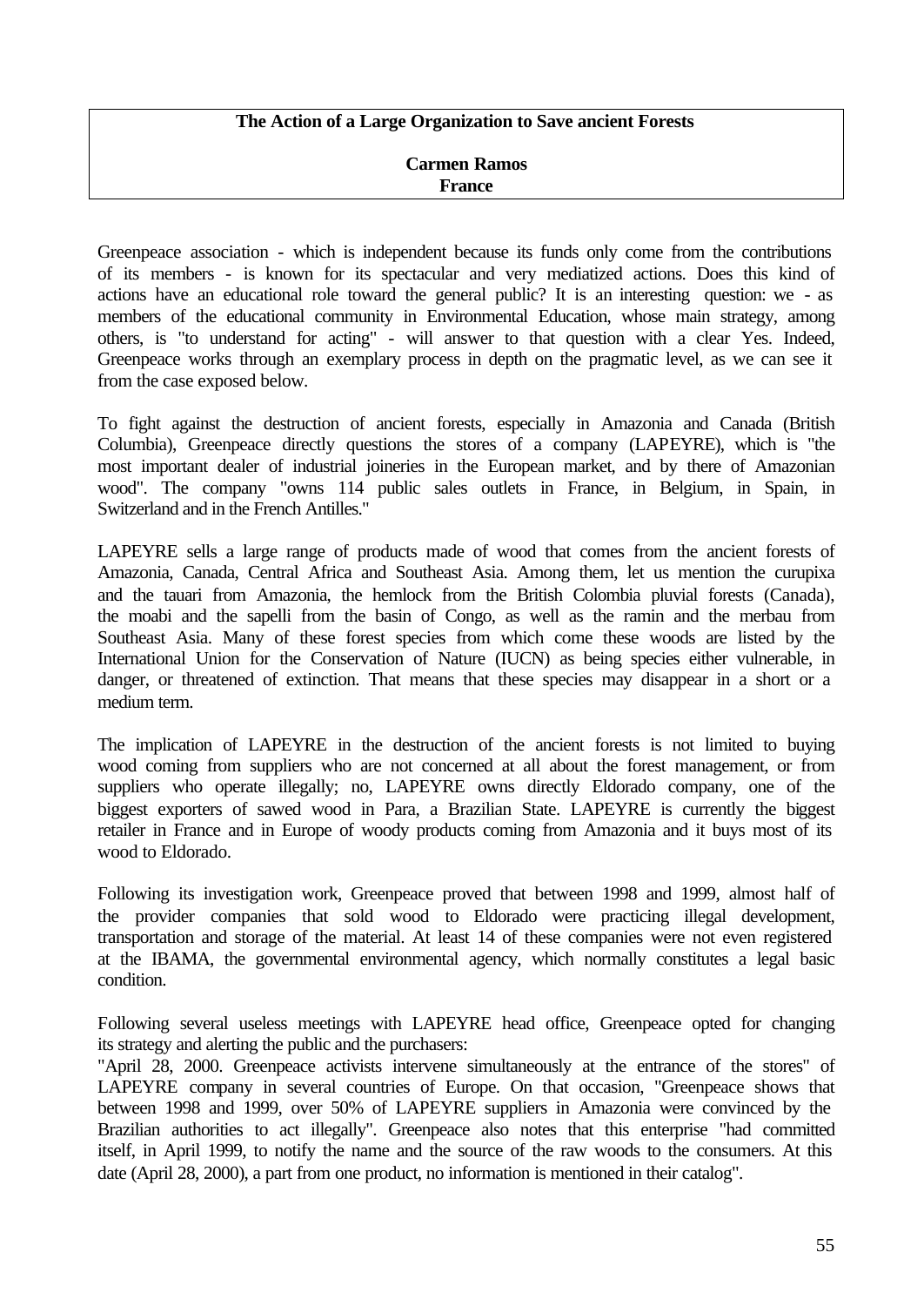# The Action of a Large Organization to Save ancient Forests

**Carmen Ramos**
**France**

Greenpeace association - which is independent because its funds only come from the contributions of its members - is known for its spectacular and very mediatized actions. Does this kind of actions have an educational role toward the general public? It is an interesting question: we - as members of the educational community in Environmental Education, whose main strategy, among others, is "to understand for acting" - will answer to that question with a clear Yes. Indeed, Greenpeace works through an exemplary process in depth on the pragmatic level, as we can see it from the case exposed below.

To fight against the destruction of ancient forests, especially in Amazonia and Canada (British Columbia), Greenpeace directly questions the stores of a company (LAPEYRE), which is "the most important dealer of industrial joineries in the European market, and by there of Amazonian wood". The company "owns 114 public sales outlets in France, in Belgium, in Spain, in Switzerland and in the French Antilles."

LAPEYRE sells a large range of products made of wood that comes from the ancient forests of Amazonia, Canada, Central Africa and Southeast Asia. Among them, let us mention the curupixa and the tauari from Amazonia, the hemlock from the British Colombia pluvial forests (Canada), the moabi and the sapelli from the basin of Congo, as well as the ramin and the merbau from Southeast Asia. Many of these forest species from which come these woods are listed by the International Union for the Conservation of Nature (IUCN) as being species either vulnerable, in danger, or threatened of extinction. That means that these species may disappear in a short or a medium term.

The implication of LAPEYRE in the destruction of the ancient forests is not limited to buying wood coming from suppliers who are not concerned at all about the forest management, or from suppliers who operate illegally; no, LAPEYRE owns directly Eldorado company, one of the biggest exporters of sawed wood in Para, a Brazilian State. LAPEYRE is currently the biggest retailer in France and in Europe of woody products coming from Amazonia and it buys most of its wood to Eldorado.

Following its investigation work, Greenpeace proved that between 1998 and 1999, almost half of the provider companies that sold wood to Eldorado were practicing illegal development, transportation and storage of the material. At least 14 of these companies were not even registered at the IBAMA, the governmental environmental agency, which normally constitutes a legal basic condition.

Following several useless meetings with LAPEYRE head office, Greenpeace opted for changing its strategy and alerting the public and the purchasers:
"April 28, 2000. Greenpeace activists intervene simultaneously at the entrance of the stores" of LAPEYRE company in several countries of Europe. On that occasion, "Greenpeace shows that between 1998 and 1999, over 50% of LAPEYRE suppliers in Amazonia were convinced by the Brazilian authorities to act illegally". Greenpeace also notes that this enterprise "had committed itself, in April 1999, to notify the name and the source of the raw woods to the consumers. At this date (April 28, 2000), a part from one product, no information is mentioned in their catalog".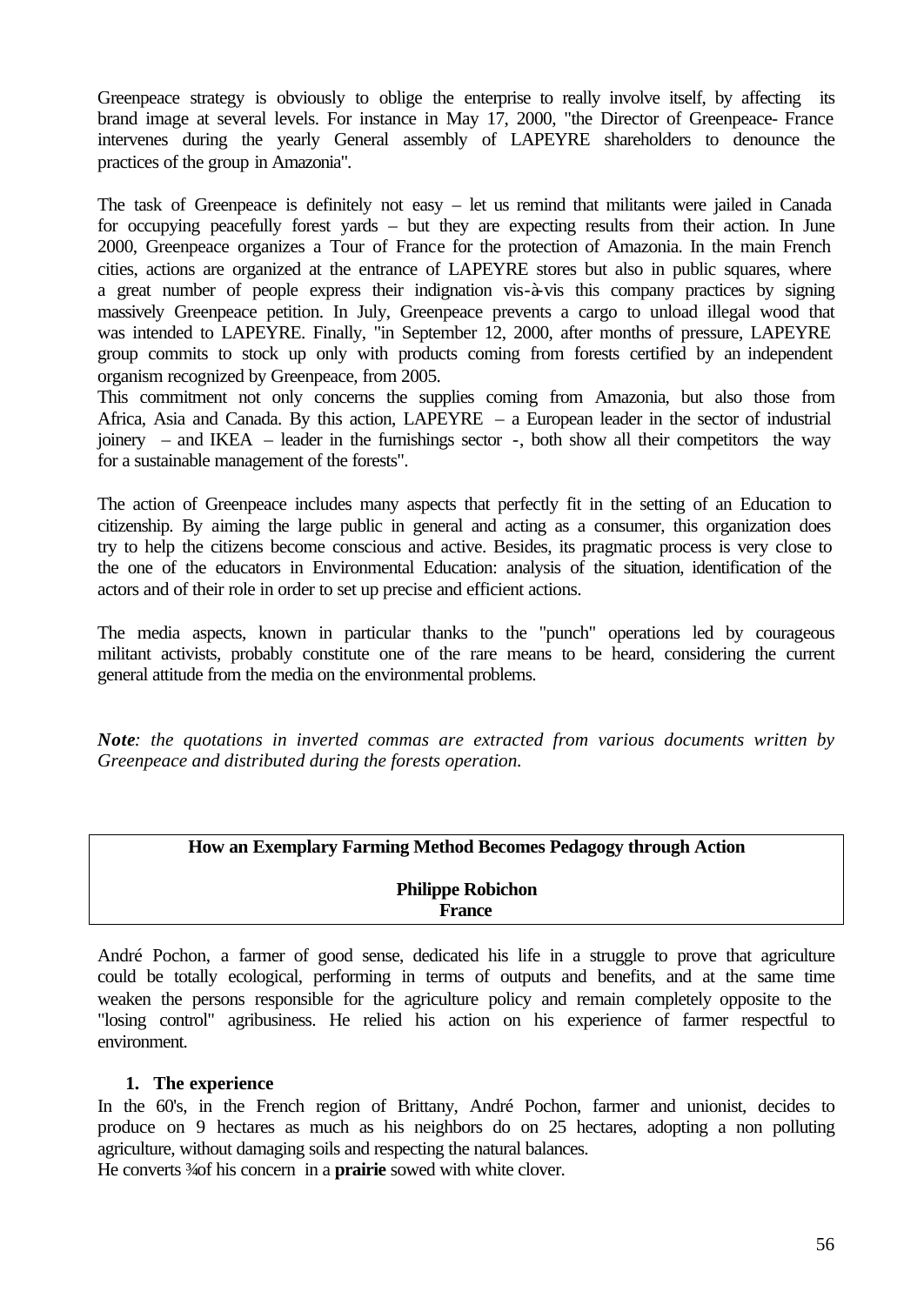Greenpeace strategy is obviously to oblige the enterprise to really involve itself, by affecting its brand image at several levels. For instance in May 17, 2000, "the Director of Greenpeace- France intervenes during the yearly General assembly of LAPEYRE shareholders to denounce the practices of the group in Amazonia".

The task of Greenpeace is definitely not easy – let us remind that militants were jailed in Canada for occupying peacefully forest yards – but they are expecting results from their action. In June 2000, Greenpeace organizes a Tour of France for the protection of Amazonia. In the main French cities, actions are organized at the entrance of LAPEYRE stores but also in public squares, where a great number of people express their indignation vis-à-vis this company practices by signing massively Greenpeace petition. In July, Greenpeace prevents a cargo to unload illegal wood that was intended to LAPEYRE. Finally, "in September 12, 2000, after months of pressure, LAPEYRE group commits to stock up only with products coming from forests certified by an independent organism recognized by Greenpeace, from 2005.
This commitment not only concerns the supplies coming from Amazonia, but also those from Africa, Asia and Canada. By this action, LAPEYRE – a European leader in the sector of industrial joinery – and IKEA – leader in the furnishings sector -, both show all their competitors the way for a sustainable management of the forests".

The action of Greenpeace includes many aspects that perfectly fit in the setting of an Education to citizenship. By aiming the large public in general and acting as a consumer, this organization does try to help the citizens become conscious and active. Besides, its pragmatic process is very close to the one of the educators in Environmental Education: analysis of the situation, identification of the actors and of their role in order to set up precise and efficient actions.

The media aspects, known in particular thanks to the "punch" operations led by courageous militant activists, probably constitute one of the rare means to be heard, considering the current general attitude from the media on the environmental problems.

***Note**: the quotations in inverted commas are extracted from various documents written by Greenpeace and distributed during the forests operation.*

## How an Exemplary Farming Method Becomes Pedagogy through Action

**Philippe Robichon**
**France**

André Pochon, a farmer of good sense, dedicated his life in a struggle to prove that agriculture could be totally ecological, performing in terms of outputs and benefits, and at the same time weaken the persons responsible for the agriculture policy and remain completely opposite to the "losing control" agribusiness. He relied his action on his experience of farmer respectful to environment.

### 1. The experience

In the 60's, in the French region of Brittany, André Pochon, farmer and unionist, decides to produce on 9 hectares as much as his neighbors do on 25 hectares, adopting a non polluting agriculture, without damaging soils and respecting the natural balances.
He converts ¾ of his concern in a **prairie** sowed with white clover.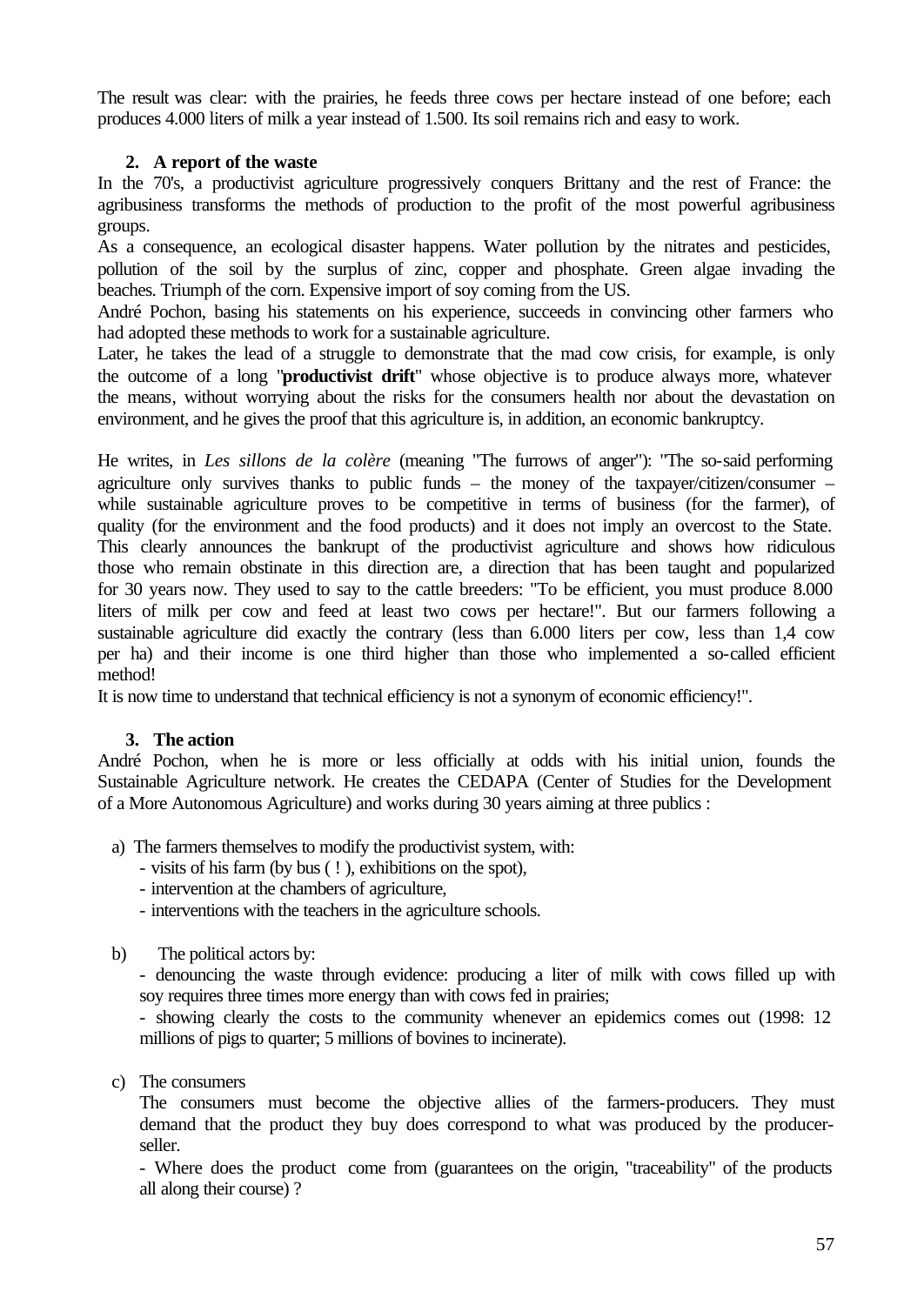The result was clear: with the prairies, he feeds three cows per hectare instead of one before; each produces 4.000 liters of milk a year instead of 1.500. Its soil remains rich and easy to work.

### 2. A report of the waste

In the 70's, a productivist agriculture progressively conquers Brittany and the rest of France: the agribusiness transforms the methods of production to the profit of the most powerful agribusiness groups.

As a consequence, an ecological disaster happens. Water pollution by the nitrates and pesticides, pollution of the soil by the surplus of zinc, copper and phosphate. Green algae invading the beaches. Triumph of the corn. Expensive import of soy coming from the US.

André Pochon, basing his statements on his experience, succeeds in convincing other farmers who had adopted these methods to work for a sustainable agriculture.

Later, he takes the lead of a struggle to demonstrate that the mad cow crisis, for example, is only the outcome of a long "**productivist drift**" whose objective is to produce always more, whatever the means, without worrying about the risks for the consumers health nor about the devastation on environment, and he gives the proof that this agriculture is, in addition, an economic bankruptcy.

He writes, in *Les sillons de la colère* (meaning "The furrows of anger"): "The so-said performing agriculture only survives thanks to public funds – the money of the taxpayer/citizen/consumer – while sustainable agriculture proves to be competitive in terms of business (for the farmer), of quality (for the environment and the food products) and it does not imply an overcost to the State. This clearly announces the bankrupt of the productivist agriculture and shows how ridiculous those who remain obstinate in this direction are, a direction that has been taught and popularized for 30 years now. They used to say to the cattle breeders: "To be efficient, you must produce 8.000 liters of milk per cow and feed at least two cows per hectare!". But our farmers following a sustainable agriculture did exactly the contrary (less than 6.000 liters per cow, less than 1,4 cow per ha) and their income is one third higher than those who implemented a so-called efficient method!

It is now time to understand that technical efficiency is not a synonym of economic efficiency!".

### 3. The action

André Pochon, when he is more or less officially at odds with his initial union, founds the Sustainable Agriculture network. He creates the CEDAPA (Center of Studies for the Development of a More Autonomous Agriculture) and works during 30 years aiming at three publics :

a) The farmers themselves to modify the productivist system, with:
   - visits of his farm (by bus ( ! ), exhibitions on the spot),
   - intervention at the chambers of agriculture,
   - interventions with the teachers in the agriculture schools.

b) The political actors by:
   - denouncing the waste through evidence: producing a liter of milk with cows filled up with soy requires three times more energy than with cows fed in prairies;
   - showing clearly the costs to the community whenever an epidemics comes out (1998: 12 millions of pigs to quarter; 5 millions of bovines to incinerate).

c) The consumers

   The consumers must become the objective allies of the farmers-producers. They must demand that the product they buy does correspond to what was produced by the producer-seller.

   - Where does the product come from (guarantees on the origin, "traceability" of the products all along their course) ?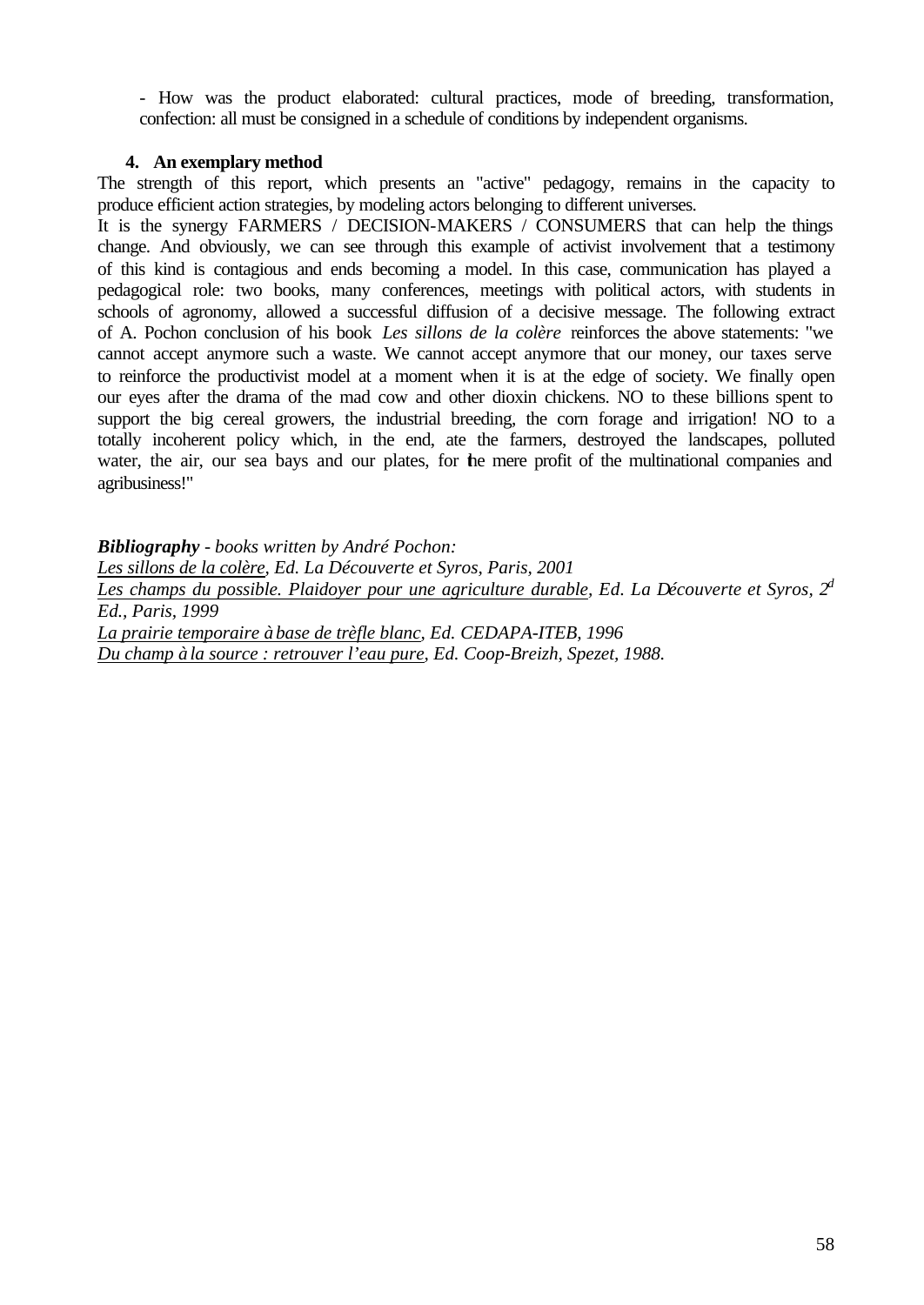- How was the product elaborated: cultural practices, mode of breeding, transformation, confection: all must be consigned in a schedule of conditions by independent organisms.

### 4. An exemplary method

The strength of this report, which presents an "active" pedagogy, remains in the capacity to produce efficient action strategies, by modeling actors belonging to different universes.

It is the synergy FARMERS / DECISION-MAKERS / CONSUMERS that can help the things change. And obviously, we can see through this example of activist involvement that a testimony of this kind is contagious and ends becoming a model. In this case, communication has played a pedagogical role: two books, many conferences, meetings with political actors, with students in schools of agronomy, allowed a successful diffusion of a decisive message. The following extract of A. Pochon conclusion of his book *Les sillons de la colère* reinforces the above statements: "we cannot accept anymore such a waste. We cannot accept anymore that our money, our taxes serve to reinforce the productivist model at a moment when it is at the edge of society. We finally open our eyes after the drama of the mad cow and other dioxin chickens. NO to these billions spent to support the big cereal growers, the industrial breeding, the corn forage and irrigation! NO to a totally incoherent policy which, in the end, ate the farmers, destroyed the landscapes, polluted water, the air, our sea bays and our plates, for the mere profit of the multinational companies and agribusiness!"

***Bibliography** - books written by André Pochon:*

*<u>Les sillons de la colère</u>, Ed. La Découverte et Syros, Paris, 2001*

*<u>Les champs du possible. Plaidoyer pour une agriculture durable</u>, Ed. La Découverte et Syros, 2d Ed., Paris, 1999*

*<u>La prairie temporaire à base de trèfle blanc</u>, Ed. CEDAPA-ITEB, 1996*

*<u>Du champ à la source : retrouver l'eau pure</u>, Ed. Coop-Breizh, Spezet, 1988.*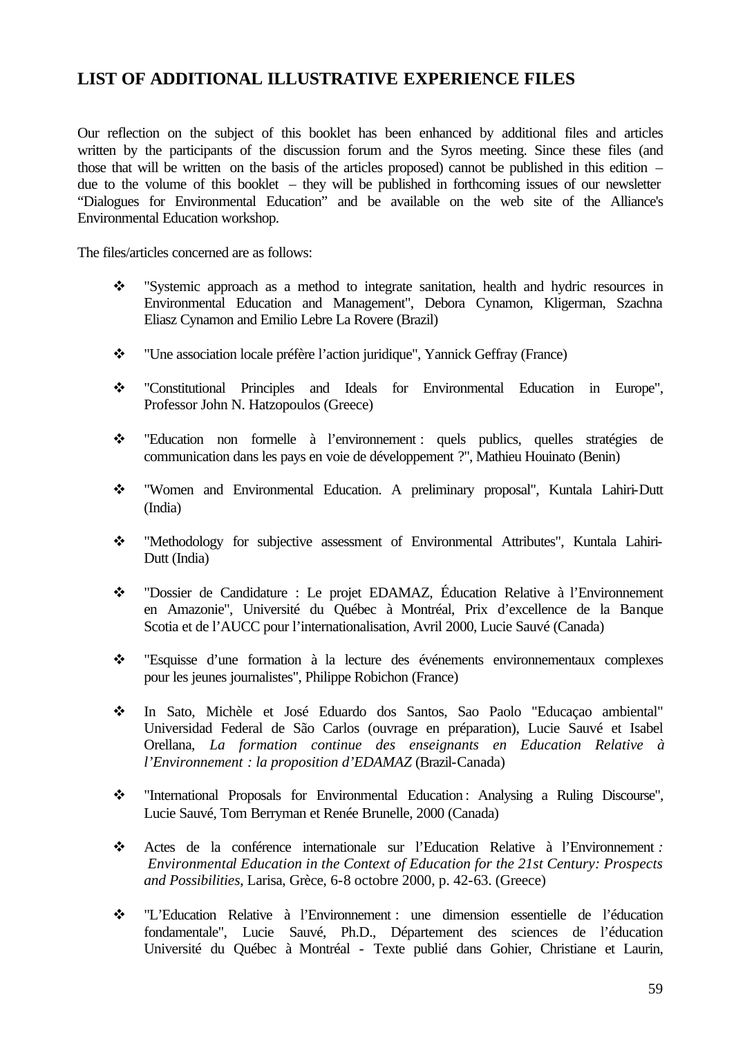## LIST OF ADDITIONAL ILLUSTRATIVE EXPERIENCE FILES

Our reflection on the subject of this booklet has been enhanced by additional files and articles written by the participants of the discussion forum and the Syros meeting. Since these files (and those that will be written on the basis of the articles proposed) cannot be published in this edition – due to the volume of this booklet – they will be published in forthcoming issues of our newsletter "Dialogues for Environmental Education" and be available on the web site of the Alliance's Environmental Education workshop.

The files/articles concerned are as follows:

- "Systemic approach as a method to integrate sanitation, health and hydric resources in Environmental Education and Management", Debora Cynamon, Kligerman, Szachna Eliasz Cynamon and Emilio Lebre La Rovere (Brazil)
- "Une association locale préfère l'action juridique", Yannick Geffray (France)
- "Constitutional Principles and Ideals for Environmental Education in Europe", Professor John N. Hatzopoulos (Greece)
- "Education non formelle à l'environnement : quels publics, quelles stratégies de communication dans les pays en voie de développement ?", Mathieu Houinato (Benin)
- "Women and Environmental Education. A preliminary proposal", Kuntala Lahiri-Dutt (India)
- "Methodology for subjective assessment of Environmental Attributes", Kuntala Lahiri-Dutt (India)
- "Dossier de Candidature : Le projet EDAMAZ, Éducation Relative à l'Environnement en Amazonie", Université du Québec à Montréal, Prix d'excellence de la Banque Scotia et de l'AUCC pour l'internationalisation, Avril 2000, Lucie Sauvé (Canada)
- "Esquisse d'une formation à la lecture des événements environnementaux complexes pour les jeunes journalistes", Philippe Robichon (France)
- In Sato, Michèle et José Eduardo dos Santos, Sao Paolo "Educaçao ambiental" Universidad Federal de São Carlos (ouvrage en préparation), Lucie Sauvé et Isabel Orellana, *La formation continue des enseignants en Education Relative à l'Environnement : la proposition d'EDAMAZ* (Brazil-Canada)
- "International Proposals for Environmental Education : Analysing a Ruling Discourse", Lucie Sauvé, Tom Berryman et Renée Brunelle, 2000 (Canada)
- Actes de la conférence internationale sur l'Education Relative à l'Environnement *: Environmental Education in the Context of Education for the 21st Century: Prospects and Possibilities*, Larisa, Grèce, 6-8 octobre 2000, p. 42-63. (Greece)
- "L'Education Relative à l'Environnement : une dimension essentielle de l'éducation fondamentale", Lucie Sauvé, Ph.D., Département des sciences de l'éducation Université du Québec à Montréal - Texte publié dans Gohier, Christiane et Laurin,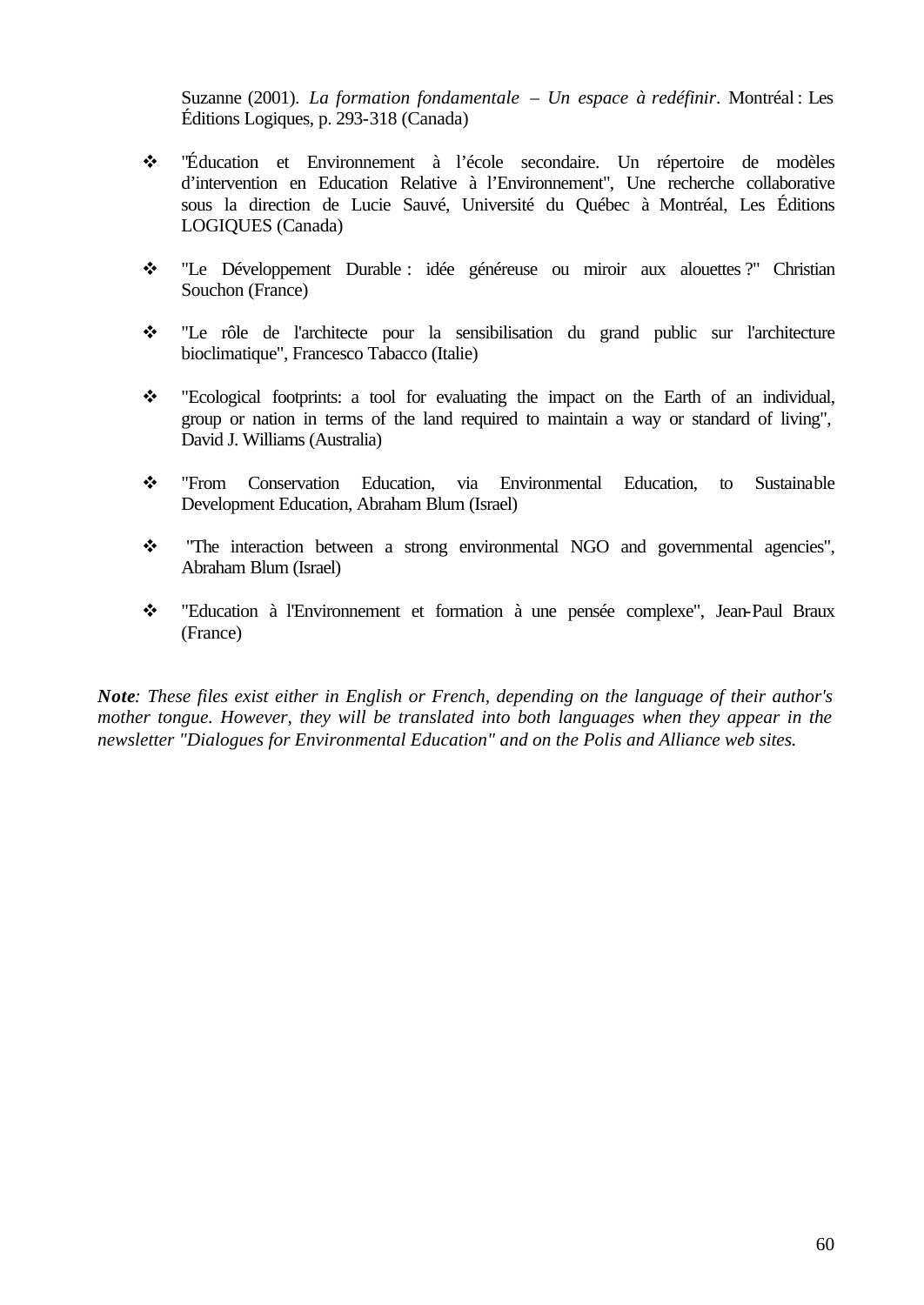Suzanne (2001). *La formation fondamentale – Un espace à redéfinir*. Montréal : Les Éditions Logiques, p. 293-318 (Canada)

- "Éducation et Environnement à l'école secondaire. Un répertoire de modèles d'intervention en Education Relative à l'Environnement", Une recherche collaborative sous la direction de Lucie Sauvé, Université du Québec à Montréal, Les Éditions LOGIQUES (Canada)

- "Le Développement Durable : idée généreuse ou miroir aux alouettes ?" Christian Souchon (France)

- "Le rôle de l'architecte pour la sensibilisation du grand public sur l'architecture bioclimatique", Francesco Tabacco (Italie)

- "Ecological footprints: a tool for evaluating the impact on the Earth of an individual, group or nation in terms of the land required to maintain a way or standard of living", David J. Williams (Australia)

- "From Conservation Education, via Environmental Education, to Sustainable Development Education, Abraham Blum (Israel)

- "The interaction between a strong environmental NGO and governmental agencies", Abraham Blum (Israel)

- "Education à l'Environnement et formation à une pensée complexe", Jean-Paul Braux (France)

***Note**: These files exist either in English or French, depending on the language of their author's mother tongue. However, they will be translated into both languages when they appear in the newsletter "Dialogues for Environmental Education" and on the Polis and Alliance web sites.*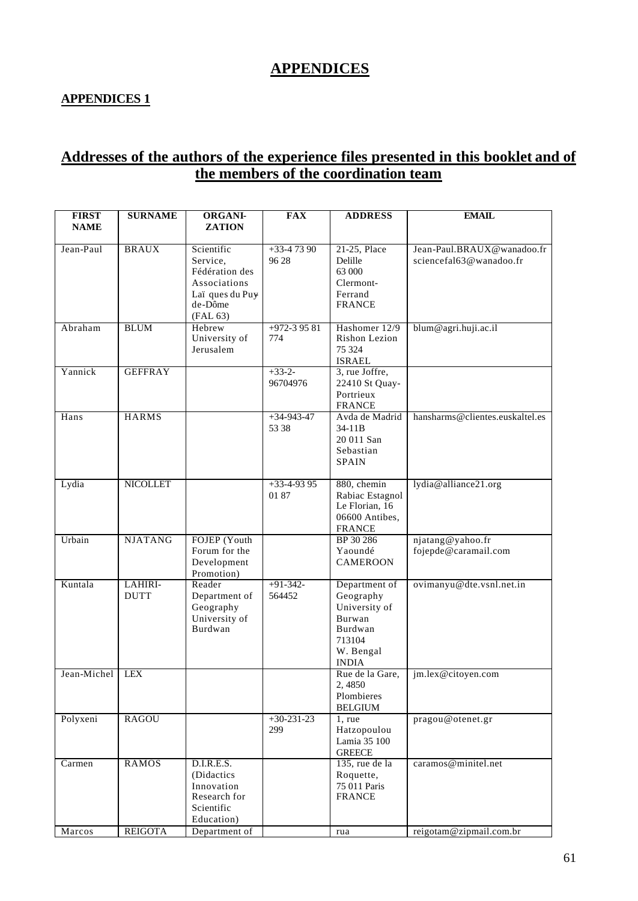# APPENDICES

## APPENDICES 1

## Addresses of the authors of the experience files presented in this booklet and of the members of the coordination team

| FIRST NAME | SURNAME | ORGANI-ZATION | FAX | ADDRESS | EMAIL |
|---|---|---|---|---|---|
| Jean-Paul | BRAUX | Scientific Service, Fédération des Associations Laïques du Puy-de-Dôme (FAL 63) | +33-4 73 90 96 28 | 21-25, Place Delille 63 000 Clermont-Ferrand FRANCE | Jean-Paul.BRAUX@wanadoo.fr sciencefal63@wanadoo.fr |
| Abraham | BLUM | Hebrew University of Jerusalem | +972-3 95 81 774 | Hashomer 12/9 Rishon Lezion 75 324 ISRAEL | blum@agri.huji.ac.il |
| Yannick | GEFFRAY | | +33-2-96704976 | 3, rue Joffre, 22410 St Quay-Portrieux FRANCE | |
| Hans | HARMS | | +34-943-47 53 38 | Avda de Madrid 34-11B 20 011 San Sebastian SPAIN | hansharms@clientes.euskaltel.es |
| Lydia | NICOLLET | | +33-4-93 95 01 87 | 880, chemin Rabiac Estagnol Le Florian, 16 06600 Antibes, FRANCE | lydia@alliance21.org |
| Urbain | NJATANG | FOJEP (Youth Forum for the Development Promotion) | | BP 30 286 Yaoundé CAMEROON | njatang@yahoo.fr fojepde@caramail.com |
| Kuntala | LAHIRI-DUTT | Reader Department of Geography University of Burdwan | +91-342-564452 | Department of Geography University of Burwan Burdwan 713104 W. Bengal INDIA | ovimanyu@dte.vsnl.net.in |
| Jean-Michel | LEX | | | Rue de la Gare, 2, 4850 Plombieres BELGIUM | jm.lex@citoyen.com |
| Polyxeni | RAGOU | | +30-231-23 299 | 1, rue Hatzopoulou Lamia 35 100 GREECE | pragou@otenet.gr |
| Carmen | RAMOS | D.I.R.E.S. (Didactics Innovation Research for Scientific Education) | | 135, rue de la Roquette, 75 011 Paris FRANCE | caramos@minitel.net |
| Marcos | REIGOTA | Department of | | rua | reigotam@zipmail.com.br |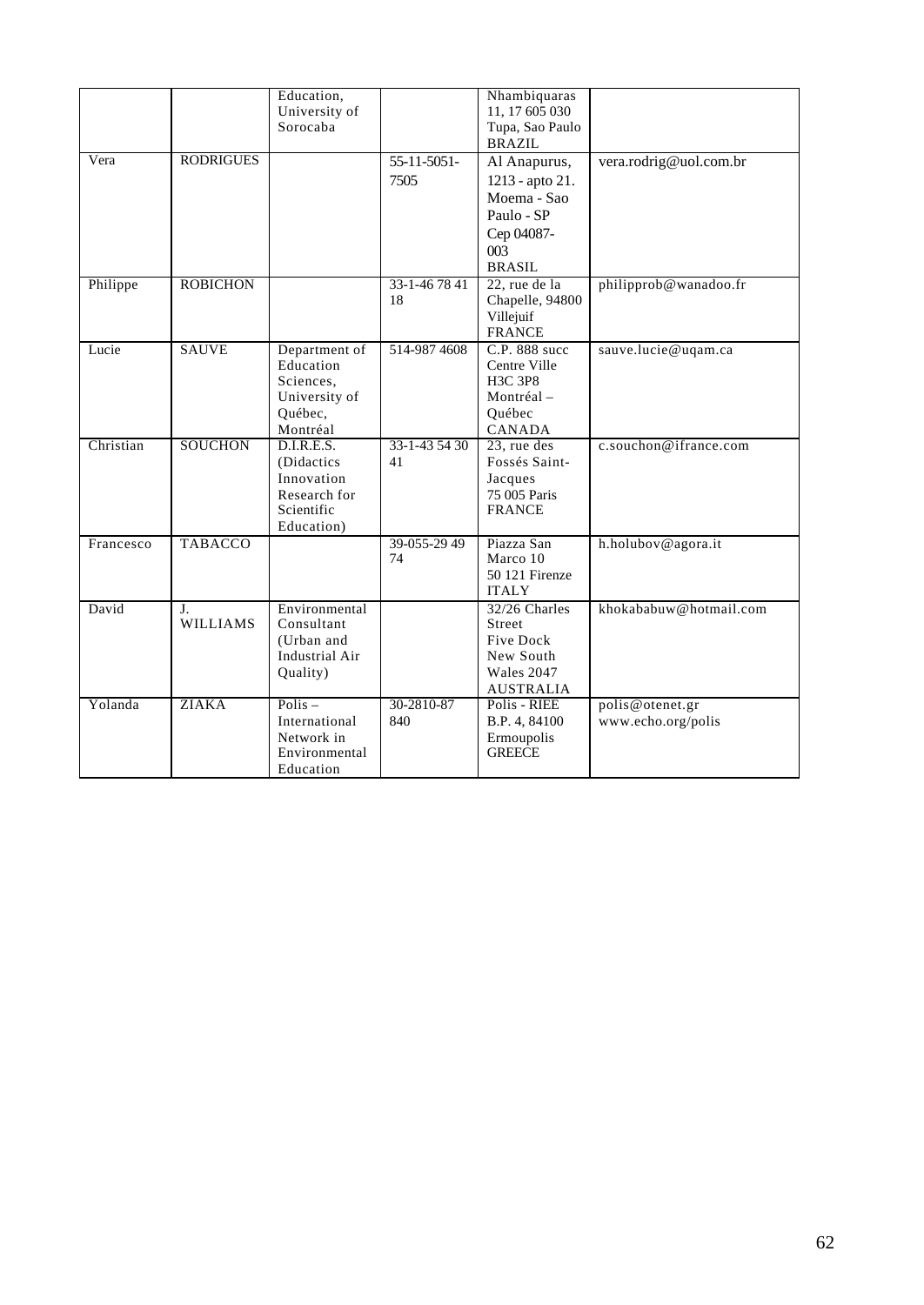| | | | | | |
|---|---|---|---|---|---|
| | | Education, University of Sorocaba | | Nhambiquaras 11, 17 605 030 Tupa, Sao Paulo BRAZIL | |
| Vera | RODRIGUES | | 55-11-5051-7505 | Al Anapurus, 1213 - apto 21. Moema - Sao Paulo - SP Cep 04087-003 BRASIL | vera.rodrig@uol.com.br |
| Philippe | ROBICHON | | 33-1-46 78 41 18 | 22, rue de la Chapelle, 94800 Villejuif FRANCE | philipprob@wanadoo.fr |
| Lucie | SAUVE | Department of Education Sciences, University of Québec, Montréal | 514-987 4608 | C.P. 888 succ Centre Ville H3C 3P8 Montréal – Québec CANADA | sauve.lucie@uqam.ca |
| Christian | SOUCHON | D.I.R.E.S. (Didactics Innovation Research for Scientific Education) | 33-1-43 54 30 41 | 23, rue des Fossés Saint-Jacques 75 005 Paris FRANCE | c.souchon@ifrance.com |
| Francesco | TABACCO | | 39-055-29 49 74 | Piazza San Marco 10 50 121 Firenze ITALY | h.holubov@agora.it |
| David | J. WILLIAMS | Environmental Consultant (Urban and Industrial Air Quality) | | 32/26 Charles Street Five Dock New South Wales 2047 AUSTRALIA | khokababuw@hotmail.com |
| Yolanda | ZIAKA | Polis – International Network in Environmental Education | 30-2810-87 840 | Polis - RIEE B.P. 4, 84100 Ermoupolis GREECE | polis@otenet.gr www.echo.org/polis |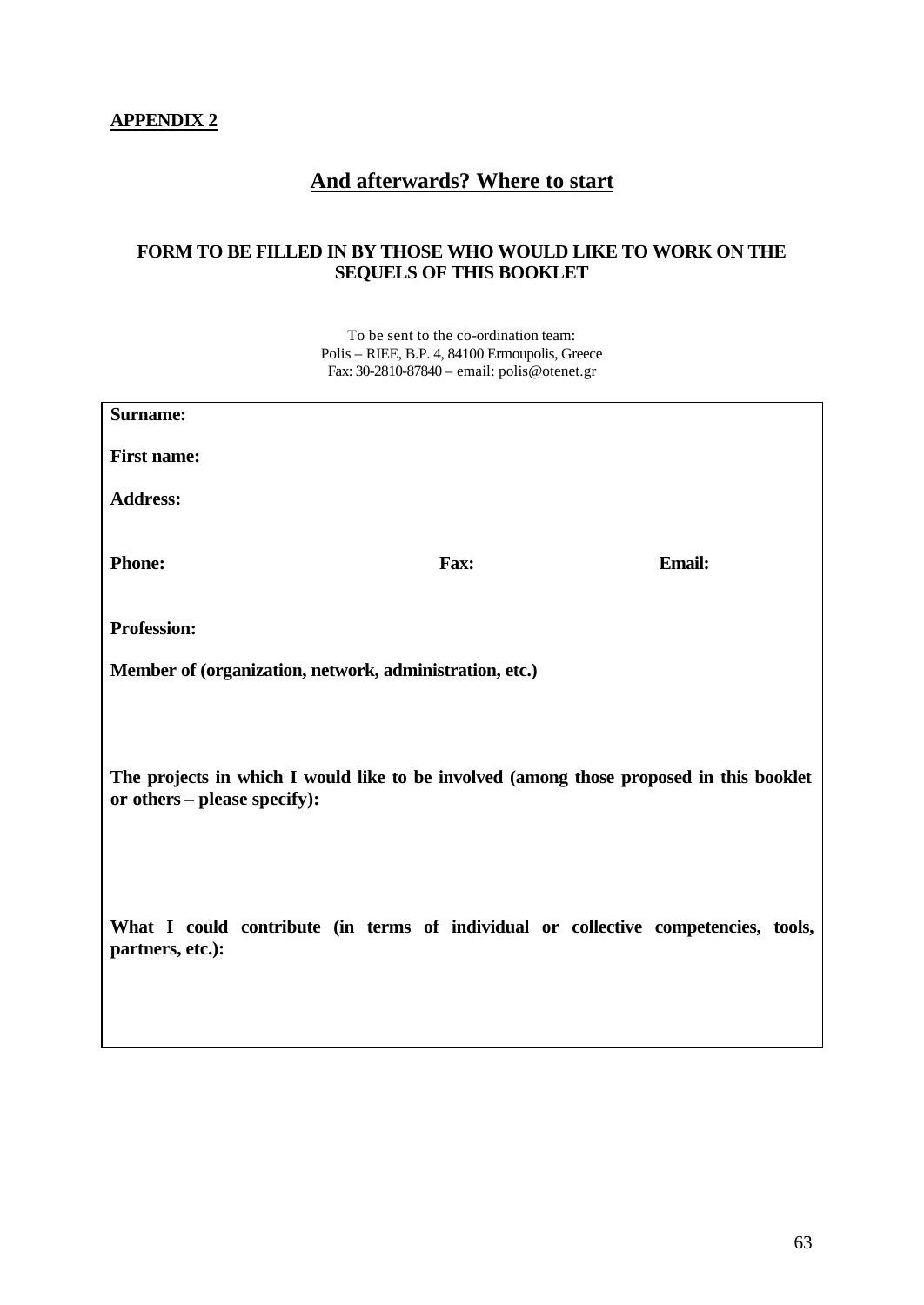**APPENDIX 2**

## And afterwards? Where to start

### FORM TO BE FILLED IN BY THOSE WHO WOULD LIKE TO WORK ON THE SEQUELS OF THIS BOOKLET

To be sent to the co-ordination team:
Polis – RIEE, B.P. 4, 84100 Ermoupolis, Greece
Fax: 30-2810-87840 – email: polis@otenet.gr

**Surname:**

**First name:**

**Address:**

**Phone:** **Fax:** **Email:**

**Profession:**

**Member of (organization, network, administration, etc.)**

**The projects in which I would like to be involved (among those proposed in this booklet or others – please specify):**

**What I could contribute (in terms of individual or collective competencies, tools, partners, etc.):**